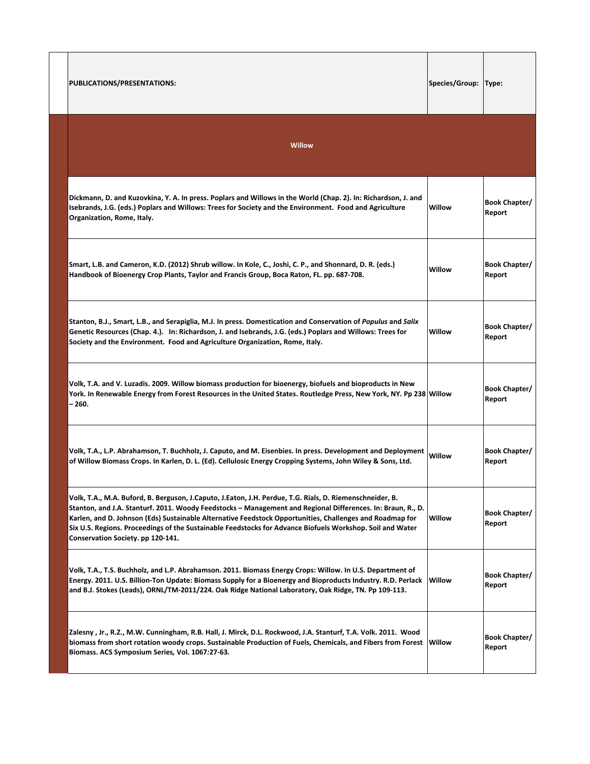| PUBLICATIONS/PRESENTATIONS: | Species/Group: | Type: |
|---|---|---|
| **Willow** | | |
| Dickmann, D. and Kuzovkina, Y. A. In press. Poplars and Willows in the World (Chap. 2). In: Richardson, J. and Isebrands, J.G. (eds.) Poplars and Willows: Trees for Society and the Environment. Food and Agriculture Organization, Rome, Italy. | Willow | Book Chapter/ Report |
| Smart, L.B. and Cameron, K.D. (2012) Shrub willow. In Kole, C., Joshi, C. P., and Shonnard, D. R. (eds.) Handbook of Bioenergy Crop Plants, Taylor and Francis Group, Boca Raton, FL. pp. 687-708. | Willow | Book Chapter/ Report |
| Stanton, B.J., Smart, L.B., and Serapiglia, M.J. In press. Domestication and Conservation of *Populus* and *Salix* Genetic Resources (Chap. 4.). In: Richardson, J. and Isebrands, J.G. (eds.) Poplars and Willows: Trees for Society and the Environment. Food and Agriculture Organization, Rome, Italy. | Willow | Book Chapter/ Report |
| Volk, T.A. and V. Luzadis. 2009. Willow biomass production for bioenergy, biofuels and bioproducts in New York. In Renewable Energy from Forest Resources in the United States. Routledge Press, New York, NY. Pp 238 – 260. | Willow | Book Chapter/ Report |
| Volk, T.A., L.P. Abrahamson, T. Buchholz, J. Caputo, and M. Eisenbies. In press. Development and Deployment of Willow Biomass Crops. In Karlen, D. L. (Ed). Cellulosic Energy Cropping Systems, John Wiley & Sons, Ltd. | Willow | Book Chapter/ Report |
| Volk, T.A., M.A. Buford, B. Berguson, J.Caputo, J.Eaton, J.H. Perdue, T.G. Rials, D. Riemenschneider, B. Stanton, and J.A. Stanturf. 2011. Woody Feedstocks – Management and Regional Differences. In: Braun, R., D. Karlen, and D. Johnson (Eds) Sustainable Alternative Feedstock Opportunities, Challenges and Roadmap for Six U.S. Regions. Proceedings of the Sustainable Feedstocks for Advance Biofuels Workshop. Soil and Water Conservation Society. pp 120-141. | Willow | Book Chapter/ Report |
| Volk, T.A., T.S. Buchholz, and L.P. Abrahamson. 2011. Biomass Energy Crops: Willow. In U.S. Department of Energy. 2011. U.S. Billion-Ton Update: Biomass Supply for a Bioenergy and Bioproducts Industry. R.D. Perlack and B.J. Stokes (Leads), ORNL/TM-2011/224. Oak Ridge National Laboratory, Oak Ridge, TN. Pp 109-113. | Willow | Book Chapter/ Report |
| Zalesny , Jr., R.Z., M.W. Cunningham, R.B. Hall, J. Mirck, D.L. Rockwood, J.A. Stanturf, T.A. Volk. 2011. Wood biomass from short rotation woody crops. Sustainable Production of Fuels, Chemicals, and Fibers from Forest Biomass. ACS Symposium Series*,* Vol. 1067:27-63. | Willow | Book Chapter/ Report |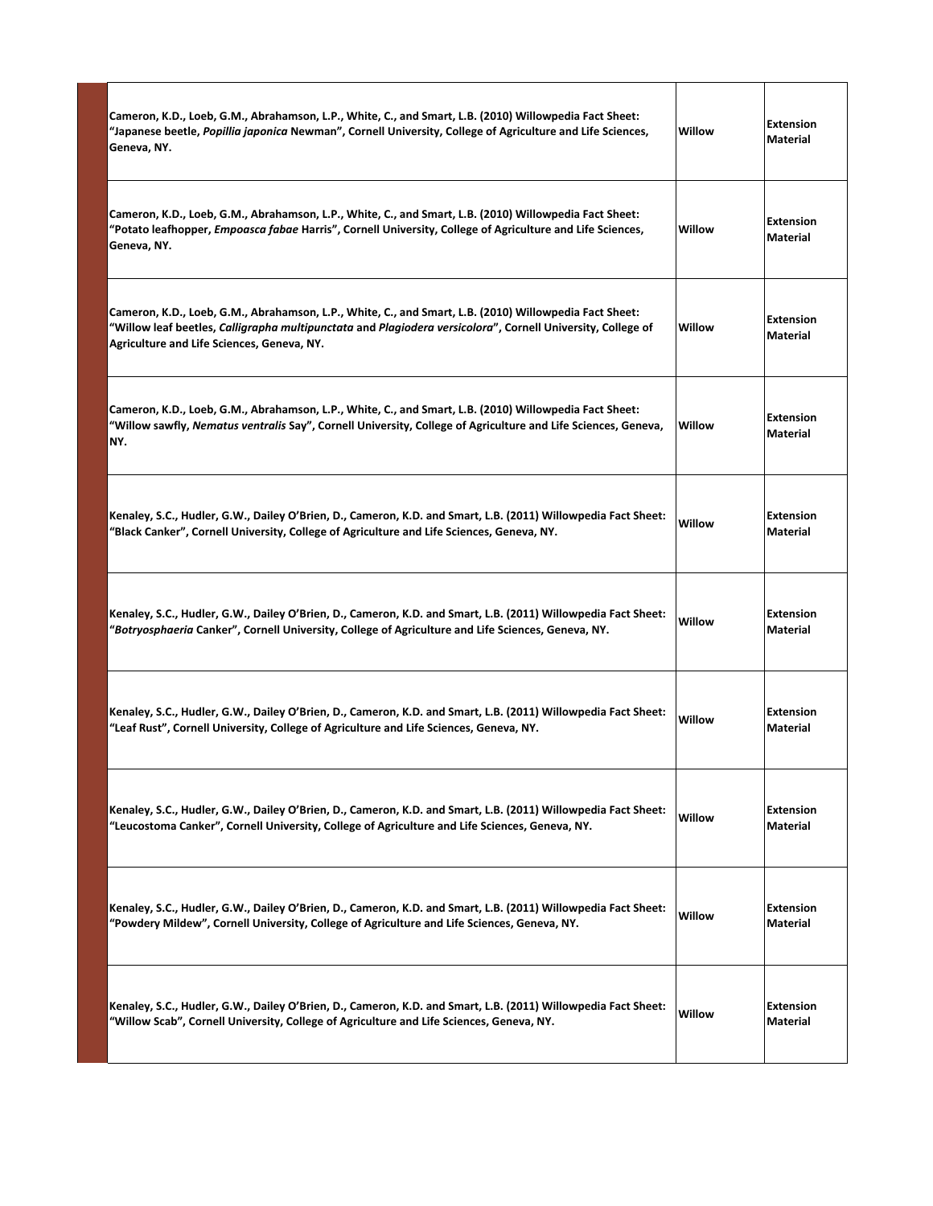| | | |
|---|---|---|
| **Cameron, K.D., Loeb, G.M., Abrahamson, L.P., White, C., and Smart, L.B. (2010) Willowpedia Fact Sheet: "Japanese beetle, *Popillia japonica* Newman", Cornell University, College of Agriculture and Life Sciences, Geneva, NY.** | **Willow** | **Extension Material** |
| **Cameron, K.D., Loeb, G.M., Abrahamson, L.P., White, C., and Smart, L.B. (2010) Willowpedia Fact Sheet: "Potato leafhopper, *Empoasca fabae* Harris", Cornell University, College of Agriculture and Life Sciences, Geneva, NY.** | **Willow** | **Extension Material** |
| **Cameron, K.D., Loeb, G.M., Abrahamson, L.P., White, C., and Smart, L.B. (2010) Willowpedia Fact Sheet: "Willow leaf beetles, *Calligrapha multipunctata* and *Plagiodera versicolora*", Cornell University, College of Agriculture and Life Sciences, Geneva, NY.** | **Willow** | **Extension Material** |
| **Cameron, K.D., Loeb, G.M., Abrahamson, L.P., White, C., and Smart, L.B. (2010) Willowpedia Fact Sheet: "Willow sawfly, *Nematus ventralis* Say", Cornell University, College of Agriculture and Life Sciences, Geneva, NY.** | **Willow** | **Extension Material** |
| **Kenaley, S.C., Hudler, G.W., Dailey O'Brien, D., Cameron, K.D. and Smart, L.B. (2011) Willowpedia Fact Sheet: "Black Canker", Cornell University, College of Agriculture and Life Sciences, Geneva, NY.** | **Willow** | **Extension Material** |
| **Kenaley, S.C., Hudler, G.W., Dailey O'Brien, D., Cameron, K.D. and Smart, L.B. (2011) Willowpedia Fact Sheet: "*Botryosphaeria* Canker", Cornell University, College of Agriculture and Life Sciences, Geneva, NY.** | **Willow** | **Extension Material** |
| **Kenaley, S.C., Hudler, G.W., Dailey O'Brien, D., Cameron, K.D. and Smart, L.B. (2011) Willowpedia Fact Sheet: "Leaf Rust", Cornell University, College of Agriculture and Life Sciences, Geneva, NY.** | **Willow** | **Extension Material** |
| **Kenaley, S.C., Hudler, G.W., Dailey O'Brien, D., Cameron, K.D. and Smart, L.B. (2011) Willowpedia Fact Sheet: "Leucostoma Canker", Cornell University, College of Agriculture and Life Sciences, Geneva, NY.** | **Willow** | **Extension Material** |
| **Kenaley, S.C., Hudler, G.W., Dailey O'Brien, D., Cameron, K.D. and Smart, L.B. (2011) Willowpedia Fact Sheet: "Powdery Mildew", Cornell University, College of Agriculture and Life Sciences, Geneva, NY.** | **Willow** | **Extension Material** |
| **Kenaley, S.C., Hudler, G.W., Dailey O'Brien, D., Cameron, K.D. and Smart, L.B. (2011) Willowpedia Fact Sheet: "Willow Scab", Cornell University, College of Agriculture and Life Sciences, Geneva, NY.** | **Willow** | **Extension Material** |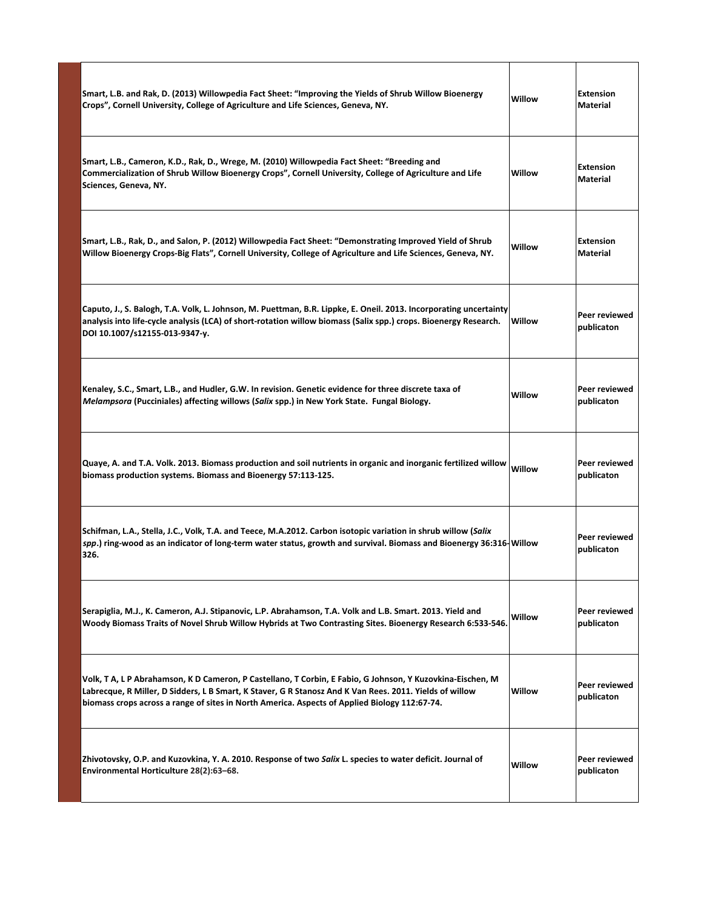| | | |
|---|---|---|
| **Smart, L.B. and Rak, D. (2013) Willowpedia Fact Sheet: "Improving the Yields of Shrub Willow Bioenergy Crops", Cornell University, College of Agriculture and Life Sciences, Geneva, NY.** | **Willow** | **Extension Material** |
| **Smart, L.B., Cameron, K.D., Rak, D., Wrege, M. (2010) Willowpedia Fact Sheet: "Breeding and Commercialization of Shrub Willow Bioenergy Crops", Cornell University, College of Agriculture and Life Sciences, Geneva, NY.** | **Willow** | **Extension Material** |
| **Smart, L.B., Rak, D., and Salon, P. (2012) Willowpedia Fact Sheet: "Demonstrating Improved Yield of Shrub Willow Bioenergy Crops-Big Flats", Cornell University, College of Agriculture and Life Sciences, Geneva, NY.** | **Willow** | **Extension Material** |
| **Caputo, J., S. Balogh, T.A. Volk, L. Johnson, M. Puettman, B.R. Lippke, E. Oneil. 2013. Incorporating uncertainty analysis into life-cycle analysis (LCA) of short-rotation willow biomass (Salix spp.) crops. Bioenergy Research. DOI 10.1007/s12155-013-9347-y.** | **Willow** | **Peer reviewed publicaton** |
| **Kenaley, S.C., Smart, L.B., and Hudler, G.W. In revision. Genetic evidence for three discrete taxa of *Melampsora* (Pucciniales) affecting willows (*Salix* spp.) in New York State. Fungal Biology.** | **Willow** | **Peer reviewed publicaton** |
| **Quaye, A. and T.A. Volk. 2013. Biomass production and soil nutrients in organic and inorganic fertilized willow biomass production systems. Biomass and Bioenergy 57:113-125.** | **Willow** | **Peer reviewed publicaton** |
| **Schifman, L.A., Stella, J.C., Volk, T.A. and Teece, M.A.2012. Carbon isotopic variation in shrub willow (*Salix spp*.) ring-wood as an indicator of long-term water status, growth and survival. Biomass and Bioenergy 36:316-326.** | **Willow** | **Peer reviewed publicaton** |
| **Serapiglia, M.J., K. Cameron, A.J. Stipanovic, L.P. Abrahamson, T.A. Volk and L.B. Smart. 2013. Yield and Woody Biomass Traits of Novel Shrub Willow Hybrids at Two Contrasting Sites. Bioenergy Research 6:533-546.** | **Willow** | **Peer reviewed publicaton** |
| **Volk, T A, L P Abrahamson, K D Cameron, P Castellano, T Corbin, E Fabio, G Johnson, Y Kuzovkina-Eischen, M Labrecque, R Miller, D Sidders, L B Smart, K Staver, G R Stanosz And K Van Rees. 2011. Yields of willow biomass crops across a range of sites in North America. Aspects of Applied Biology 112:67-74.** | **Willow** | **Peer reviewed publicaton** |
| **Zhivotovsky, O.P. and Kuzovkina, Y. A. 2010. Response of two *Salix* L. species to water deficit. Journal of Environmental Horticulture 28(2):63–68.** | **Willow** | **Peer reviewed publicaton** |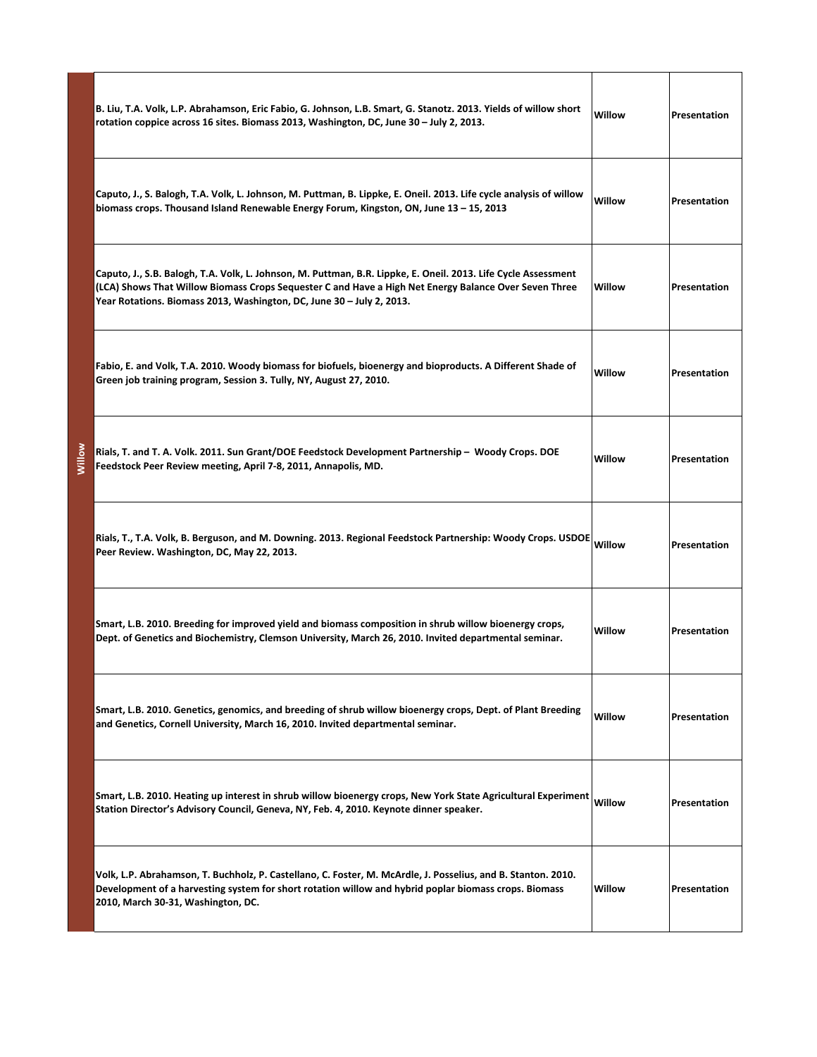| Willow | | | |
|---|---|---|---|
| Willow | B. Liu, T.A. Volk, L.P. Abrahamson, Eric Fabio, G. Johnson, L.B. Smart, G. Stanotz. 2013. Yields of willow short rotation coppice across 16 sites. Biomass 2013, Washington, DC, June 30 – July 2, 2013. | Willow | Presentation |
| Willow | Caputo, J., S. Balogh, T.A. Volk, L. Johnson, M. Puttman, B. Lippke, E. Oneil. 2013. Life cycle analysis of willow biomass crops. Thousand Island Renewable Energy Forum, Kingston, ON, June 13 – 15, 2013 | Willow | Presentation |
| Willow | Caputo, J., S.B. Balogh, T.A. Volk, L. Johnson, M. Puttman, B.R. Lippke, E. Oneil. 2013. Life Cycle Assessment (LCA) Shows That Willow Biomass Crops Sequester C and Have a High Net Energy Balance Over Seven Three Year Rotations. Biomass 2013, Washington, DC, June 30 – July 2, 2013. | Willow | Presentation |
| Willow | Fabio, E. and Volk, T.A. 2010. Woody biomass for biofuels, bioenergy and bioproducts. A Different Shade of Green job training program, Session 3. Tully, NY, August 27, 2010. | Willow | Presentation |
| Willow | Rials, T. and T. A. Volk. 2011. Sun Grant/DOE Feedstock Development Partnership – Woody Crops. DOE Feedstock Peer Review meeting, April 7-8, 2011, Annapolis, MD. | Willow | Presentation |
| Willow | Rials, T., T.A. Volk, B. Berguson, and M. Downing. 2013. Regional Feedstock Partnership: Woody Crops. USDOE Peer Review. Washington, DC, May 22, 2013. | Willow | Presentation |
| Willow | Smart, L.B. 2010. Breeding for improved yield and biomass composition in shrub willow bioenergy crops, Dept. of Genetics and Biochemistry, Clemson University, March 26, 2010. Invited departmental seminar. | Willow | Presentation |
| Willow | Smart, L.B. 2010. Genetics, genomics, and breeding of shrub willow bioenergy crops, Dept. of Plant Breeding and Genetics, Cornell University, March 16, 2010. Invited departmental seminar. | Willow | Presentation |
| Willow | Smart, L.B. 2010. Heating up interest in shrub willow bioenergy crops, New York State Agricultural Experiment Station Director's Advisory Council, Geneva, NY, Feb. 4, 2010. Keynote dinner speaker. | Willow | Presentation |
| Willow | Volk, L.P. Abrahamson, T. Buchholz, P. Castellano, C. Foster, M. McArdle, J. Posselius, and B. Stanton. 2010. Development of a harvesting system for short rotation willow and hybrid poplar biomass crops. Biomass 2010, March 30-31, Washington, DC. | Willow | Presentation |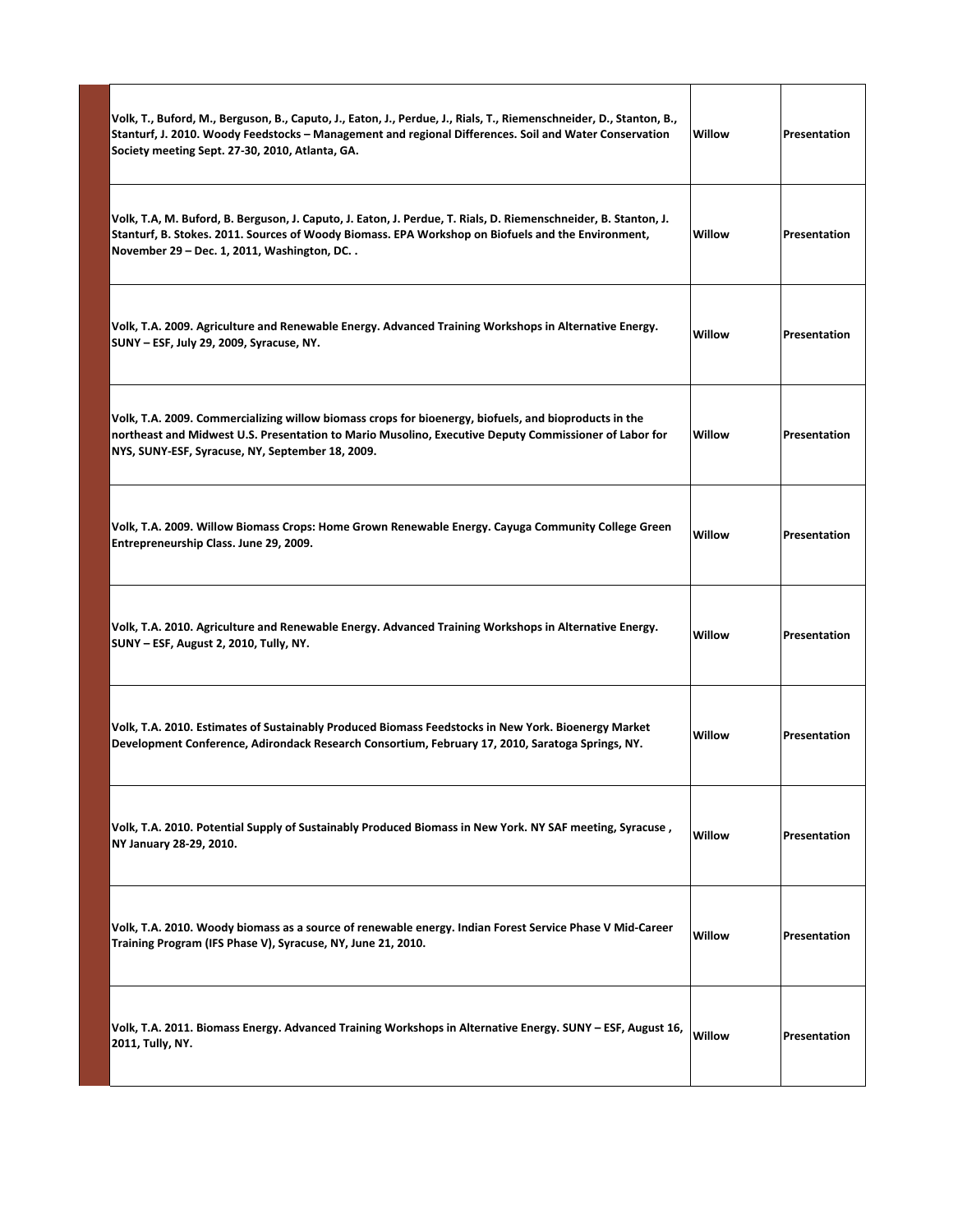| | | |
|---|---|---|
| **Volk, T., Buford, M., Berguson, B., Caputo, J., Eaton, J., Perdue, J., Rials, T., Riemenschneider, D., Stanton, B., Stanturf, J. 2010. Woody Feedstocks – Management and regional Differences. Soil and Water Conservation Society meeting Sept. 27-30, 2010, Atlanta, GA.** | **Willow** | **Presentation** |
| **Volk, T.A, M. Buford, B. Berguson, J. Caputo, J. Eaton, J. Perdue, T. Rials, D. Riemenschneider, B. Stanton, J. Stanturf, B. Stokes. 2011. Sources of Woody Biomass. EPA Workshop on Biofuels and the Environment, November 29 – Dec. 1, 2011, Washington, DC. .** | **Willow** | **Presentation** |
| **Volk, T.A. 2009. Agriculture and Renewable Energy. Advanced Training Workshops in Alternative Energy. SUNY – ESF, July 29, 2009, Syracuse, NY.** | **Willow** | **Presentation** |
| **Volk, T.A. 2009. Commercializing willow biomass crops for bioenergy, biofuels, and bioproducts in the northeast and Midwest U.S. Presentation to Mario Musolino, Executive Deputy Commissioner of Labor for NYS, SUNY-ESF, Syracuse, NY, September 18, 2009.** | **Willow** | **Presentation** |
| **Volk, T.A. 2009. Willow Biomass Crops: Home Grown Renewable Energy. Cayuga Community College Green Entrepreneurship Class. June 29, 2009.** | **Willow** | **Presentation** |
| **Volk, T.A. 2010. Agriculture and Renewable Energy. Advanced Training Workshops in Alternative Energy. SUNY – ESF, August 2, 2010, Tully, NY.** | **Willow** | **Presentation** |
| **Volk, T.A. 2010. Estimates of Sustainably Produced Biomass Feedstocks in New York. Bioenergy Market Development Conference, Adirondack Research Consortium, February 17, 2010, Saratoga Springs, NY.** | **Willow** | **Presentation** |
| **Volk, T.A. 2010. Potential Supply of Sustainably Produced Biomass in New York. NY SAF meeting, Syracuse , NY January 28-29, 2010.** | **Willow** | **Presentation** |
| **Volk, T.A. 2010. Woody biomass as a source of renewable energy. Indian Forest Service Phase V Mid-Career Training Program (IFS Phase V), Syracuse, NY, June 21, 2010.** | **Willow** | **Presentation** |
| **Volk, T.A. 2011. Biomass Energy. Advanced Training Workshops in Alternative Energy. SUNY – ESF, August 16, 2011, Tully, NY.** | **Willow** | **Presentation** |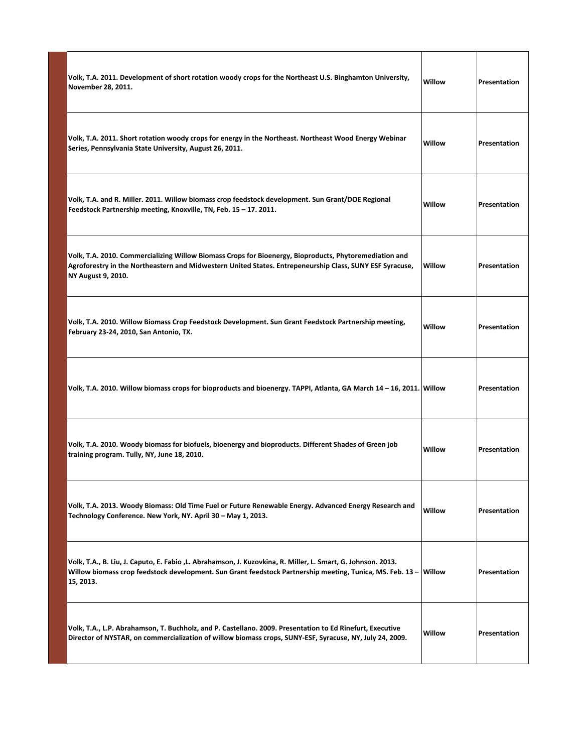| | | |
|---|---|---|
| **Volk, T.A. 2011. Development of short rotation woody crops for the Northeast U.S. Binghamton University, November 28, 2011.** | **Willow** | **Presentation** |
| **Volk, T.A. 2011. Short rotation woody crops for energy in the Northeast. Northeast Wood Energy Webinar Series, Pennsylvania State University, August 26, 2011.** | **Willow** | **Presentation** |
| **Volk, T.A. and R. Miller. 2011. Willow biomass crop feedstock development. Sun Grant/DOE Regional Feedstock Partnership meeting, Knoxville, TN, Feb. 15 – 17. 2011.** | **Willow** | **Presentation** |
| **Volk, T.A. 2010. Commercializing Willow Biomass Crops for Bioenergy, Bioproducts, Phytoremediation and Agroforestry in the Northeastern and Midwestern United States. Entrepeneurship Class, SUNY ESF Syracuse, NY August 9, 2010.** | **Willow** | **Presentation** |
| **Volk, T.A. 2010. Willow Biomass Crop Feedstock Development. Sun Grant Feedstock Partnership meeting, February 23-24, 2010, San Antonio, TX.** | **Willow** | **Presentation** |
| **Volk, T.A. 2010. Willow biomass crops for bioproducts and bioenergy. TAPPI, Atlanta, GA March 14 – 16, 2011.** | **Willow** | **Presentation** |
| **Volk, T.A. 2010. Woody biomass for biofuels, bioenergy and bioproducts. Different Shades of Green job training program. Tully, NY, June 18, 2010.** | **Willow** | **Presentation** |
| **Volk, T.A. 2013. Woody Biomass: Old Time Fuel or Future Renewable Energy. Advanced Energy Research and Technology Conference. New York, NY. April 30 – May 1, 2013.** | **Willow** | **Presentation** |
| **Volk, T.A., B. Liu, J. Caputo, E. Fabio ,L. Abrahamson, J. Kuzovkina, R. Miller, L. Smart, G. Johnson. 2013. Willow biomass crop feedstock development. Sun Grant feedstock Partnership meeting, Tunica, MS. Feb. 13 – 15, 2013.** | **Willow** | **Presentation** |
| **Volk, T.A., L.P. Abrahamson, T. Buchholz, and P. Castellano. 2009. Presentation to Ed Rinefurt, Executive Director of NYSTAR, on commercialization of willow biomass crops, SUNY-ESF, Syracuse, NY, July 24, 2009.** | **Willow** | **Presentation** |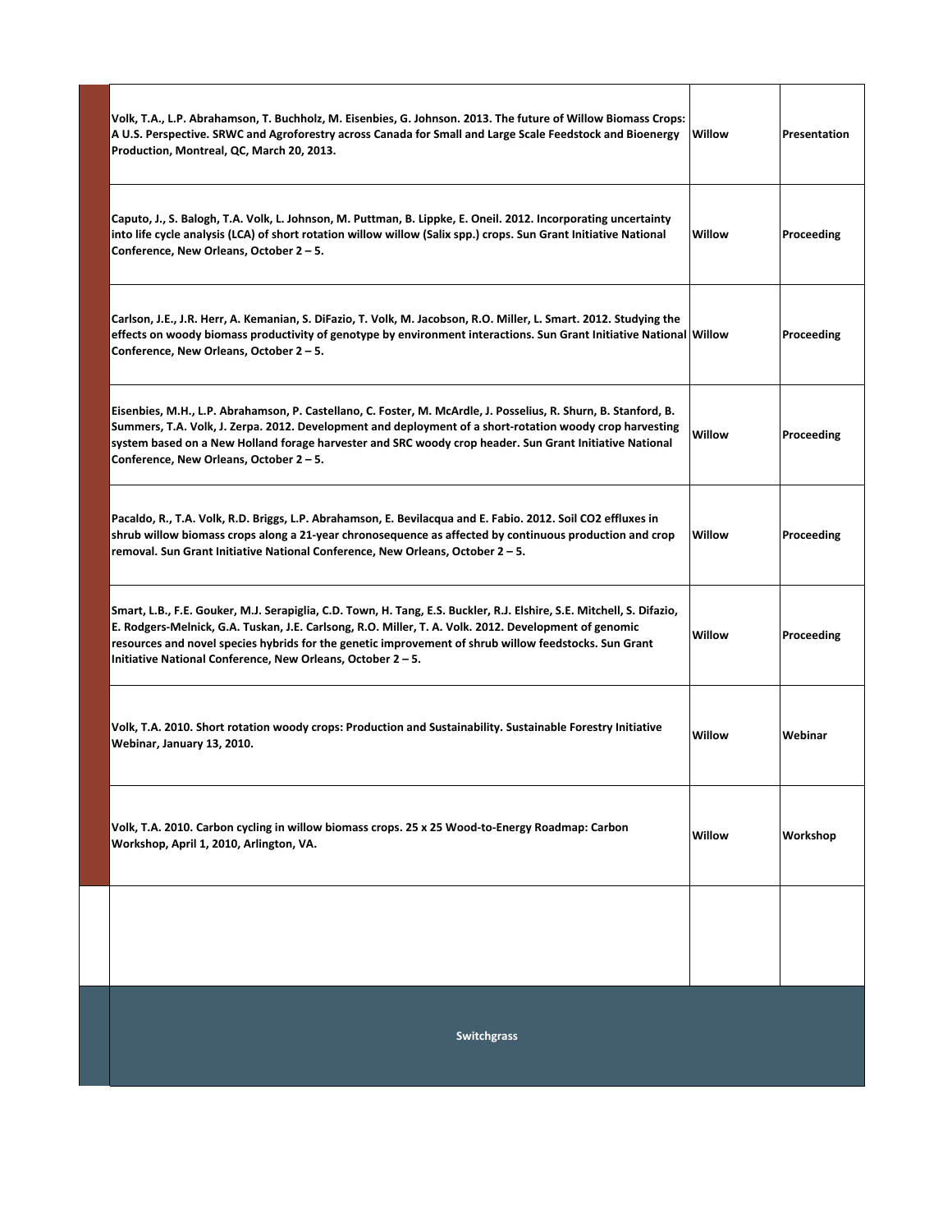| | | |
|---|---|---|
| Volk, T.A., L.P. Abrahamson, T. Buchholz, M. Eisenbies, G. Johnson. 2013. The future of Willow Biomass Crops: A U.S. Perspective. SRWC and Agroforestry across Canada for Small and Large Scale Feedstock and Bioenergy Production, Montreal, QC, March 20, 2013. | Willow | Presentation |
| Caputo, J., S. Balogh, T.A. Volk, L. Johnson, M. Puttman, B. Lippke, E. Oneil. 2012. Incorporating uncertainty into life cycle analysis (LCA) of short rotation willow willow (Salix spp.) crops. Sun Grant Initiative National Conference, New Orleans, October 2 – 5. | Willow | Proceeding |
| Carlson, J.E., J.R. Herr, A. Kemanian, S. DiFazio, T. Volk, M. Jacobson, R.O. Miller, L. Smart. 2012. Studying the effects on woody biomass productivity of genotype by environment interactions. Sun Grant Initiative National Conference, New Orleans, October 2 – 5. | Willow | Proceeding |
| Eisenbies, M.H., L.P. Abrahamson, P. Castellano, C. Foster, M. McArdle, J. Posselius, R. Shurn, B. Stanford, B. Summers, T.A. Volk, J. Zerpa. 2012. Development and deployment of a short-rotation woody crop harvesting system based on a New Holland forage harvester and SRC woody crop header. Sun Grant Initiative National Conference, New Orleans, October 2 – 5. | Willow | Proceeding |
| Pacaldo, R., T.A. Volk, R.D. Briggs, L.P. Abrahamson, E. Bevilacqua and E. Fabio. 2012. Soil $CO_2$ effluxes in shrub willow biomass crops along a 21-year chronosequence as affected by continuous production and crop removal. Sun Grant Initiative National Conference, New Orleans, October 2 – 5. | Willow | Proceeding |
| Smart, L.B., F.E. Gouker, M.J. Serapiglia, C.D. Town, H. Tang, E.S. Buckler, R.J. Elshire, S.E. Mitchell, S. Difazio, E. Rodgers-Melnick, G.A. Tuskan, J.E. Carlsong, R.O. Miller, T. A. Volk. 2012. Development of genomic resources and novel species hybrids for the genetic improvement of shrub willow feedstocks. Sun Grant Initiative National Conference, New Orleans, October 2 – 5. | Willow | Proceeding |
| Volk, T.A. 2010. Short rotation woody crops: Production and Sustainability. Sustainable Forestry Initiative Webinar, January 13, 2010. | Willow | Webinar |
| Volk, T.A. 2010. Carbon cycling in willow biomass crops. 25 x 25 Wood-to-Energy Roadmap: Carbon Workshop, April 1, 2010, Arlington, VA. | Willow | Workshop |
| | | |
| **Switchgrass** | | |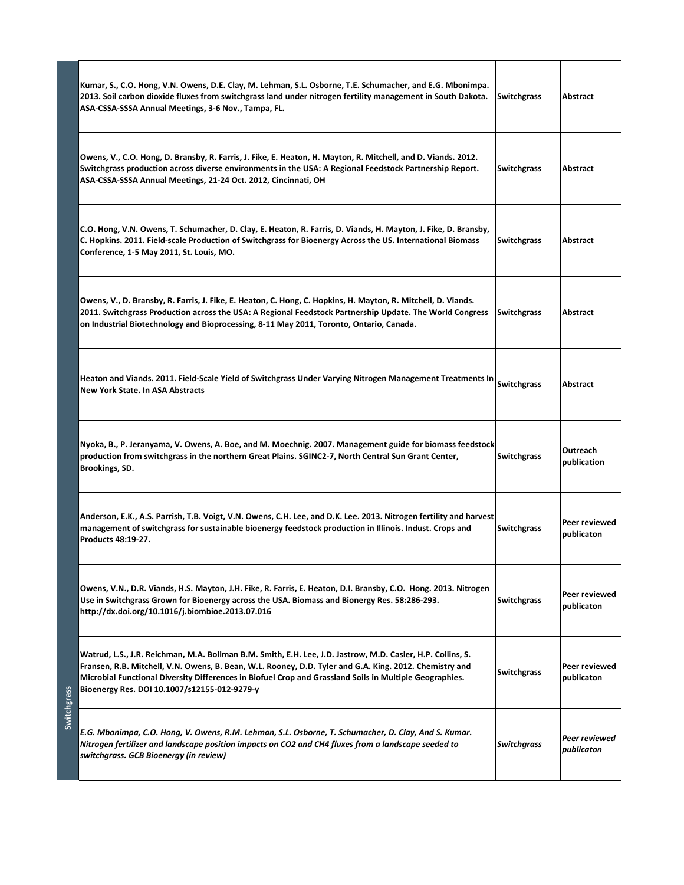| | | | |
|---|---|---|---|
| Switchgrass | **Kumar, S., C.O. Hong, V.N. Owens, D.E. Clay, M. Lehman, S.L. Osborne, T.E. Schumacher, and E.G. Mbonimpa. 2013. Soil carbon dioxide fluxes from switchgrass land under nitrogen fertility management in South Dakota. ASA-CSSA-SSSA Annual Meetings, 3-6 Nov., Tampa, FL.** | **Switchgrass** | **Abstract** |
| | **Owens, V., C.O. Hong, D. Bransby, R. Farris, J. Fike, E. Heaton, H. Mayton, R. Mitchell, and D. Viands. 2012. Switchgrass production across diverse environments in the USA: A Regional Feedstock Partnership Report. ASA-CSSA-SSSA Annual Meetings, 21-24 Oct. 2012, Cincinnati, OH** | **Switchgrass** | **Abstract** |
| | **C.O. Hong, V.N. Owens, T. Schumacher, D. Clay, E. Heaton, R. Farris, D. Viands, H. Mayton, J. Fike, D. Bransby, C. Hopkins. 2011. Field-scale Production of Switchgrass for Bioenergy Across the US. International Biomass Conference, 1-5 May 2011, St. Louis, MO.** | **Switchgrass** | **Abstract** |
| | **Owens, V., D. Bransby, R. Farris, J. Fike, E. Heaton, C. Hong, C. Hopkins, H. Mayton, R. Mitchell, D. Viands. 2011. Switchgrass Production across the USA: A Regional Feedstock Partnership Update. The World Congress on Industrial Biotechnology and Bioprocessing, 8-11 May 2011, Toronto, Ontario, Canada.** | **Switchgrass** | **Abstract** |
| | **Heaton and Viands. 2011. Field-Scale Yield of Switchgrass Under Varying Nitrogen Management Treatments In New York State. In ASA Abstracts** | **Switchgrass** | **Abstract** |
| | **Nyoka, B., P. Jeranyama, V. Owens, A. Boe, and M. Moechnig. 2007. Management guide for biomass feedstock production from switchgrass in the northern Great Plains. SGINC2-7, North Central Sun Grant Center, Brookings, SD.** | **Switchgrass** | **Outreach publication** |
| | **Anderson, E.K., A.S. Parrish, T.B. Voigt, V.N. Owens, C.H. Lee, and D.K. Lee. 2013. Nitrogen fertility and harvest management of switchgrass for sustainable bioenergy feedstock production in Illinois. Indust. Crops and Products 48:19-27.** | **Switchgrass** | **Peer reviewed publicaton** |
| | **Owens, V.N., D.R. Viands, H.S. Mayton, J.H. Fike, R. Farris, E. Heaton, D.I. Bransby, C.O. Hong. 2013. Nitrogen Use in Switchgrass Grown for Bioenergy across the USA. Biomass and Bionergy Res. 58:286-293. http://dx.doi.org/10.1016/j.biombioe.2013.07.016** | **Switchgrass** | **Peer reviewed publicaton** |
| | **Watrud, L.S., J.R. Reichman, M.A. Bollman B.M. Smith, E.H. Lee, J.D. Jastrow, M.D. Casler, H.P. Collins, S. Fransen, R.B. Mitchell, V.N. Owens, B. Bean, W.L. Rooney, D.D. Tyler and G.A. King. 2012. Chemistry and Microbial Functional Diversity Differences in Biofuel Crop and Grassland Soils in Multiple Geographies. Bioenergy Res. DOI 10.1007/s12155-012-9279-y** | **Switchgrass** | **Peer reviewed publicaton** |
| | ***E.G. Mbonimpa, C.O. Hong, V. Owens, R.M. Lehman, S.L. Osborne, T. Schumacher, D. Clay, And S. Kumar. Nitrogen fertilizer and landscape position impacts on CO2 and CH4 fluxes from a landscape seeded to switchgrass. GCB Bioenergy (in review)*** | ***Switchgrass*** | ***Peer reviewed publicaton*** |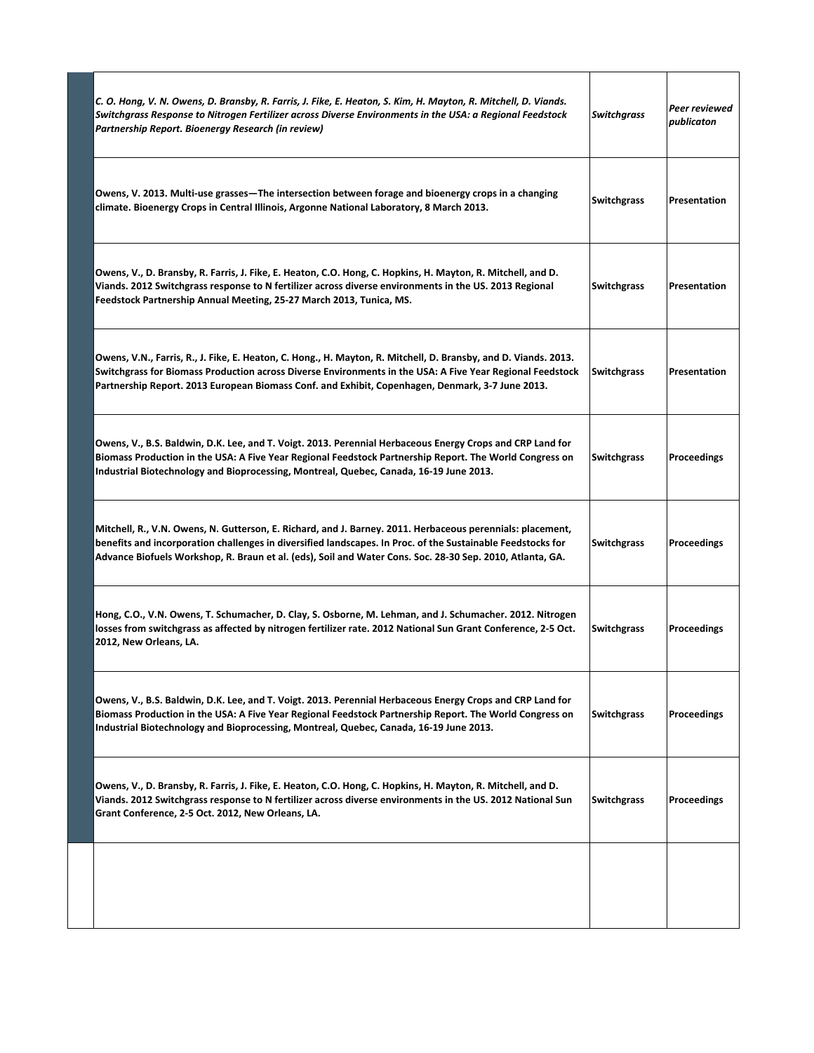| | | | |
|---|---|---|---|
| | *C. O. Hong, V. N. Owens, D. Bransby, R. Farris, J. Fike, E. Heaton, S. Kim, H. Mayton, R. Mitchell, D. Viands. Switchgrass Response to Nitrogen Fertilizer across Diverse Environments in the USA: a Regional Feedstock Partnership Report. Bioenergy Research (in review)* | *Switchgrass* | *Peer reviewed publicaton* |
| | **Owens, V. 2013. Multi-use grasses—The intersection between forage and bioenergy crops in a changing climate. Bioenergy Crops in Central Illinois, Argonne National Laboratory, 8 March 2013.** | **Switchgrass** | **Presentation** |
| | **Owens, V., D. Bransby, R. Farris, J. Fike, E. Heaton, C.O. Hong, C. Hopkins, H. Mayton, R. Mitchell, and D. Viands. 2012 Switchgrass response to N fertilizer across diverse environments in the US. 2013 Regional Feedstock Partnership Annual Meeting, 25-27 March 2013, Tunica, MS.** | **Switchgrass** | **Presentation** |
| | **Owens, V.N., Farris, R., J. Fike, E. Heaton, C. Hong., H. Mayton, R. Mitchell, D. Bransby, and D. Viands. 2013. Switchgrass for Biomass Production across Diverse Environments in the USA: A Five Year Regional Feedstock Partnership Report. 2013 European Biomass Conf. and Exhibit, Copenhagen, Denmark, 3-7 June 2013.** | **Switchgrass** | **Presentation** |
| | **Owens, V., B.S. Baldwin, D.K. Lee, and T. Voigt. 2013. Perennial Herbaceous Energy Crops and CRP Land for Biomass Production in the USA: A Five Year Regional Feedstock Partnership Report. The World Congress on Industrial Biotechnology and Bioprocessing, Montreal, Quebec, Canada, 16-19 June 2013.** | **Switchgrass** | **Proceedings** |
| | **Mitchell, R., V.N. Owens, N. Gutterson, E. Richard, and J. Barney. 2011. Herbaceous perennials: placement, benefits and incorporation challenges in diversified landscapes. In Proc. of the Sustainable Feedstocks for Advance Biofuels Workshop, R. Braun et al. (eds), Soil and Water Cons. Soc. 28-30 Sep. 2010, Atlanta, GA.** | **Switchgrass** | **Proceedings** |
| | **Hong, C.O., V.N. Owens, T. Schumacher, D. Clay, S. Osborne, M. Lehman, and J. Schumacher. 2012. Nitrogen losses from switchgrass as affected by nitrogen fertilizer rate. 2012 National Sun Grant Conference, 2-5 Oct. 2012, New Orleans, LA.** | **Switchgrass** | **Proceedings** |
| | **Owens, V., B.S. Baldwin, D.K. Lee, and T. Voigt. 2013. Perennial Herbaceous Energy Crops and CRP Land for Biomass Production in the USA: A Five Year Regional Feedstock Partnership Report. The World Congress on Industrial Biotechnology and Bioprocessing, Montreal, Quebec, Canada, 16-19 June 2013.** | **Switchgrass** | **Proceedings** |
| | **Owens, V., D. Bransby, R. Farris, J. Fike, E. Heaton, C.O. Hong, C. Hopkins, H. Mayton, R. Mitchell, and D. Viands. 2012 Switchgrass response to N fertilizer across diverse environments in the US. 2012 National Sun Grant Conference, 2-5 Oct. 2012, New Orleans, LA.** | **Switchgrass** | **Proceedings** |
| | | | |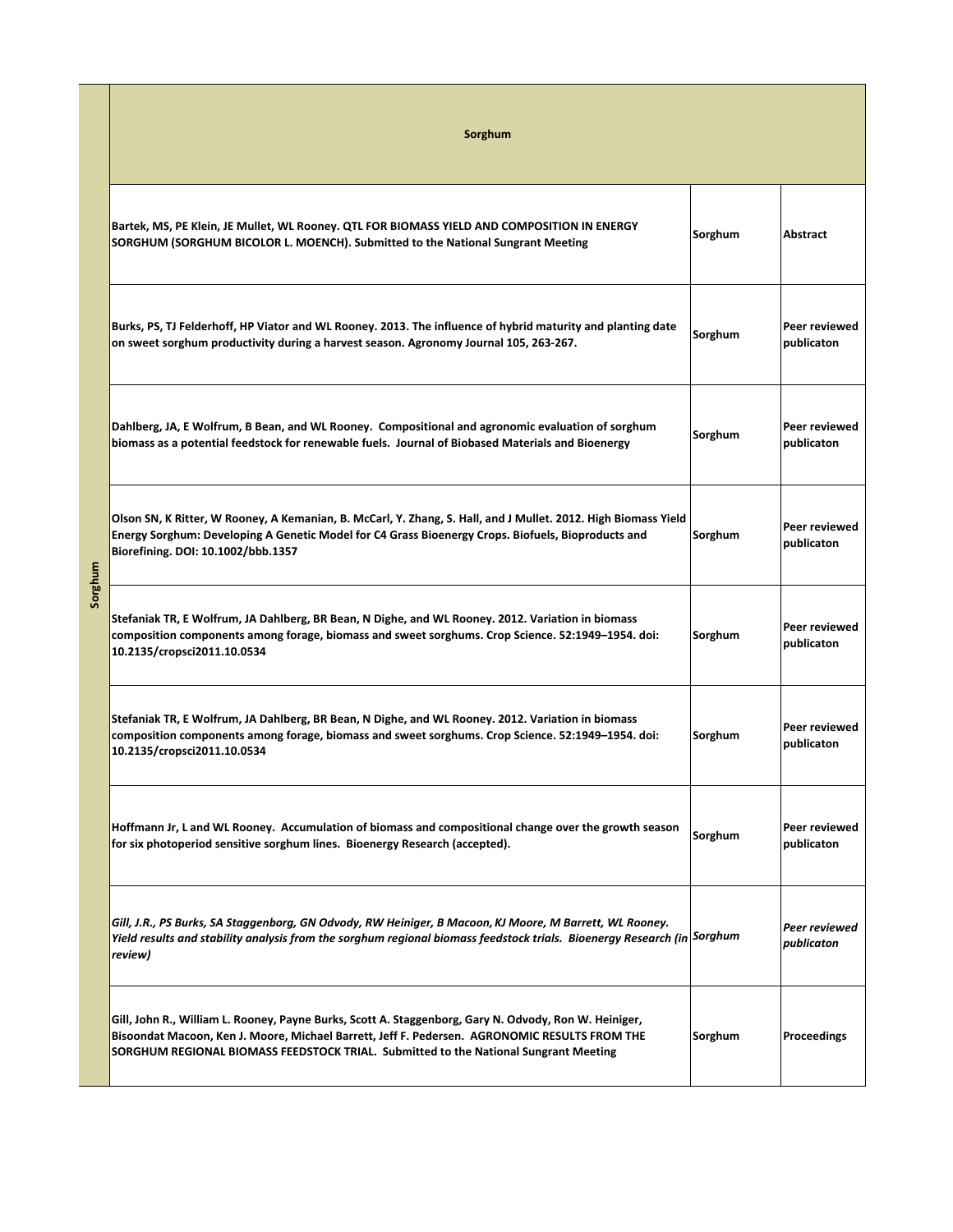| Sorghum | Sorghum | | |
|---|---|---|---|
| Sorghum | **Bartek, MS, PE Klein, JE Mullet, WL Rooney. QTL FOR BIOMASS YIELD AND COMPOSITION IN ENERGY SORGHUM (SORGHUM BICOLOR L. MOENCH). Submitted to the National Sungrant Meeting** | **Sorghum** | **Abstract** |
| | **Burks, PS, TJ Felderhoff, HP Viator and WL Rooney. 2013. The influence of hybrid maturity and planting date on sweet sorghum productivity during a harvest season. Agronomy Journal 105, 263-267.** | **Sorghum** | **Peer reviewed publicaton** |
| | **Dahlberg, JA, E Wolfrum, B Bean, and WL Rooney. Compositional and agronomic evaluation of sorghum biomass as a potential feedstock for renewable fuels. Journal of Biobased Materials and Bioenergy** | **Sorghum** | **Peer reviewed publicaton** |
| | **Olson SN, K Ritter, W Rooney, A Kemanian, B. McCarl, Y. Zhang, S. Hall, and J Mullet. 2012. High Biomass Yield Energy Sorghum: Developing A Genetic Model for C4 Grass Bioenergy Crops. Biofuels, Bioproducts and Biorefining. DOI: 10.1002/bbb.1357** | **Sorghum** | **Peer reviewed publicaton** |
| | **Stefaniak TR, E Wolfrum, JA Dahlberg, BR Bean, N Dighe, and WL Rooney. 2012. Variation in biomass composition components among forage, biomass and sweet sorghums. Crop Science. 52:1949–1954. doi: 10.2135/cropsci2011.10.0534** | **Sorghum** | **Peer reviewed publicaton** |
| | **Stefaniak TR, E Wolfrum, JA Dahlberg, BR Bean, N Dighe, and WL Rooney. 2012. Variation in biomass composition components among forage, biomass and sweet sorghums. Crop Science. 52:1949–1954. doi: 10.2135/cropsci2011.10.0534** | **Sorghum** | **Peer reviewed publicaton** |
| | **Hoffmann Jr, L and WL Rooney. Accumulation of biomass and compositional change over the growth season for six photoperiod sensitive sorghum lines. Bioenergy Research (accepted).** | **Sorghum** | **Peer reviewed publicaton** |
| | ***Gill, J.R., PS Burks, SA Staggenborg, GN Odvody, RW Heiniger, B Macoon, KJ Moore, M Barrett, WL Rooney. Yield results and stability analysis from the sorghum regional biomass feedstock trials. Bioenergy Research (in review)*** | ***Sorghum*** | ***Peer reviewed publicaton*** |
| | **Gill, John R., William L. Rooney, Payne Burks, Scott A. Staggenborg, Gary N. Odvody, Ron W. Heiniger, Bisoondat Macoon, Ken J. Moore, Michael Barrett, Jeff F. Pedersen. AGRONOMIC RESULTS FROM THE SORGHUM REGIONAL BIOMASS FEEDSTOCK TRIAL. Submitted to the National Sungrant Meeting** | **Sorghum** | **Proceedings** |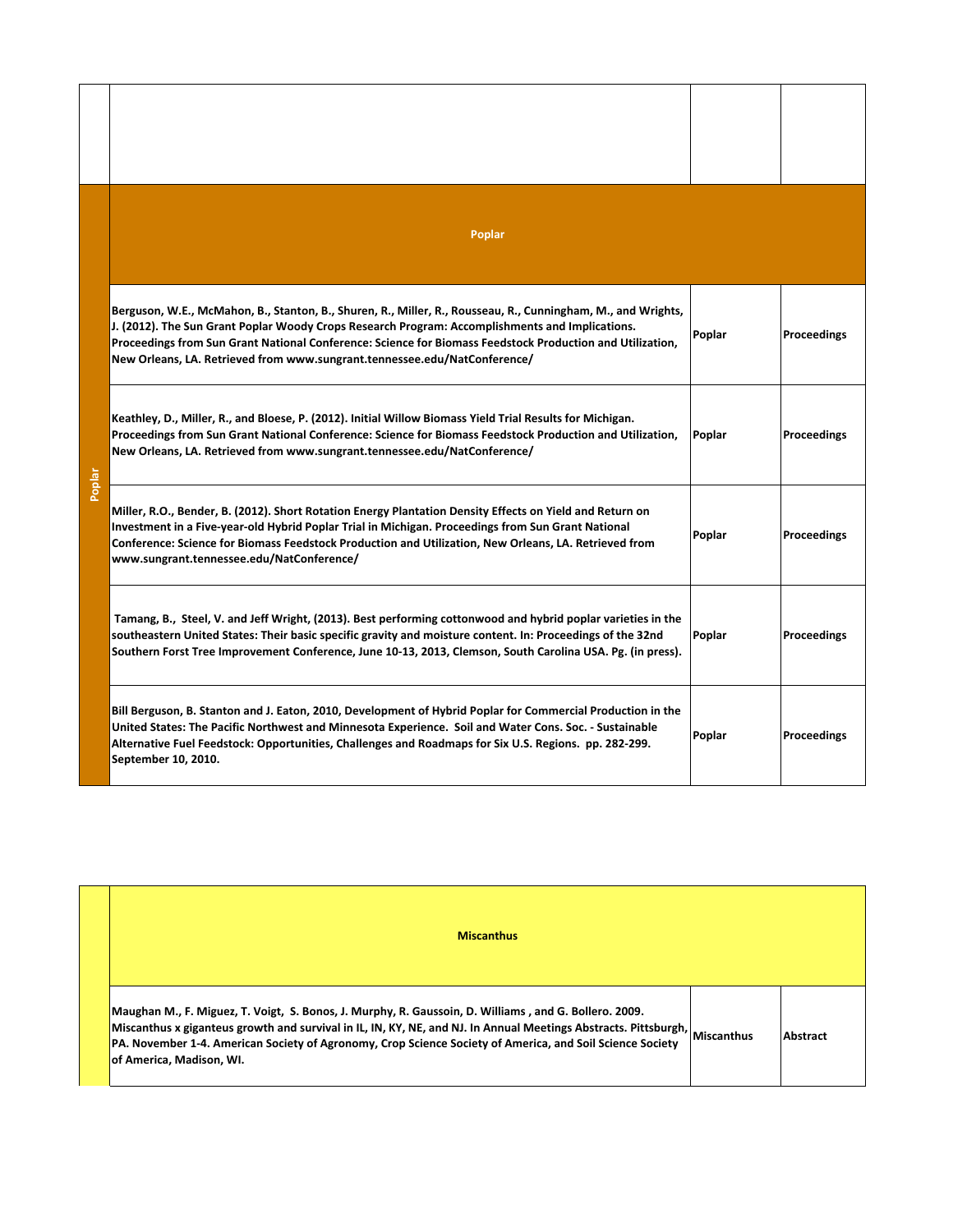| | | | |
|---|---|---|---|
| | | | |
| Poplar | **Poplar** | | |
| | Berguson, W.E., McMahon, B., Stanton, B., Shuren, R., Miller, R., Rousseau, R., Cunningham, M., and Wrights, J. (2012). The Sun Grant Poplar Woody Crops Research Program: Accomplishments and Implications. Proceedings from Sun Grant National Conference: Science for Biomass Feedstock Production and Utilization, New Orleans, LA. Retrieved from www.sungrant.tennessee.edu/NatConference/ | Poplar | Proceedings |
| | Keathley, D., Miller, R., and Bloese, P. (2012). Initial Willow Biomass Yield Trial Results for Michigan. Proceedings from Sun Grant National Conference: Science for Biomass Feedstock Production and Utilization, New Orleans, LA. Retrieved from www.sungrant.tennessee.edu/NatConference/ | Poplar | Proceedings |
| | Miller, R.O., Bender, B. (2012). Short Rotation Energy Plantation Density Effects on Yield and Return on Investment in a Five-year-old Hybrid Poplar Trial in Michigan. Proceedings from Sun Grant National Conference: Science for Biomass Feedstock Production and Utilization, New Orleans, LA. Retrieved from www.sungrant.tennessee.edu/NatConference/ | Poplar | Proceedings |
| | Tamang, B., Steel, V. and Jeff Wright, (2013). Best performing cottonwood and hybrid poplar varieties in the southeastern United States: Their basic specific gravity and moisture content. In: Proceedings of the 32nd Southern Forst Tree Improvement Conference, June 10-13, 2013, Clemson, South Carolina USA. Pg. (in press). | Poplar | Proceedings |
| | Bill Berguson, B. Stanton and J. Eaton, 2010, Development of Hybrid Poplar for Commercial Production in the United States: The Pacific Northwest and Minnesota Experience. Soil and Water Cons. Soc. - Sustainable Alternative Fuel Feedstock: Opportunities, Challenges and Roadmaps for Six U.S. Regions. pp. 282-299. September 10, 2010. | Poplar | Proceedings |

| | | | |
|---|---|---|---|
| | **Miscanthus** | | |
| | Maughan M., F. Miguez, T. Voigt, S. Bonos, J. Murphy, R. Gaussoin, D. Williams , and G. Bollero. 2009. Miscanthus x giganteus growth and survival in IL, IN, KY, NE, and NJ. In Annual Meetings Abstracts. Pittsburgh, PA. November 1-4. American Society of Agronomy, Crop Science Society of America, and Soil Science Society of America, Madison, WI. | Miscanthus | Abstract |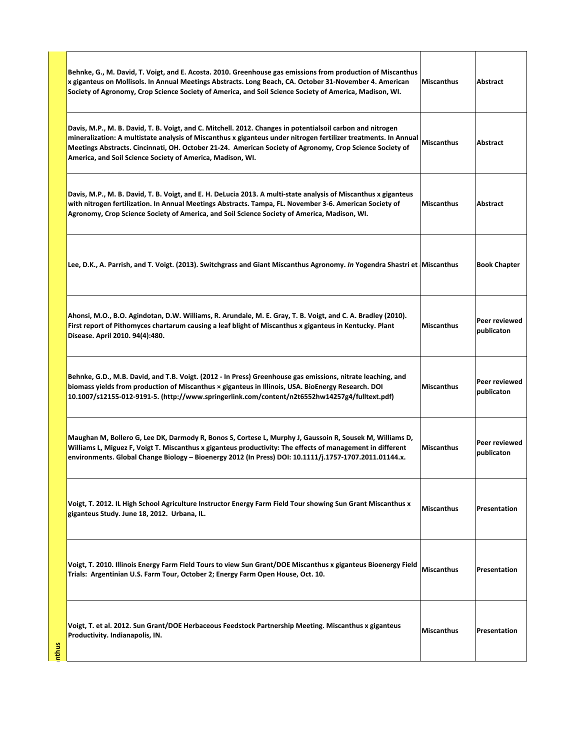| | | | |
|---|---|---|---|
| nthus | Behnke, G., M. David, T. Voigt, and E. Acosta. 2010. Greenhouse gas emissions from production of Miscanthus x giganteus on Mollisols. In Annual Meetings Abstracts. Long Beach, CA. October 31-November 4. American Society of Agronomy, Crop Science Society of America, and Soil Science Society of America, Madison, WI. | Miscanthus | Abstract |
| | Davis, M.P., M. B. David, T. B. Voigt, and C. Mitchell. 2012. Changes in potentialsoil carbon and nitrogen mineralization: A multistate analysis of Miscanthus x giganteus under nitrogen fertilizer treatments. In Annual Meetings Abstracts. Cincinnati, OH. October 21-24. American Society of Agronomy, Crop Science Society of America, and Soil Science Society of America, Madison, WI. | Miscanthus | Abstract |
| | Davis, M.P., M. B. David, T. B. Voigt, and E. H. DeLucia 2013. A multi-state analysis of Miscanthus x giganteus with nitrogen fertilization. In Annual Meetings Abstracts. Tampa, FL. November 3-6. American Society of Agronomy, Crop Science Society of America, and Soil Science Society of America, Madison, WI. | Miscanthus | Abstract |
| | Lee, D.K., A. Parrish, and T. Voigt. (2013). Switchgrass and Giant Miscanthus Agronomy. *In* Yogendra Shastri et | Miscanthus | Book Chapter |
| | Ahonsi, M.O., B.O. Agindotan, D.W. Williams, R. Arundale, M. E. Gray, T. B. Voigt, and C. A. Bradley (2010). First report of Pithomyces chartarum causing a leaf blight of Miscanthus x giganteus in Kentucky. Plant Disease. April 2010. 94(4):480. | Miscanthus | Peer reviewed publicaton |
| | Behnke, G.D., M.B. David, and T.B. Voigt. (2012 - In Press) Greenhouse gas emissions, nitrate leaching, and biomass yields from production of Miscanthus × giganteus in Illinois, USA. BioEnergy Research. DOI 10.1007/s12155-012-9191-5. (http://www.springerlink.com/content/n2t6552hw14257g4/fulltext.pdf) | Miscanthus | Peer reviewed publicaton |
| | Maughan M, Bollero G, Lee DK, Darmody R, Bonos S, Cortese L, Murphy J, Gaussoin R, Sousek M, Williams D, Williams L, Miguez F, Voigt T. Miscanthus x giganteus productivity: The effects of management in different environments. Global Change Biology – Bioenergy 2012 (In Press) DOI: 10.1111/j.1757-1707.2011.01144.x. | Miscanthus | Peer reviewed publicaton |
| | Voigt, T. 2012. IL High School Agriculture Instructor Energy Farm Field Tour showing Sun Grant Miscanthus x giganteus Study. June 18, 2012. Urbana, IL. | Miscanthus | Presentation |
| | Voigt, T. 2010. Illinois Energy Farm Field Tours to view Sun Grant/DOE Miscanthus x giganteus Bioenergy Field Trials: Argentinian U.S. Farm Tour, October 2; Energy Farm Open House, Oct. 10. | Miscanthus | Presentation |
| | Voigt, T. et al. 2012. Sun Grant/DOE Herbaceous Feedstock Partnership Meeting. Miscanthus x giganteus Productivity. Indianapolis, IN. | Miscanthus | Presentation |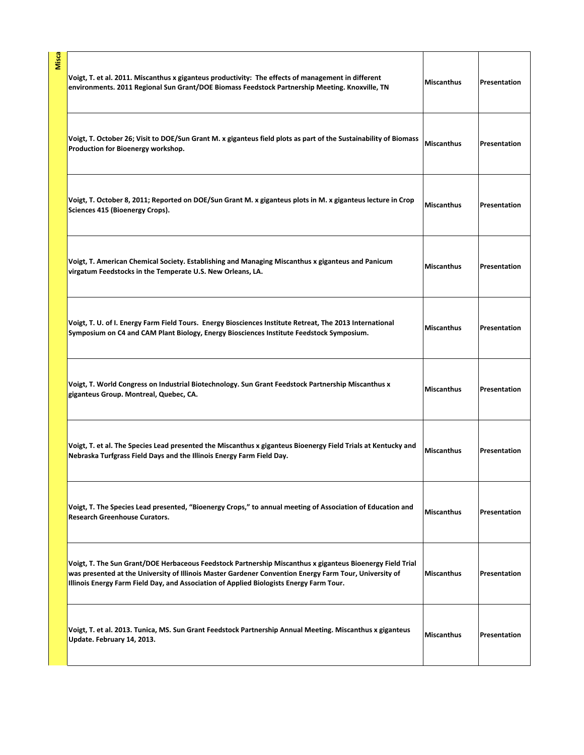| Misca | | | |
|---|---|---|---|
| | Voigt, T. et al. 2011. Miscanthus x giganteus productivity: The effects of management in different environments. 2011 Regional Sun Grant/DOE Biomass Feedstock Partnership Meeting. Knoxville, TN | Miscanthus | Presentation |
| | Voigt, T. October 26; Visit to DOE/Sun Grant M. x giganteus field plots as part of the Sustainability of Biomass Production for Bioenergy workshop. | Miscanthus | Presentation |
| | Voigt, T. October 8, 2011; Reported on DOE/Sun Grant M. x giganteus plots in M. x giganteus lecture in Crop Sciences 415 (Bioenergy Crops). | Miscanthus | Presentation |
| | Voigt, T. American Chemical Society. Establishing and Managing Miscanthus x giganteus and Panicum virgatum Feedstocks in the Temperate U.S. New Orleans, LA. | Miscanthus | Presentation |
| | Voigt, T. U. of I. Energy Farm Field Tours. Energy Biosciences Institute Retreat, The 2013 International Symposium on C4 and CAM Plant Biology, Energy Biosciences Institute Feedstock Symposium. | Miscanthus | Presentation |
| | Voigt, T. World Congress on Industrial Biotechnology. Sun Grant Feedstock Partnership Miscanthus x giganteus Group. Montreal, Quebec, CA. | Miscanthus | Presentation |
| | Voigt, T. et al. The Species Lead presented the Miscanthus x giganteus Bioenergy Field Trials at Kentucky and Nebraska Turfgrass Field Days and the Illinois Energy Farm Field Day. | Miscanthus | Presentation |
| | Voigt, T. The Species Lead presented, "Bioenergy Crops," to annual meeting of Association of Education and Research Greenhouse Curators. | Miscanthus | Presentation |
| | Voigt, T. The Sun Grant/DOE Herbaceous Feedstock Partnership Miscanthus x giganteus Bioenergy Field Trial was presented at the University of Illinois Master Gardener Convention Energy Farm Tour, University of Illinois Energy Farm Field Day, and Association of Applied Biologists Energy Farm Tour. | Miscanthus | Presentation |
| | Voigt, T. et al. 2013. Tunica, MS. Sun Grant Feedstock Partnership Annual Meeting. Miscanthus x giganteus Update. February 14, 2013. | Miscanthus | Presentation |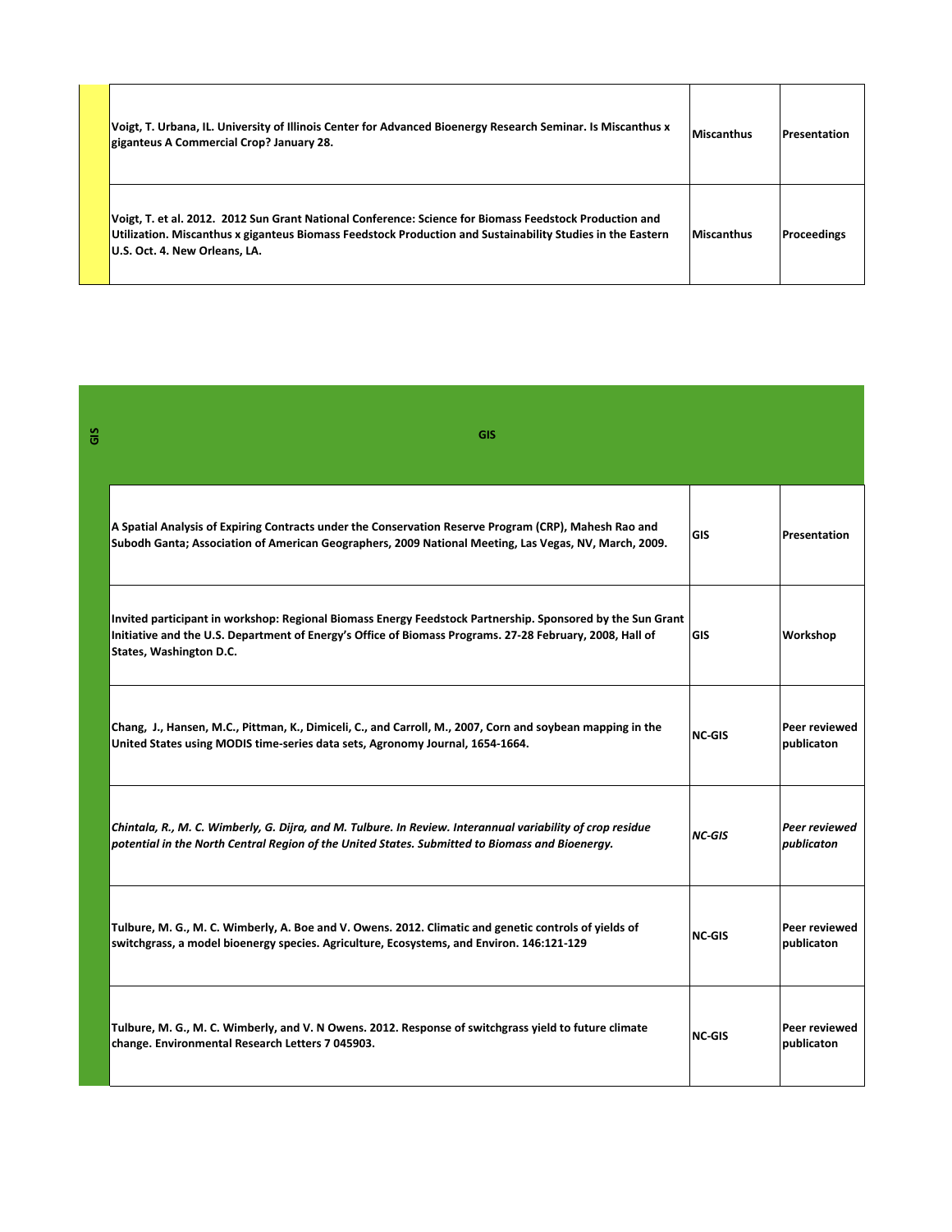| | | |
|---|---|---|
| **Voigt, T. Urbana, IL. University of Illinois Center for Advanced Bioenergy Research Seminar. Is Miscanthus x giganteus A Commercial Crop? January 28.** | **Miscanthus** | **Presentation** |
| **Voigt, T. et al. 2012. 2012 Sun Grant National Conference: Science for Biomass Feedstock Production and Utilization. Miscanthus x giganteus Biomass Feedstock Production and Sustainability Studies in the Eastern U.S. Oct. 4. New Orleans, LA.** | **Miscanthus** | **Proceedings** |

## GIS

| | | |
|---|---|---|
| **A Spatial Analysis of Expiring Contracts under the Conservation Reserve Program (CRP), Mahesh Rao and Subodh Ganta; Association of American Geographers, 2009 National Meeting, Las Vegas, NV, March, 2009.** | **GIS** | **Presentation** |
| **Invited participant in workshop: Regional Biomass Energy Feedstock Partnership. Sponsored by the Sun Grant Initiative and the U.S. Department of Energy's Office of Biomass Programs. 27-28 February, 2008, Hall of States, Washington D.C.** | **GIS** | **Workshop** |
| **Chang, J., Hansen, M.C., Pittman, K., Dimiceli, C., and Carroll, M., 2007, Corn and soybean mapping in the United States using MODIS time-series data sets, Agronomy Journal, 1654-1664.** | **NC-GIS** | **Peer reviewed publicaton** |
| ***Chintala, R., M. C. Wimberly, G. Dijra, and M. Tulbure. In Review. Interannual variability of crop residue potential in the North Central Region of the United States. Submitted to Biomass and Bioenergy.*** | ***NC-GIS*** | ***Peer reviewed publicaton*** |
| **Tulbure, M. G., M. C. Wimberly, A. Boe and V. Owens. 2012. Climatic and genetic controls of yields of switchgrass, a model bioenergy species. Agriculture, Ecosystems, and Environ. 146:121-129** | **NC-GIS** | **Peer reviewed publicaton** |
| **Tulbure, M. G., M. C. Wimberly, and V. N Owens. 2012. Response of switchgrass yield to future climate change. Environmental Research Letters 7 045903.** | **NC-GIS** | **Peer reviewed publicaton** |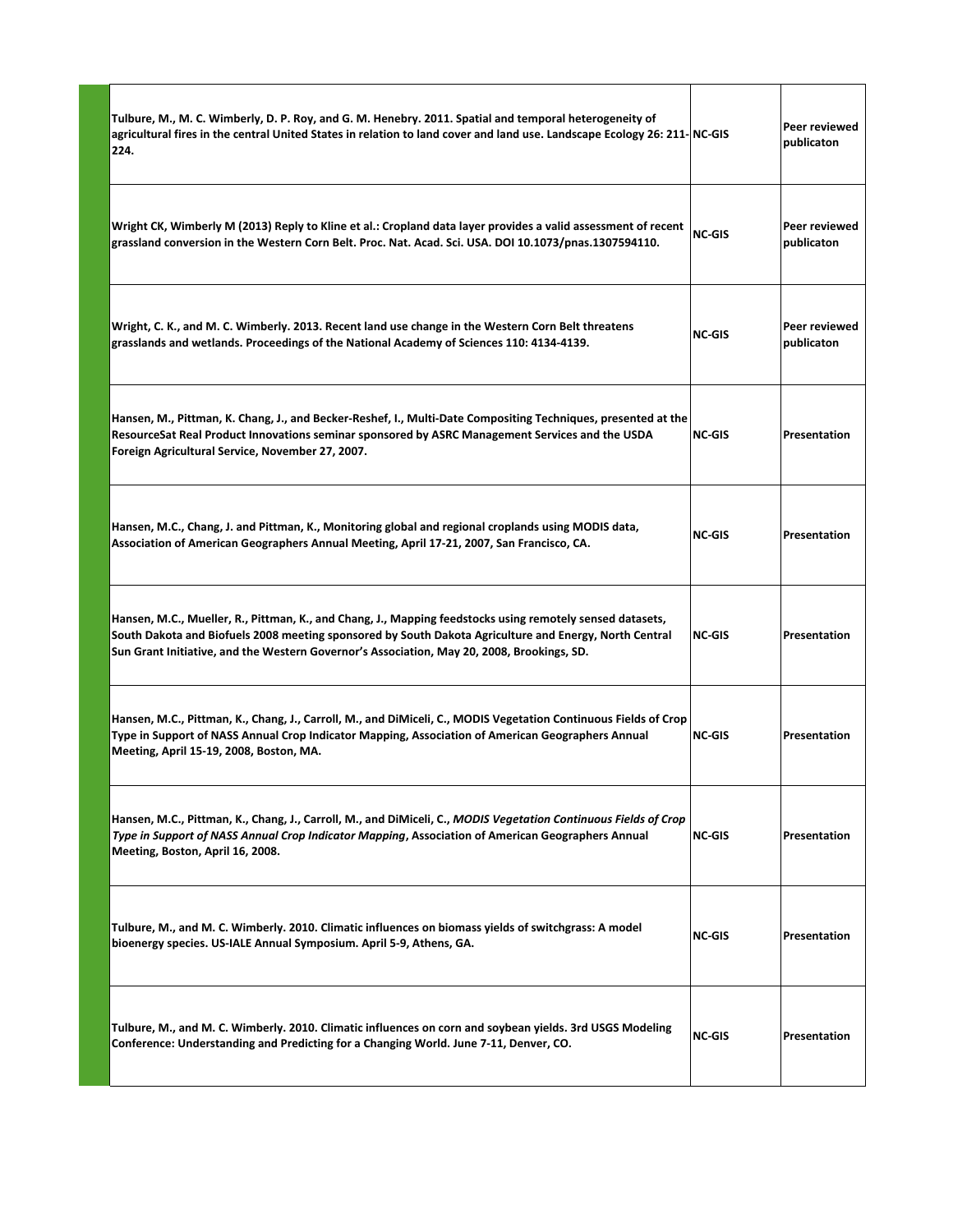| | | |
|---|---|---|
| **Tulbure, M., M. C. Wimberly, D. P. Roy, and G. M. Henebry. 2011. Spatial and temporal heterogeneity of agricultural fires in the central United States in relation to land cover and land use. Landscape Ecology 26: 211-224.** | **NC-GIS** | **Peer reviewed publicaton** |
| **Wright CK, Wimberly M (2013) Reply to Kline et al.: Cropland data layer provides a valid assessment of recent grassland conversion in the Western Corn Belt. Proc. Nat. Acad. Sci. USA. DOI 10.1073/pnas.1307594110.** | **NC-GIS** | **Peer reviewed publicaton** |
| **Wright, C. K., and M. C. Wimberly. 2013. Recent land use change in the Western Corn Belt threatens grasslands and wetlands. Proceedings of the National Academy of Sciences 110: 4134-4139.** | **NC-GIS** | **Peer reviewed publicaton** |
| **Hansen, M., Pittman, K. Chang, J., and Becker-Reshef, I., Multi-Date Compositing Techniques, presented at the ResourceSat Real Product Innovations seminar sponsored by ASRC Management Services and the USDA Foreign Agricultural Service, November 27, 2007.** | **NC-GIS** | **Presentation** |
| **Hansen, M.C., Chang, J. and Pittman, K., Monitoring global and regional croplands using MODIS data, Association of American Geographers Annual Meeting, April 17-21, 2007, San Francisco, CA.** | **NC-GIS** | **Presentation** |
| **Hansen, M.C., Mueller, R., Pittman, K., and Chang, J., Mapping feedstocks using remotely sensed datasets, South Dakota and Biofuels 2008 meeting sponsored by South Dakota Agriculture and Energy, North Central Sun Grant Initiative, and the Western Governor's Association, May 20, 2008, Brookings, SD.** | **NC-GIS** | **Presentation** |
| **Hansen, M.C., Pittman, K., Chang, J., Carroll, M., and DiMiceli, C., MODIS Vegetation Continuous Fields of Crop Type in Support of NASS Annual Crop Indicator Mapping, Association of American Geographers Annual Meeting, April 15-19, 2008, Boston, MA.** | **NC-GIS** | **Presentation** |
| **Hansen, M.C., Pittman, K., Chang, J., Carroll, M., and DiMiceli, C., *MODIS Vegetation Continuous Fields of Crop Type in Support of NASS Annual Crop Indicator Mapping*, Association of American Geographers Annual Meeting, Boston, April 16, 2008.** | **NC-GIS** | **Presentation** |
| **Tulbure, M., and M. C. Wimberly. 2010. Climatic influences on biomass yields of switchgrass: A model bioenergy species. US-IALE Annual Symposium. April 5-9, Athens, GA.** | **NC-GIS** | **Presentation** |
| **Tulbure, M., and M. C. Wimberly. 2010. Climatic influences on corn and soybean yields. 3rd USGS Modeling Conference: Understanding and Predicting for a Changing World. June 7-11, Denver, CO.** | **NC-GIS** | **Presentation** |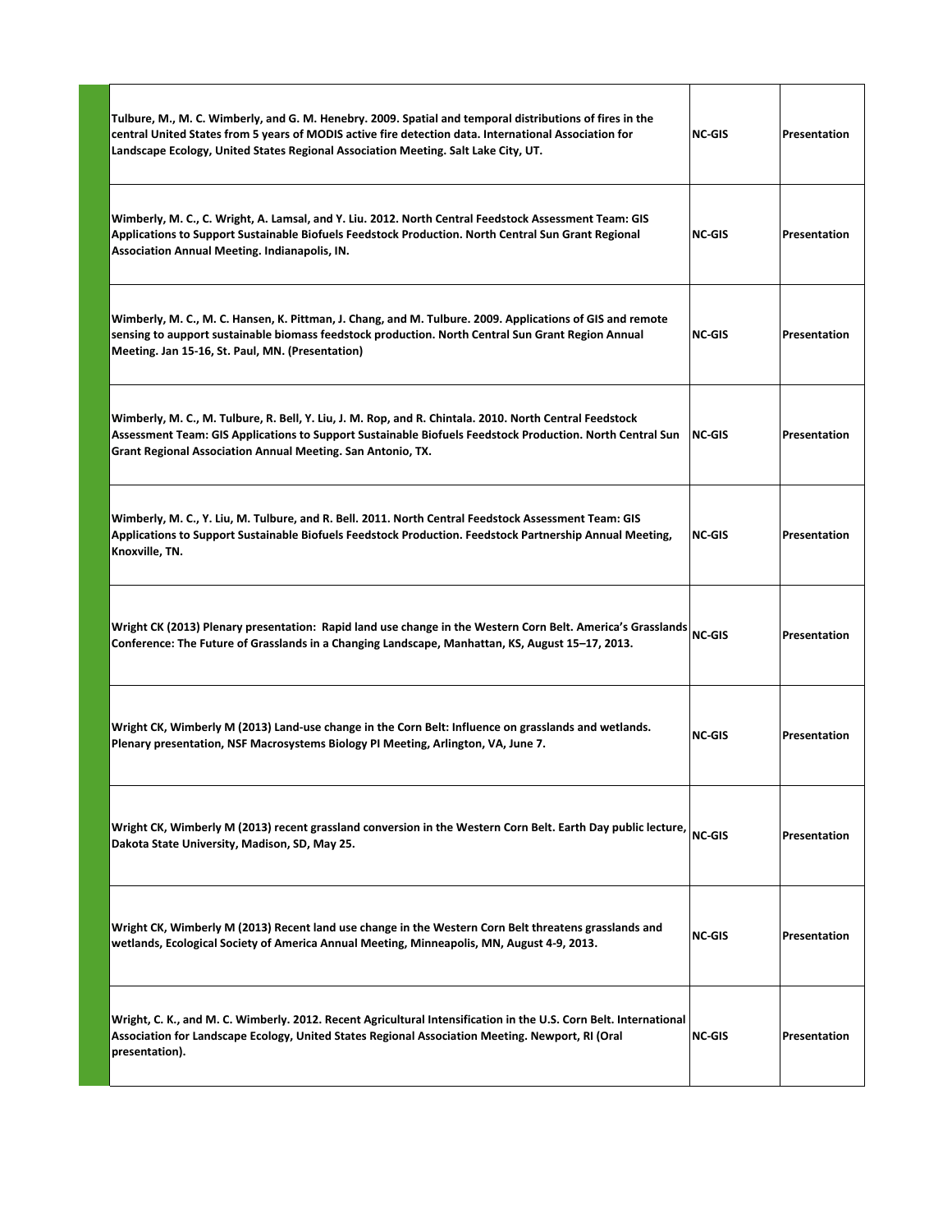| | | |
|---|---|---|
| Tulbure, M., M. C. Wimberly, and G. M. Henebry. 2009. Spatial and temporal distributions of fires in the central United States from 5 years of MODIS active fire detection data. International Association for Landscape Ecology, United States Regional Association Meeting. Salt Lake City, UT. | NC-GIS | Presentation |
| Wimberly, M. C., C. Wright, A. Lamsal, and Y. Liu. 2012. North Central Feedstock Assessment Team: GIS Applications to Support Sustainable Biofuels Feedstock Production. North Central Sun Grant Regional Association Annual Meeting. Indianapolis, IN. | NC-GIS | Presentation |
| Wimberly, M. C., M. C. Hansen, K. Pittman, J. Chang, and M. Tulbure. 2009. Applications of GIS and remote sensing to aupport sustainable biomass feedstock production. North Central Sun Grant Region Annual Meeting. Jan 15-16, St. Paul, MN. (Presentation) | NC-GIS | Presentation |
| Wimberly, M. C., M. Tulbure, R. Bell, Y. Liu, J. M. Rop, and R. Chintala. 2010. North Central Feedstock Assessment Team: GIS Applications to Support Sustainable Biofuels Feedstock Production. North Central Sun Grant Regional Association Annual Meeting. San Antonio, TX. | NC-GIS | Presentation |
| Wimberly, M. C., Y. Liu, M. Tulbure, and R. Bell. 2011. North Central Feedstock Assessment Team: GIS Applications to Support Sustainable Biofuels Feedstock Production. Feedstock Partnership Annual Meeting, Knoxville, TN. | NC-GIS | Presentation |
| Wright CK (2013) Plenary presentation: Rapid land use change in the Western Corn Belt. America's Grasslands Conference: The Future of Grasslands in a Changing Landscape, Manhattan, KS, August 15–17, 2013. | NC-GIS | Presentation |
| Wright CK, Wimberly M (2013) Land-use change in the Corn Belt: Influence on grasslands and wetlands. Plenary presentation, NSF Macrosystems Biology PI Meeting, Arlington, VA, June 7. | NC-GIS | Presentation |
| Wright CK, Wimberly M (2013) recent grassland conversion in the Western Corn Belt. Earth Day public lecture, Dakota State University, Madison, SD, May 25. | NC-GIS | Presentation |
| Wright CK, Wimberly M (2013) Recent land use change in the Western Corn Belt threatens grasslands and wetlands, Ecological Society of America Annual Meeting, Minneapolis, MN, August 4-9, 2013. | NC-GIS | Presentation |
| Wright, C. K., and M. C. Wimberly. 2012. Recent Agricultural Intensification in the U.S. Corn Belt. International Association for Landscape Ecology, United States Regional Association Meeting. Newport, RI (Oral presentation). | NC-GIS | Presentation |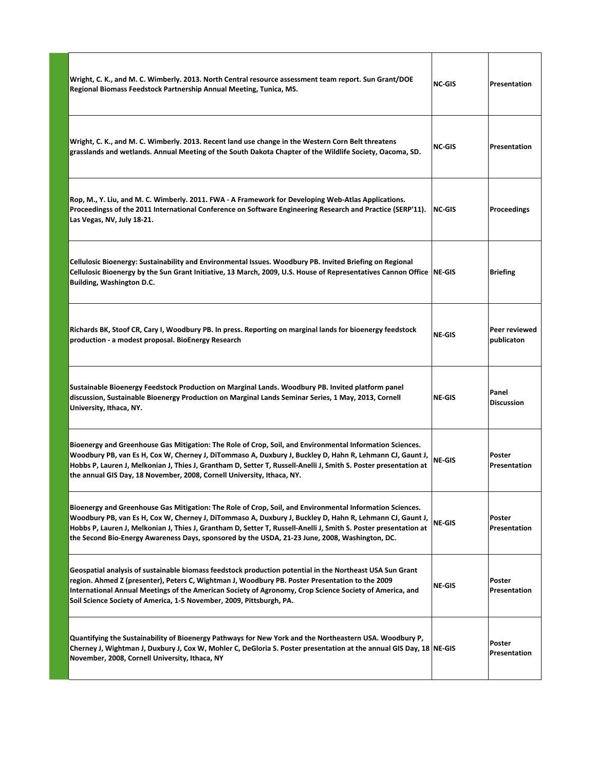| | | |
|---|---|---|
| Wright, C. K., and M. C. Wimberly. 2013. North Central resource assessment team report. Sun Grant/DOE Regional Biomass Feedstock Partnership Annual Meeting, Tunica, MS. | NC-GIS | Presentation |
| Wright, C. K., and M. C. Wimberly. 2013. Recent land use change in the Western Corn Belt threatens grasslands and wetlands. Annual Meeting of the South Dakota Chapter of the Wildlife Society, Oacoma, SD. | NC-GIS | Presentation |
| Rop, M., Y. Liu, and M. C. Wimberly. 2011. FWA - A Framework for Developing Web-Atlas Applications. Proceedingss of the 2011 International Conference on Software Engineering Research and Practice (SERP'11). Las Vegas, NV, July 18-21. | NC-GIS | Proceedings |
| Cellulosic Bioenergy: Sustainability and Environmental Issues. Woodbury PB. Invited Briefing on Regional Cellulosic Bioenergy by the Sun Grant Initiative, 13 March, 2009, U.S. House of Representatives Cannon Office Building, Washington D.C. | NE-GIS | Briefing |
| Richards BK, Stoof CR, Cary I, Woodbury PB. In press. Reporting on marginal lands for bioenergy feedstock production - a modest proposal. BioEnergy Research | NE-GIS | Peer reviewed publicaton |
| Sustainable Bioenergy Feedstock Production on Marginal Lands. Woodbury PB. Invited platform panel discussion, Sustainable Bioenergy Production on Marginal Lands Seminar Series, 1 May, 2013, Cornell University, Ithaca, NY. | NE-GIS | Panel Discussion |
| Bioenergy and Greenhouse Gas Mitigation: The Role of Crop, Soil, and Environmental Information Sciences. Woodbury PB, van Es H, Cox W, Cherney J, DiTommaso A, Duxbury J, Buckley D, Hahn R, Lehmann CJ, Gaunt J, Hobbs P, Lauren J, Melkonian J, Thies J, Grantham D, Setter T, Russell-Anelli J, Smith S. Poster presentation at the annual GIS Day, 18 November, 2008, Cornell University, Ithaca, NY. | NE-GIS | Poster Presentation |
| Bioenergy and Greenhouse Gas Mitigation: The Role of Crop, Soil, and Environmental Information Sciences. Woodbury PB, van Es H, Cox W, Cherney J, DiTommaso A, Duxbury J, Buckley D, Hahn R, Lehmann CJ, Gaunt J, Hobbs P, Lauren J, Melkonian J, Thies J, Grantham D, Setter T, Russell-Anelli J, Smith S. Poster presentation at the Second Bio-Energy Awareness Days, sponsored by the USDA, 21-23 June, 2008, Washington, DC. | NE-GIS | Poster Presentation |
| Geospatial analysis of sustainable biomass feedstock production potential in the Northeast USA Sun Grant region. Ahmed Z (presenter), Peters C, Wightman J, Woodbury PB. Poster Presentation to the 2009 International Annual Meetings of the American Society of Agronomy, Crop Science Society of America, and Soil Science Society of America, 1-5 November, 2009, Pittsburgh, PA. | NE-GIS | Poster Presentation |
| Quantifying the Sustainability of Bioenergy Pathways for New York and the Northeastern USA. Woodbury P, Cherney J, Wightman J, Duxbury J, Cox W, Mohler C, DeGloria S. Poster presentation at the annual GIS Day, 18 November, 2008, Cornell University, Ithaca, NY | NE-GIS | Poster Presentation |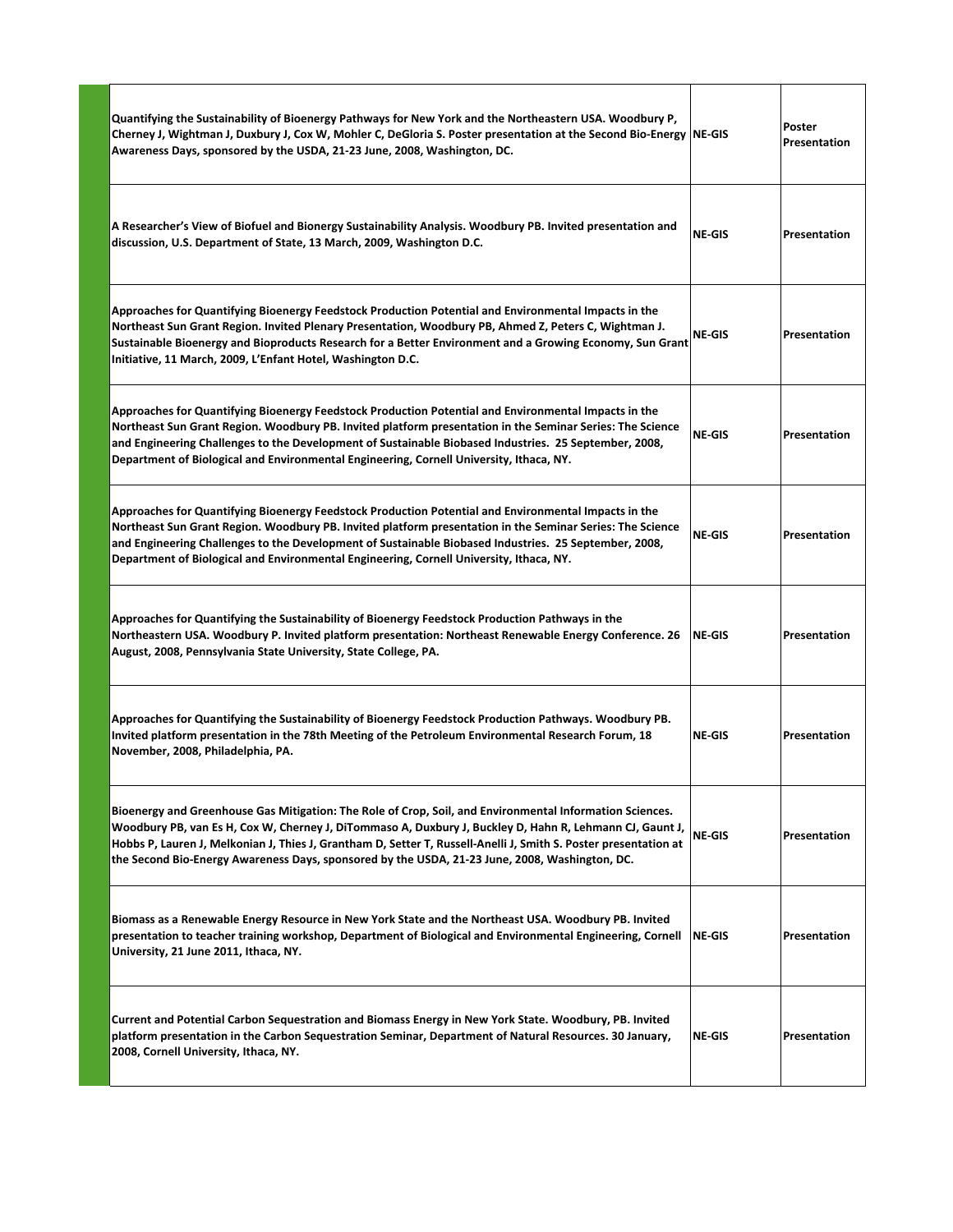| | | |
|---|---|---|
| **Quantifying the Sustainability of Bioenergy Pathways for New York and the Northeastern USA. Woodbury P, Cherney J, Wightman J, Duxbury J, Cox W, Mohler C, DeGloria S. Poster presentation at the Second Bio-Energy Awareness Days, sponsored by the USDA, 21-23 June, 2008, Washington, DC.** | **NE-GIS** | **Poster Presentation** |
| **A Researcher's View of Biofuel and Bionergy Sustainability Analysis. Woodbury PB. Invited presentation and discussion, U.S. Department of State, 13 March, 2009, Washington D.C.** | **NE-GIS** | **Presentation** |
| **Approaches for Quantifying Bioenergy Feedstock Production Potential and Environmental Impacts in the Northeast Sun Grant Region. Invited Plenary Presentation, Woodbury PB, Ahmed Z, Peters C, Wightman J. Sustainable Bioenergy and Bioproducts Research for a Better Environment and a Growing Economy, Sun Grant Initiative, 11 March, 2009, L'Enfant Hotel, Washington D.C.** | **NE-GIS** | **Presentation** |
| **Approaches for Quantifying Bioenergy Feedstock Production Potential and Environmental Impacts in the Northeast Sun Grant Region. Woodbury PB. Invited platform presentation in the Seminar Series: The Science and Engineering Challenges to the Development of Sustainable Biobased Industries. 25 September, 2008, Department of Biological and Environmental Engineering, Cornell University, Ithaca, NY.** | **NE-GIS** | **Presentation** |
| **Approaches for Quantifying Bioenergy Feedstock Production Potential and Environmental Impacts in the Northeast Sun Grant Region. Woodbury PB. Invited platform presentation in the Seminar Series: The Science and Engineering Challenges to the Development of Sustainable Biobased Industries. 25 September, 2008, Department of Biological and Environmental Engineering, Cornell University, Ithaca, NY.** | **NE-GIS** | **Presentation** |
| **Approaches for Quantifying the Sustainability of Bioenergy Feedstock Production Pathways in the Northeastern USA. Woodbury P. Invited platform presentation: Northeast Renewable Energy Conference. 26 August, 2008, Pennsylvania State University, State College, PA.** | **NE-GIS** | **Presentation** |
| **Approaches for Quantifying the Sustainability of Bioenergy Feedstock Production Pathways. Woodbury PB. Invited platform presentation in the 78th Meeting of the Petroleum Environmental Research Forum, 18 November, 2008, Philadelphia, PA.** | **NE-GIS** | **Presentation** |
| **Bioenergy and Greenhouse Gas Mitigation: The Role of Crop, Soil, and Environmental Information Sciences. Woodbury PB, van Es H, Cox W, Cherney J, DiTommaso A, Duxbury J, Buckley D, Hahn R, Lehmann CJ, Gaunt J, Hobbs P, Lauren J, Melkonian J, Thies J, Grantham D, Setter T, Russell-Anelli J, Smith S. Poster presentation at the Second Bio-Energy Awareness Days, sponsored by the USDA, 21-23 June, 2008, Washington, DC.** | **NE-GIS** | **Presentation** |
| **Biomass as a Renewable Energy Resource in New York State and the Northeast USA. Woodbury PB. Invited presentation to teacher training workshop, Department of Biological and Environmental Engineering, Cornell University, 21 June 2011, Ithaca, NY.** | **NE-GIS** | **Presentation** |
| **Current and Potential Carbon Sequestration and Biomass Energy in New York State. Woodbury, PB. Invited platform presentation in the Carbon Sequestration Seminar, Department of Natural Resources. 30 January, 2008, Cornell University, Ithaca, NY.** | **NE-GIS** | **Presentation** |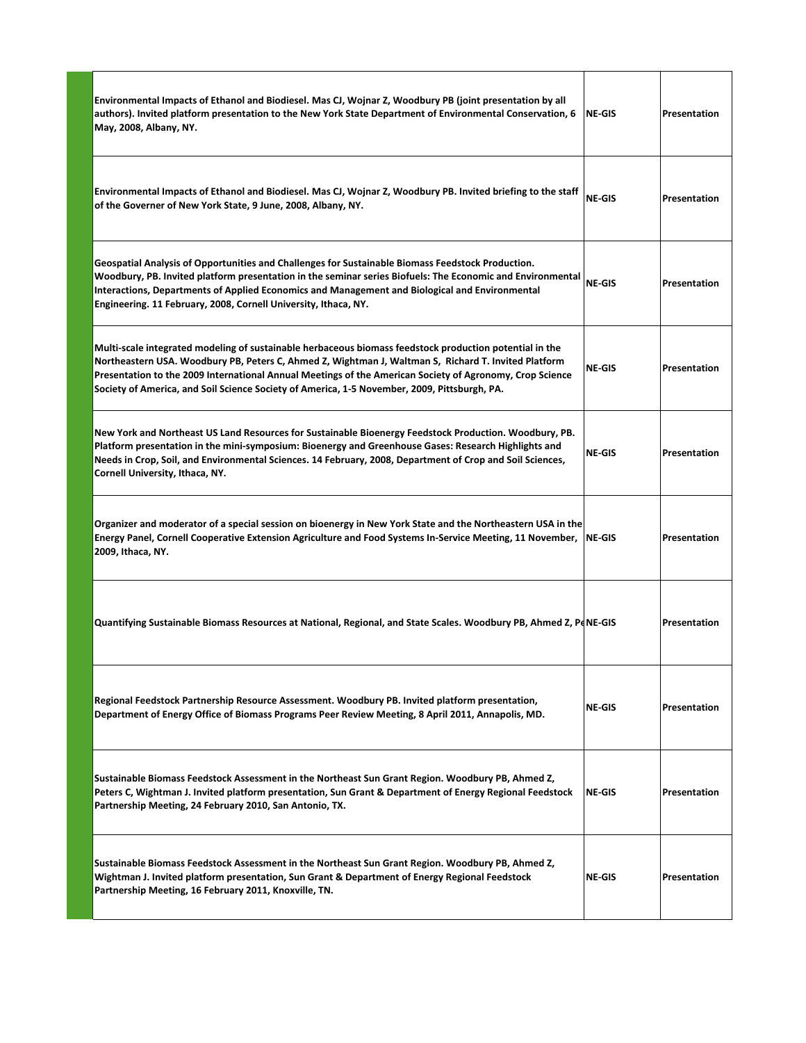| | | |
|---|---|---|
| **Environmental Impacts of Ethanol and Biodiesel. Mas CJ, Wojnar Z, Woodbury PB (joint presentation by all authors). Invited platform presentation to the New York State Department of Environmental Conservation, 6 May, 2008, Albany, NY.** | **NE-GIS** | **Presentation** |
| **Environmental Impacts of Ethanol and Biodiesel. Mas CJ, Wojnar Z, Woodbury PB. Invited briefing to the staff of the Governer of New York State, 9 June, 2008, Albany, NY.** | **NE-GIS** | **Presentation** |
| **Geospatial Analysis of Opportunities and Challenges for Sustainable Biomass Feedstock Production. Woodbury, PB. Invited platform presentation in the seminar series Biofuels: The Economic and Environmental Interactions, Departments of Applied Economics and Management and Biological and Environmental Engineering. 11 February, 2008, Cornell University, Ithaca, NY.** | **NE-GIS** | **Presentation** |
| **Multi-scale integrated modeling of sustainable herbaceous biomass feedstock production potential in the Northeastern USA. Woodbury PB, Peters C, Ahmed Z, Wightman J, Waltman S, Richard T. Invited Platform Presentation to the 2009 International Annual Meetings of the American Society of Agronomy, Crop Science Society of America, and Soil Science Society of America, 1-5 November, 2009, Pittsburgh, PA.** | **NE-GIS** | **Presentation** |
| **New York and Northeast US Land Resources for Sustainable Bioenergy Feedstock Production. Woodbury, PB. Platform presentation in the mini-symposium: Bioenergy and Greenhouse Gases: Research Highlights and Needs in Crop, Soil, and Environmental Sciences. 14 February, 2008, Department of Crop and Soil Sciences, Cornell University, Ithaca, NY.** | **NE-GIS** | **Presentation** |
| **Organizer and moderator of a special session on bioenergy in New York State and the Northeastern USA in the Energy Panel, Cornell Cooperative Extension Agriculture and Food Systems In-Service Meeting, 11 November, 2009, Ithaca, NY.** | **NE-GIS** | **Presentation** |
| **Quantifying Sustainable Biomass Resources at National, Regional, and State Scales. Woodbury PB, Ahmed Z, Pe** | **NE-GIS** | **Presentation** |
| **Regional Feedstock Partnership Resource Assessment. Woodbury PB. Invited platform presentation, Department of Energy Office of Biomass Programs Peer Review Meeting, 8 April 2011, Annapolis, MD.** | **NE-GIS** | **Presentation** |
| **Sustainable Biomass Feedstock Assessment in the Northeast Sun Grant Region. Woodbury PB, Ahmed Z, Peters C, Wightman J. Invited platform presentation, Sun Grant & Department of Energy Regional Feedstock Partnership Meeting, 24 February 2010, San Antonio, TX.** | **NE-GIS** | **Presentation** |
| **Sustainable Biomass Feedstock Assessment in the Northeast Sun Grant Region. Woodbury PB, Ahmed Z, Wightman J. Invited platform presentation, Sun Grant & Department of Energy Regional Feedstock Partnership Meeting, 16 February 2011, Knoxville, TN.** | **NE-GIS** | **Presentation** |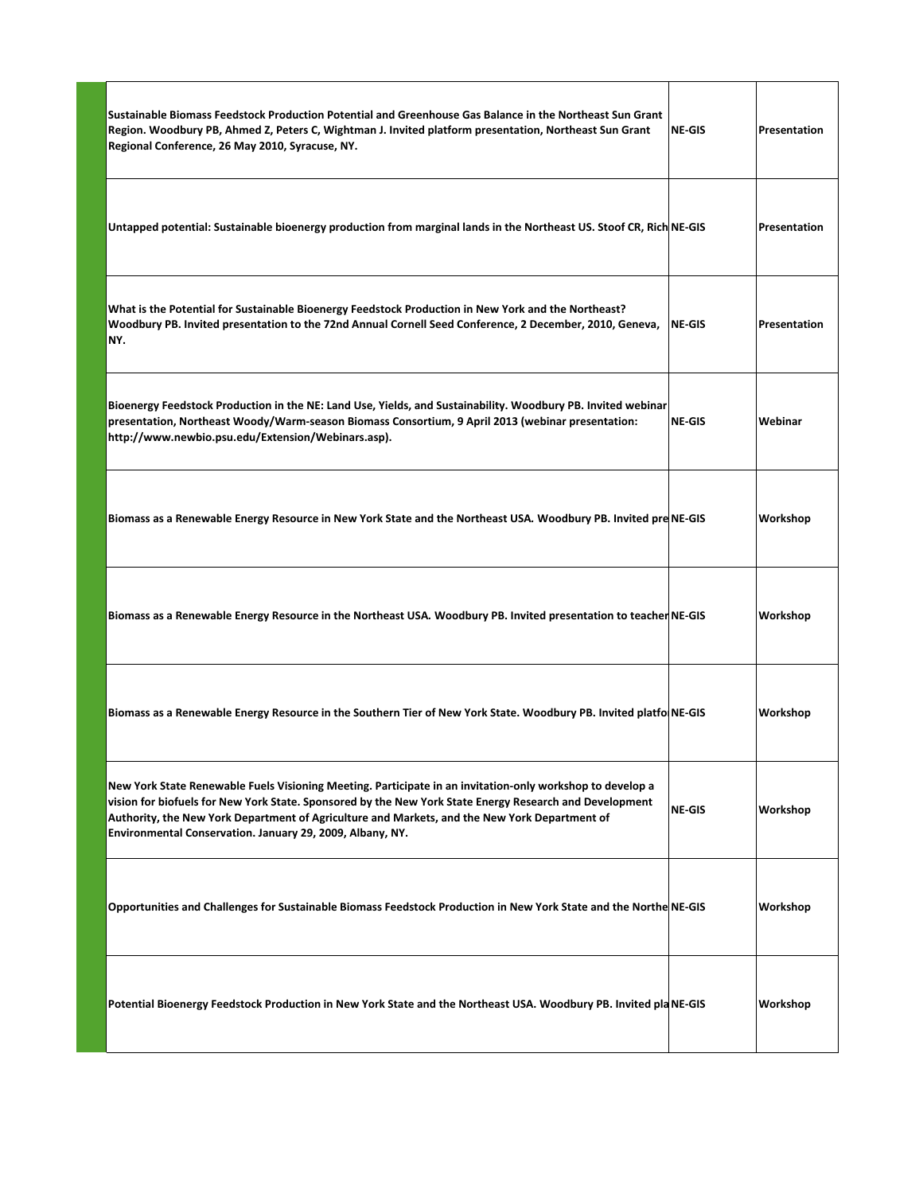| | | |
|---|---|---|
| **Sustainable Biomass Feedstock Production Potential and Greenhouse Gas Balance in the Northeast Sun Grant Region. Woodbury PB, Ahmed Z, Peters C, Wightman J. Invited platform presentation, Northeast Sun Grant Regional Conference, 26 May 2010, Syracuse, NY.** | **NE-GIS** | **Presentation** |
| **Untapped potential: Sustainable bioenergy production from marginal lands in the Northeast US. Stoof CR, Rich** | **NE-GIS** | **Presentation** |
| **What is the Potential for Sustainable Bioenergy Feedstock Production in New York and the Northeast? Woodbury PB. Invited presentation to the 72nd Annual Cornell Seed Conference, 2 December, 2010, Geneva, NY.** | **NE-GIS** | **Presentation** |
| **Bioenergy Feedstock Production in the NE: Land Use, Yields, and Sustainability. Woodbury PB. Invited webinar presentation, Northeast Woody/Warm-season Biomass Consortium, 9 April 2013 (webinar presentation: http://www.newbio.psu.edu/Extension/Webinars.asp).** | **NE-GIS** | **Webinar** |
| **Biomass as a Renewable Energy Resource in New York State and the Northeast USA. Woodbury PB. Invited pre** | **NE-GIS** | **Workshop** |
| **Biomass as a Renewable Energy Resource in the Northeast USA. Woodbury PB. Invited presentation to teacher** | **NE-GIS** | **Workshop** |
| **Biomass as a Renewable Energy Resource in the Southern Tier of New York State. Woodbury PB. Invited platfo** | **NE-GIS** | **Workshop** |
| **New York State Renewable Fuels Visioning Meeting. Participate in an invitation-only workshop to develop a vision for biofuels for New York State. Sponsored by the New York State Energy Research and Development Authority, the New York Department of Agriculture and Markets, and the New York Department of Environmental Conservation. January 29, 2009, Albany, NY.** | **NE-GIS** | **Workshop** |
| **Opportunities and Challenges for Sustainable Biomass Feedstock Production in New York State and the Northe** | **NE-GIS** | **Workshop** |
| **Potential Bioenergy Feedstock Production in New York State and the Northeast USA. Woodbury PB. Invited pla** | **NE-GIS** | **Workshop** |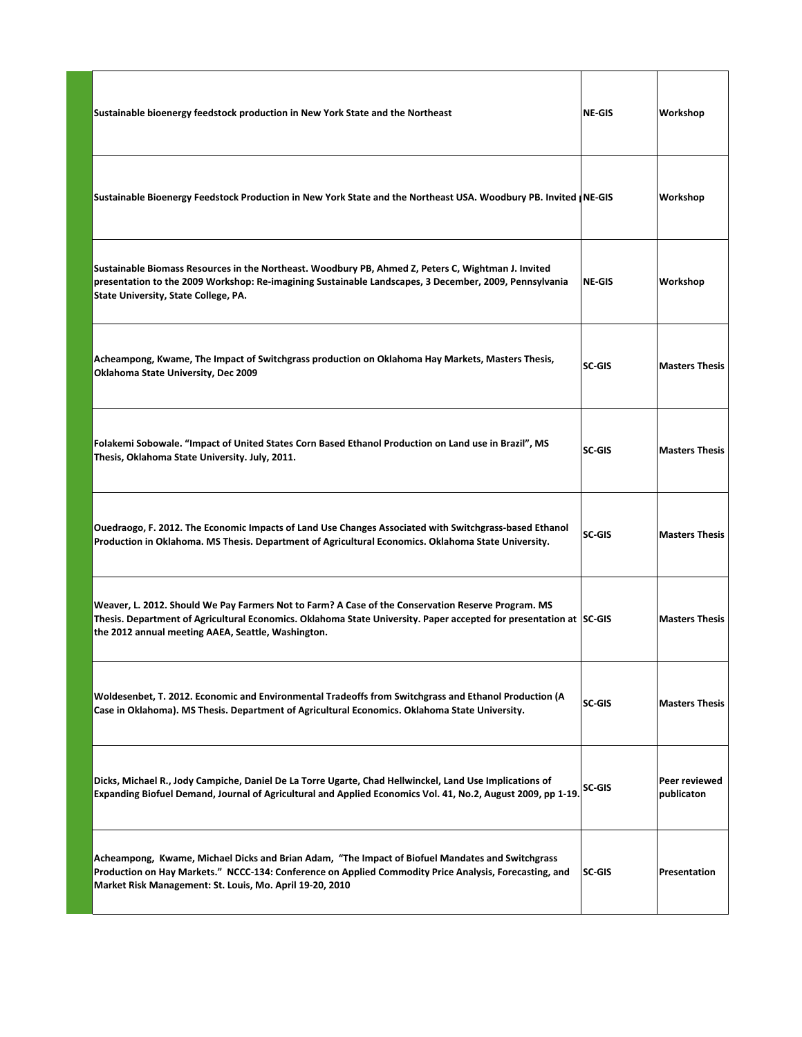| | | |
|---|---|---|
| Sustainable bioenergy feedstock production in New York State and the Northeast | NE-GIS | Workshop |
| Sustainable Bioenergy Feedstock Production in New York State and the Northeast USA. Woodbury PB. Invited | NE-GIS | Workshop |
| Sustainable Biomass Resources in the Northeast. Woodbury PB, Ahmed Z, Peters C, Wightman J. Invited presentation to the 2009 Workshop: Re-imagining Sustainable Landscapes, 3 December, 2009, Pennsylvania State University, State College, PA. | NE-GIS | Workshop |
| Acheampong, Kwame, The Impact of Switchgrass production on Oklahoma Hay Markets, Masters Thesis, Oklahoma State University, Dec 2009 | SC-GIS | Masters Thesis |
| Folakemi Sobowale. "Impact of United States Corn Based Ethanol Production on Land use in Brazil", MS Thesis, Oklahoma State University. July, 2011. | SC-GIS | Masters Thesis |
| Ouedraogo, F. 2012. The Economic Impacts of Land Use Changes Associated with Switchgrass-based Ethanol Production in Oklahoma. MS Thesis. Department of Agricultural Economics. Oklahoma State University. | SC-GIS | Masters Thesis |
| Weaver, L. 2012. Should We Pay Farmers Not to Farm? A Case of the Conservation Reserve Program. MS Thesis. Department of Agricultural Economics. Oklahoma State University. Paper accepted for presentation at the 2012 annual meeting AAEA, Seattle, Washington. | SC-GIS | Masters Thesis |
| Woldesenbet, T. 2012. Economic and Environmental Tradeoffs from Switchgrass and Ethanol Production (A Case in Oklahoma). MS Thesis. Department of Agricultural Economics. Oklahoma State University. | SC-GIS | Masters Thesis |
| Dicks, Michael R., Jody Campiche, Daniel De La Torre Ugarte, Chad Hellwinckel, Land Use Implications of Expanding Biofuel Demand, Journal of Agricultural and Applied Economics Vol. 41, No.2, August 2009, pp 1-19. | SC-GIS | Peer reviewed publicaton |
| Acheampong, Kwame, Michael Dicks and Brian Adam, "The Impact of Biofuel Mandates and Switchgrass Production on Hay Markets." NCCC-134: Conference on Applied Commodity Price Analysis, Forecasting, and Market Risk Management: St. Louis, Mo. April 19-20, 2010 | SC-GIS | Presentation |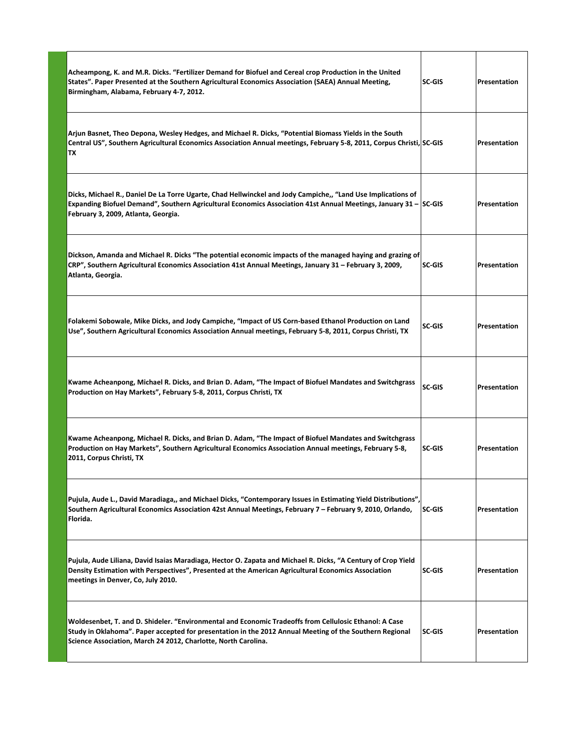| | | |
|---|---|---|
| **Acheampong, K. and M.R. Dicks. "Fertilizer Demand for Biofuel and Cereal crop Production in the United States". Paper Presented at the Southern Agricultural Economics Association (SAEA) Annual Meeting, Birmingham, Alabama, February 4-7, 2012.** | **SC-GIS** | **Presentation** |
| **Arjun Basnet, Theo Depona, Wesley Hedges, and Michael R. Dicks, "Potential Biomass Yields in the South Central US", Southern Agricultural Economics Association Annual meetings, February 5-8, 2011, Corpus Christi, TX** | **SC-GIS** | **Presentation** |
| **Dicks, Michael R., Daniel De La Torre Ugarte, Chad Hellwinckel and Jody Campiche,, "Land Use Implications of Expanding Biofuel Demand", Southern Agricultural Economics Association 41st Annual Meetings, January 31 – February 3, 2009, Atlanta, Georgia.** | **SC-GIS** | **Presentation** |
| **Dickson, Amanda and Michael R. Dicks "The potential economic impacts of the managed haying and grazing of CRP", Southern Agricultural Economics Association 41st Annual Meetings, January 31 – February 3, 2009, Atlanta, Georgia.** | **SC-GIS** | **Presentation** |
| **Folakemi Sobowale, Mike Dicks, and Jody Campiche, "Impact of US Corn-based Ethanol Production on Land Use", Southern Agricultural Economics Association Annual meetings, February 5-8, 2011, Corpus Christi, TX** | **SC-GIS** | **Presentation** |
| **Kwame Acheanpong, Michael R. Dicks, and Brian D. Adam, "The Impact of Biofuel Mandates and Switchgrass Production on Hay Markets", February 5-8, 2011, Corpus Christi, TX** | **SC-GIS** | **Presentation** |
| **Kwame Acheanpong, Michael R. Dicks, and Brian D. Adam, "The Impact of Biofuel Mandates and Switchgrass Production on Hay Markets", Southern Agricultural Economics Association Annual meetings, February 5-8, 2011, Corpus Christi, TX** | **SC-GIS** | **Presentation** |
| **Pujula, Aude L., David Maradiaga,, and Michael Dicks, "Contemporary Issues in Estimating Yield Distributions", Southern Agricultural Economics Association 42st Annual Meetings, February 7 – February 9, 2010, Orlando, Florida.** | **SC-GIS** | **Presentation** |
| **Pujula, Aude Liliana, David Isaias Maradiaga, Hector O. Zapata and Michael R. Dicks, "A Century of Crop Yield Density Estimation with Perspectives", Presented at the American Agricultural Economics Association meetings in Denver, Co, July 2010.** | **SC-GIS** | **Presentation** |
| **Woldesenbet, T. and D. Shideler. "Environmental and Economic Tradeoffs from Cellulosic Ethanol: A Case Study in Oklahoma". Paper accepted for presentation in the 2012 Annual Meeting of the Southern Regional Science Association, March 24 2012, Charlotte, North Carolina.** | **SC-GIS** | **Presentation** |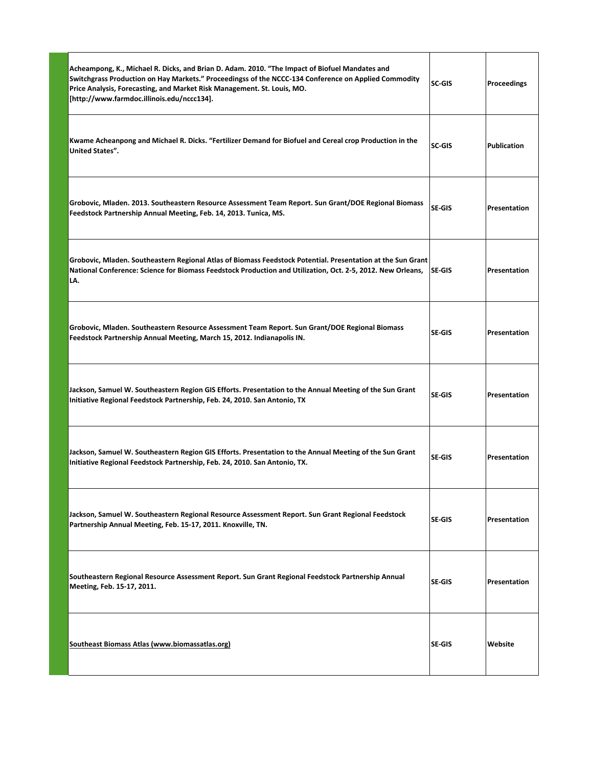| | | |
|---|---|---|
| **Acheampong, K., Michael R. Dicks, and Brian D. Adam. 2010. "The Impact of Biofuel Mandates and Switchgrass Production on Hay Markets." Proceedingss of the NCCC-134 Conference on Applied Commodity Price Analysis, Forecasting, and Market Risk Management. St. Louis, MO. [http://www.farmdoc.illinois.edu/nccc134].** | **SC-GIS** | **Proceedings** |
| **Kwame Acheanpong and Michael R. Dicks. "Fertilizer Demand for Biofuel and Cereal crop Production in the United States".** | **SC-GIS** | **Publication** |
| **Grobovic, Mladen. 2013. Southeastern Resource Assessment Team Report. Sun Grant/DOE Regional Biomass Feedstock Partnership Annual Meeting, Feb. 14, 2013. Tunica, MS.** | **SE-GIS** | **Presentation** |
| **Grobovic, Mladen. Southeastern Regional Atlas of Biomass Feedstock Potential. Presentation at the Sun Grant National Conference: Science for Biomass Feedstock Production and Utilization, Oct. 2-5, 2012. New Orleans, LA.** | **SE-GIS** | **Presentation** |
| **Grobovic, Mladen. Southeastern Resource Assessment Team Report. Sun Grant/DOE Regional Biomass Feedstock Partnership Annual Meeting, March 15, 2012. Indianapolis IN.** | **SE-GIS** | **Presentation** |
| **Jackson, Samuel W. Southeastern Region GIS Efforts. Presentation to the Annual Meeting of the Sun Grant Initiative Regional Feedstock Partnership, Feb. 24, 2010. San Antonio, TX** | **SE-GIS** | **Presentation** |
| **Jackson, Samuel W. Southeastern Region GIS Efforts. Presentation to the Annual Meeting of the Sun Grant Initiative Regional Feedstock Partnership, Feb. 24, 2010. San Antonio, TX.** | **SE-GIS** | **Presentation** |
| **Jackson, Samuel W. Southeastern Regional Resource Assessment Report. Sun Grant Regional Feedstock Partnership Annual Meeting, Feb. 15-17, 2011. Knoxville, TN.** | **SE-GIS** | **Presentation** |
| **Southeastern Regional Resource Assessment Report. Sun Grant Regional Feedstock Partnership Annual Meeting, Feb. 15-17, 2011.** | **SE-GIS** | **Presentation** |
| **Southeast Biomass Atlas (www.biomassatlas.org)** | **SE-GIS** | **Website** |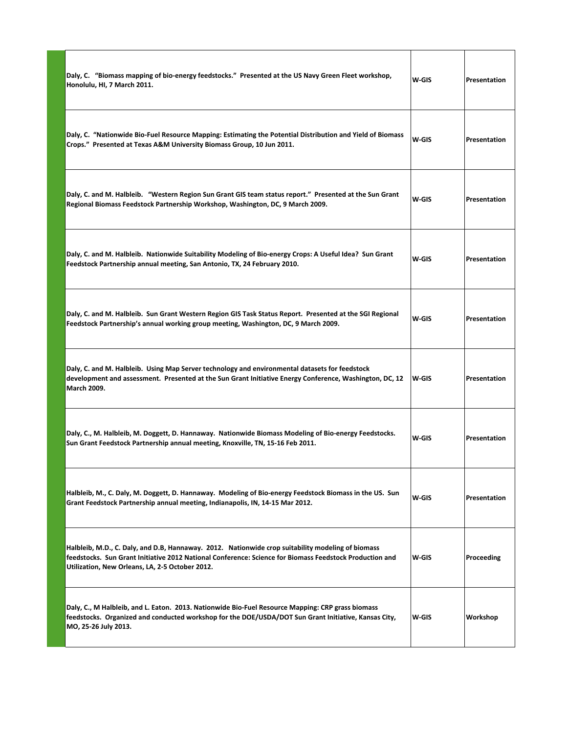| | | |
|---|---|---|
| **Daly, C. "Biomass mapping of bio-energy feedstocks." Presented at the US Navy Green Fleet workshop, Honolulu, HI, 7 March 2011.** | **W-GIS** | **Presentation** |
| **Daly, C. "Nationwide Bio-Fuel Resource Mapping: Estimating the Potential Distribution and Yield of Biomass Crops." Presented at Texas A&M University Biomass Group, 10 Jun 2011.** | **W-GIS** | **Presentation** |
| **Daly, C. and M. Halbleib. "Western Region Sun Grant GIS team status report." Presented at the Sun Grant Regional Biomass Feedstock Partnership Workshop, Washington, DC, 9 March 2009.** | **W-GIS** | **Presentation** |
| **Daly, C. and M. Halbleib. Nationwide Suitability Modeling of Bio-energy Crops: A Useful Idea? Sun Grant Feedstock Partnership annual meeting, San Antonio, TX, 24 February 2010.** | **W-GIS** | **Presentation** |
| **Daly, C. and M. Halbleib. Sun Grant Western Region GIS Task Status Report. Presented at the SGI Regional Feedstock Partnership's annual working group meeting, Washington, DC, 9 March 2009.** | **W-GIS** | **Presentation** |
| **Daly, C. and M. Halbleib. Using Map Server technology and environmental datasets for feedstock development and assessment. Presented at the Sun Grant Initiative Energy Conference, Washington, DC, 12 March 2009.** | **W-GIS** | **Presentation** |
| **Daly, C., M. Halbleib, M. Doggett, D. Hannaway. Nationwide Biomass Modeling of Bio-energy Feedstocks. Sun Grant Feedstock Partnership annual meeting, Knoxville, TN, 15-16 Feb 2011.** | **W-GIS** | **Presentation** |
| **Halbleib, M., C. Daly, M. Doggett, D. Hannaway. Modeling of Bio-energy Feedstock Biomass in the US. Sun Grant Feedstock Partnership annual meeting, Indianapolis, IN, 14-15 Mar 2012.** | **W-GIS** | **Presentation** |
| **Halbleib, M.D., C. Daly, and D.B, Hannaway. 2012. Nationwide crop suitability modeling of biomass feedstocks. Sun Grant Initiative 2012 National Conference: Science for Biomass Feedstock Production and Utilization, New Orleans, LA, 2-5 October 2012.** | **W-GIS** | **Proceeding** |
| **Daly, C., M Halbleib, and L. Eaton. 2013. Nationwide Bio-Fuel Resource Mapping: CRP grass biomass feedstocks. Organized and conducted workshop for the DOE/USDA/DOT Sun Grant Initiative, Kansas City, MO, 25-26 July 2013.** | **W-GIS** | **Workshop** |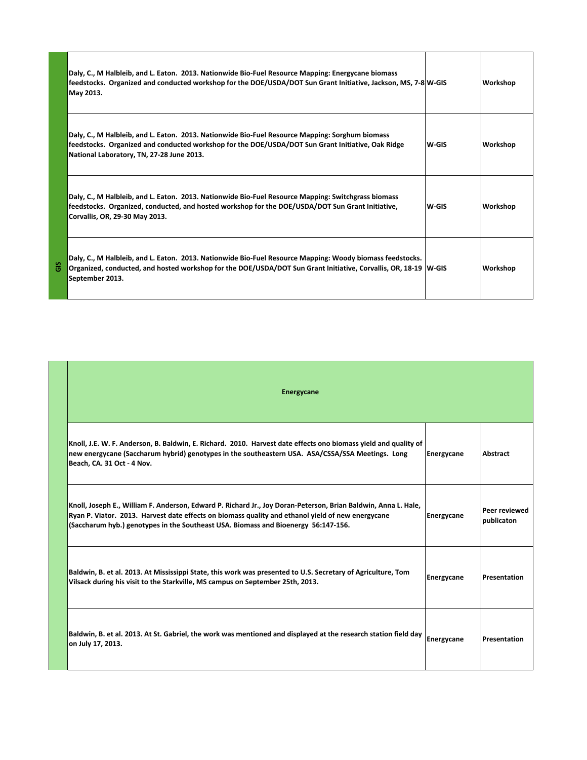| GIS | | | |
|---|---|---|---|
| | Daly, C., M Halbleib, and L. Eaton. 2013. Nationwide Bio-Fuel Resource Mapping: Energycane biomass feedstocks. Organized and conducted workshop for the DOE/USDA/DOT Sun Grant Initiative, Jackson, MS, 7-8 May 2013. | W-GIS | Workshop |
| | Daly, C., M Halbleib, and L. Eaton. 2013. Nationwide Bio-Fuel Resource Mapping: Sorghum biomass feedstocks. Organized and conducted workshop for the DOE/USDA/DOT Sun Grant Initiative, Oak Ridge National Laboratory, TN, 27-28 June 2013. | W-GIS | Workshop |
| | Daly, C., M Halbleib, and L. Eaton. 2013. Nationwide Bio-Fuel Resource Mapping: Switchgrass biomass feedstocks. Organized, conducted, and hosted workshop for the DOE/USDA/DOT Sun Grant Initiative, Corvallis, OR, 29-30 May 2013. | W-GIS | Workshop |
| | Daly, C., M Halbleib, and L. Eaton. 2013. Nationwide Bio-Fuel Resource Mapping: Woody biomass feedstocks. Organized, conducted, and hosted workshop for the DOE/USDA/DOT Sun Grant Initiative, Corvallis, OR, 18-19 September 2013. | W-GIS | Workshop |

| | Energycane | | |
|---|---|---|---|
| | Knoll, J.E. W. F. Anderson, B. Baldwin, E. Richard. 2010. Harvest date effects ono biomass yield and quality of new energycane (Saccharum hybrid) genotypes in the southeastern USA. ASA/CSSA/SSA Meetings. Long Beach, CA. 31 Oct - 4 Nov. | Energycane | Abstract |
| | Knoll, Joseph E., William F. Anderson, Edward P. Richard Jr., Joy Doran-Peterson, Brian Baldwin, Anna L. Hale, Ryan P. Viator. 2013. Harvest date effects on biomass quality and ethanol yield of new energycane (Saccharum hyb.) genotypes in the Southeast USA. Biomass and Bioenergy 56:147-156. | Energycane | Peer reviewed publicaton |
| | Baldwin, B. et al. 2013. At Mississippi State, this work was presented to U.S. Secretary of Agriculture, Tom Vilsack during his visit to the Starkville, MS campus on September 25th, 2013. | Energycane | Presentation |
| | Baldwin, B. et al. 2013. At St. Gabriel, the work was mentioned and displayed at the research station field day on July 17, 2013. | Energycane | Presentation |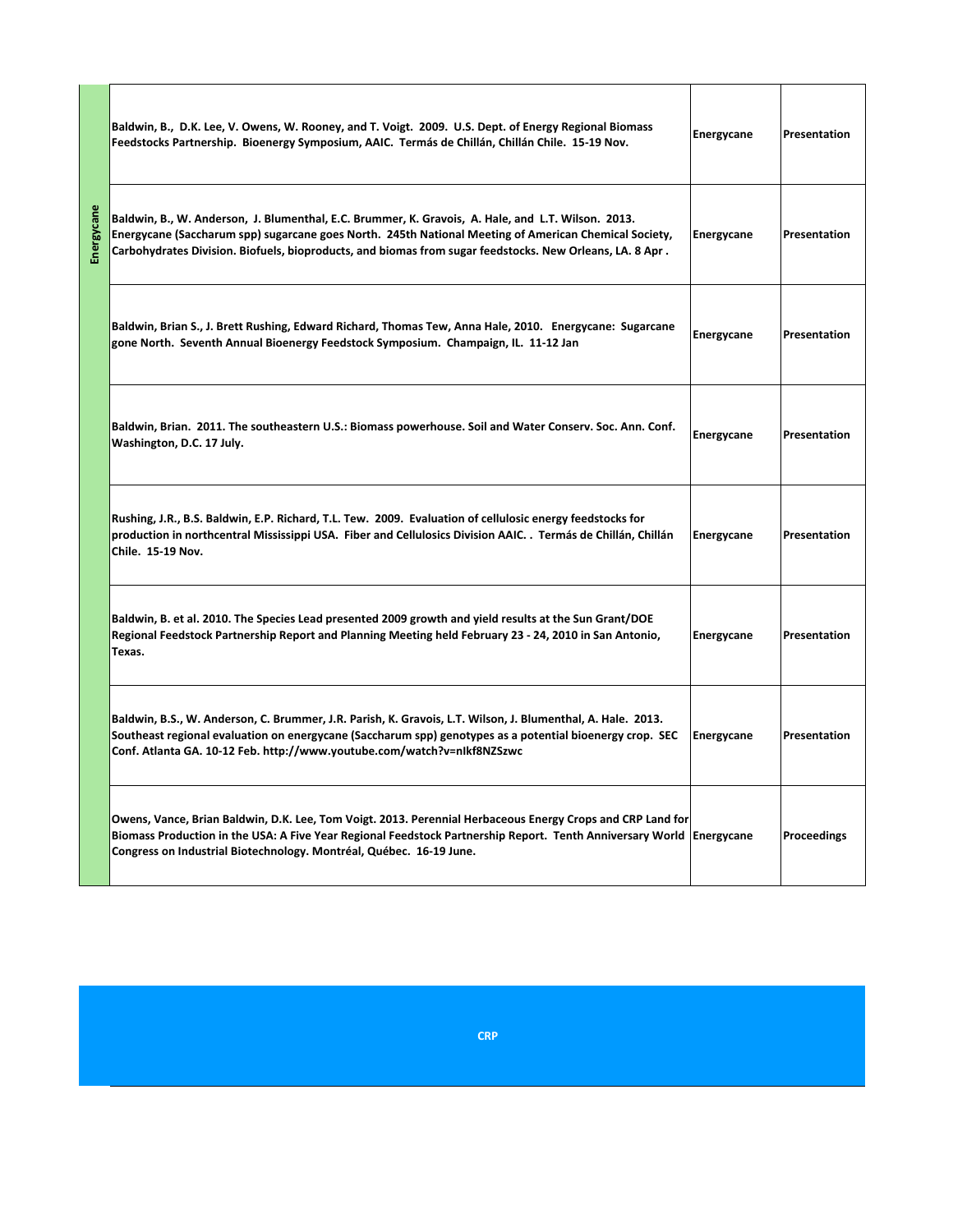| Energycane | | | |
|---|---|---|---|
| | Baldwin, B., D.K. Lee, V. Owens, W. Rooney, and T. Voigt. 2009. U.S. Dept. of Energy Regional Biomass Feedstocks Partnership. Bioenergy Symposium, AAIC. Termás de Chillán, Chillán Chile. 15-19 Nov. | Energycane | Presentation |
| | Baldwin, B., W. Anderson, J. Blumenthal, E.C. Brummer, K. Gravois, A. Hale, and L.T. Wilson. 2013. Energycane (Saccharum spp) sugarcane goes North. 245th National Meeting of American Chemical Society, Carbohydrates Division. Biofuels, bioproducts, and biomas from sugar feedstocks. New Orleans, LA. 8 Apr . | Energycane | Presentation |
| | Baldwin, Brian S., J. Brett Rushing, Edward Richard, Thomas Tew, Anna Hale, 2010. Energycane: Sugarcane gone North. Seventh Annual Bioenergy Feedstock Symposium. Champaign, IL. 11-12 Jan | Energycane | Presentation |
| | Baldwin, Brian. 2011. The southeastern U.S.: Biomass powerhouse. Soil and Water Conserv. Soc. Ann. Conf. Washington, D.C. 17 July. | Energycane | Presentation |
| | Rushing, J.R., B.S. Baldwin, E.P. Richard, T.L. Tew. 2009. Evaluation of cellulosic energy feedstocks for production in northcentral Mississippi USA. Fiber and Cellulosics Division AAIC. . Termás de Chillán, Chillán Chile. 15-19 Nov. | Energycane | Presentation |
| | Baldwin, B. et al. 2010. The Species Lead presented 2009 growth and yield results at the Sun Grant/DOE Regional Feedstock Partnership Report and Planning Meeting held February 23 - 24, 2010 in San Antonio, Texas. | Energycane | Presentation |
| | Baldwin, B.S., W. Anderson, C. Brummer, J.R. Parish, K. Gravois, L.T. Wilson, J. Blumenthal, A. Hale. 2013. Southeast regional evaluation on energycane (Saccharum spp) genotypes as a potential bioenergy crop. SEC Conf. Atlanta GA. 10-12 Feb. http://www.youtube.com/watch?v=nIkf8NZSzwc | Energycane | Presentation |
| | Owens, Vance, Brian Baldwin, D.K. Lee, Tom Voigt. 2013. Perennial Herbaceous Energy Crops and CRP Land for Biomass Production in the USA: A Five Year Regional Feedstock Partnership Report. Tenth Anniversary World Congress on Industrial Biotechnology. Montréal, Québec. 16-19 June. | Energycane | Proceedings |

**CRP**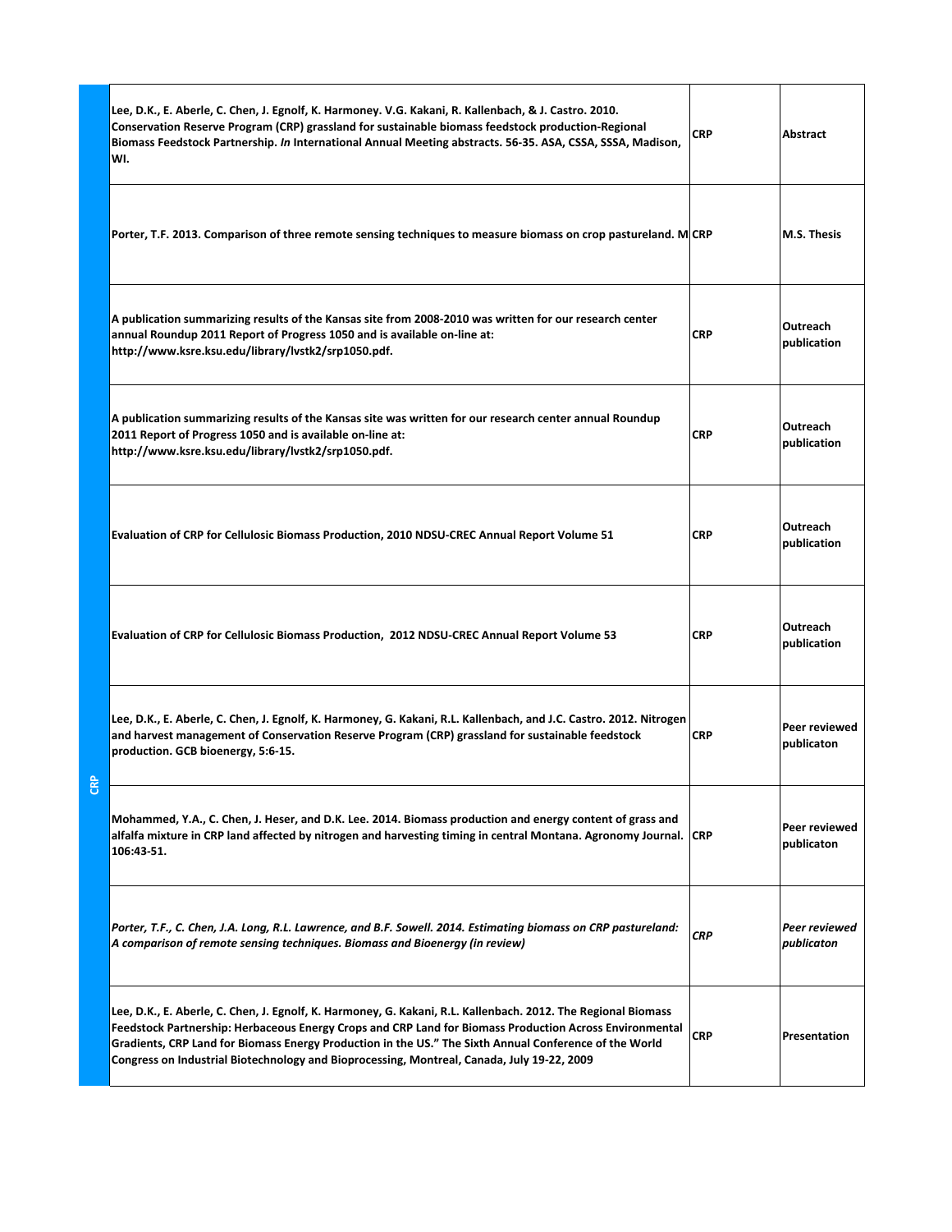| CRP | | | |
|---|---|---|---|
| | Lee, D.K., E. Aberle, C. Chen, J. Egnolf, K. Harmoney. V.G. Kakani, R. Kallenbach, & J. Castro. 2010. Conservation Reserve Program (CRP) grassland for sustainable biomass feedstock production-Regional Biomass Feedstock Partnership. *In* International Annual Meeting abstracts. 56-35. ASA, CSSA, SSSA, Madison, WI. | CRP | Abstract |
| | Porter, T.F. 2013. Comparison of three remote sensing techniques to measure biomass on crop pastureland. M | CRP | M.S. Thesis |
| | A publication summarizing results of the Kansas site from 2008-2010 was written for our research center annual Roundup 2011 Report of Progress 1050 and is available on-line at: http://www.ksre.ksu.edu/library/lvstk2/srp1050.pdf. | CRP | Outreach publication |
| | A publication summarizing results of the Kansas site was written for our research center annual Roundup 2011 Report of Progress 1050 and is available on-line at: http://www.ksre.ksu.edu/library/lvstk2/srp1050.pdf. | CRP | Outreach publication |
| | Evaluation of CRP for Cellulosic Biomass Production, 2010 NDSU-CREC Annual Report Volume 51 | CRP | Outreach publication |
| | Evaluation of CRP for Cellulosic Biomass Production, 2012 NDSU-CREC Annual Report Volume 53 | CRP | Outreach publication |
| | Lee, D.K., E. Aberle, C. Chen, J. Egnolf, K. Harmoney, G. Kakani, R.L. Kallenbach, and J.C. Castro. 2012. Nitrogen and harvest management of Conservation Reserve Program (CRP) grassland for sustainable feedstock production. GCB bioenergy, 5:6-15. | CRP | Peer reviewed publicaton |
| | Mohammed, Y.A., C. Chen, J. Heser, and D.K. Lee. 2014. Biomass production and energy content of grass and alfalfa mixture in CRP land affected by nitrogen and harvesting timing in central Montana. Agronomy Journal. 106:43-51. | CRP | Peer reviewed publicaton |
| | *Porter, T.F., C. Chen, J.A. Long, R.L. Lawrence, and B.F. Sowell. 2014. Estimating biomass on CRP pastureland: A comparison of remote sensing techniques. Biomass and Bioenergy (in review)* | *CRP* | *Peer reviewed publicaton* |
| | Lee, D.K., E. Aberle, C. Chen, J. Egnolf, K. Harmoney, G. Kakani, R.L. Kallenbach. 2012. The Regional Biomass Feedstock Partnership: Herbaceous Energy Crops and CRP Land for Biomass Production Across Environmental Gradients, CRP Land for Biomass Energy Production in the US." The Sixth Annual Conference of the World Congress on Industrial Biotechnology and Bioprocessing, Montreal, Canada, July 19-22, 2009 | CRP | Presentation |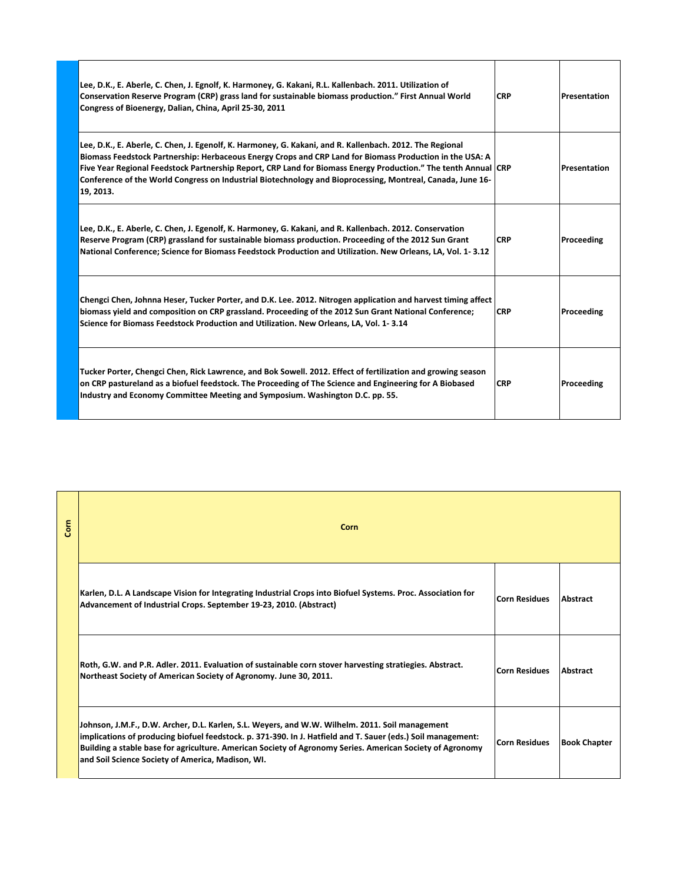| | | |
|---|---|---|
| Lee, D.K., E. Aberle, C. Chen, J. Egnolf, K. Harmoney, G. Kakani, R.L. Kallenbach. 2011. Utilization of Conservation Reserve Program (CRP) grass land for sustainable biomass production." First Annual World Congress of Bioenergy, Dalian, China, April 25-30, 2011 | CRP | Presentation |
| Lee, D.K., E. Aberle, C. Chen, J. Egenolf, K. Harmoney, G. Kakani, and R. Kallenbach. 2012. The Regional Biomass Feedstock Partnership: Herbaceous Energy Crops and CRP Land for Biomass Production in the USA: A Five Year Regional Feedstock Partnership Report, CRP Land for Biomass Energy Production." The tenth Annual Conference of the World Congress on Industrial Biotechnology and Bioprocessing, Montreal, Canada, June 16-19, 2013. | CRP | Presentation |
| Lee, D.K., E. Aberle, C. Chen, J. Egenolf, K. Harmoney, G. Kakani, and R. Kallenbach. 2012. Conservation Reserve Program (CRP) grassland for sustainable biomass production. Proceeding of the 2012 Sun Grant National Conference; Science for Biomass Feedstock Production and Utilization. New Orleans, LA, Vol. 1- 3.12 | CRP | Proceeding |
| Chengci Chen, Johnna Heser, Tucker Porter, and D.K. Lee. 2012. Nitrogen application and harvest timing affect biomass yield and composition on CRP grassland. Proceeding of the 2012 Sun Grant National Conference; Science for Biomass Feedstock Production and Utilization. New Orleans, LA, Vol. 1- 3.14 | CRP | Proceeding |
| Tucker Porter, Chengci Chen, Rick Lawrence, and Bok Sowell. 2012. Effect of fertilization and growing season on CRP pastureland as a biofuel feedstock. The Proceeding of The Science and Engineering for A Biobased Industry and Economy Committee Meeting and Symposium. Washington D.C. pp. 55. | CRP | Proceeding |

| Corn | | |
|---|---|---|
| Karlen, D.L. A Landscape Vision for Integrating Industrial Crops into Biofuel Systems. Proc. Association for Advancement of Industrial Crops. September 19-23, 2010. (Abstract) | Corn Residues | Abstract |
| Roth, G.W. and P.R. Adler. 2011. Evaluation of sustainable corn stover harvesting stratiegies. Abstract. Northeast Society of American Society of Agronomy. June 30, 2011. | Corn Residues | Abstract |
| Johnson, J.M.F., D.W. Archer, D.L. Karlen, S.L. Weyers, and W.W. Wilhelm. 2011. Soil management implications of producing biofuel feedstock. p. 371-390. In J. Hatfield and T. Sauer (eds.) Soil management: Building a stable base for agriculture. American Society of Agronomy Series. American Society of Agronomy and Soil Science Society of America, Madison, WI. | Corn Residues | Book Chapter |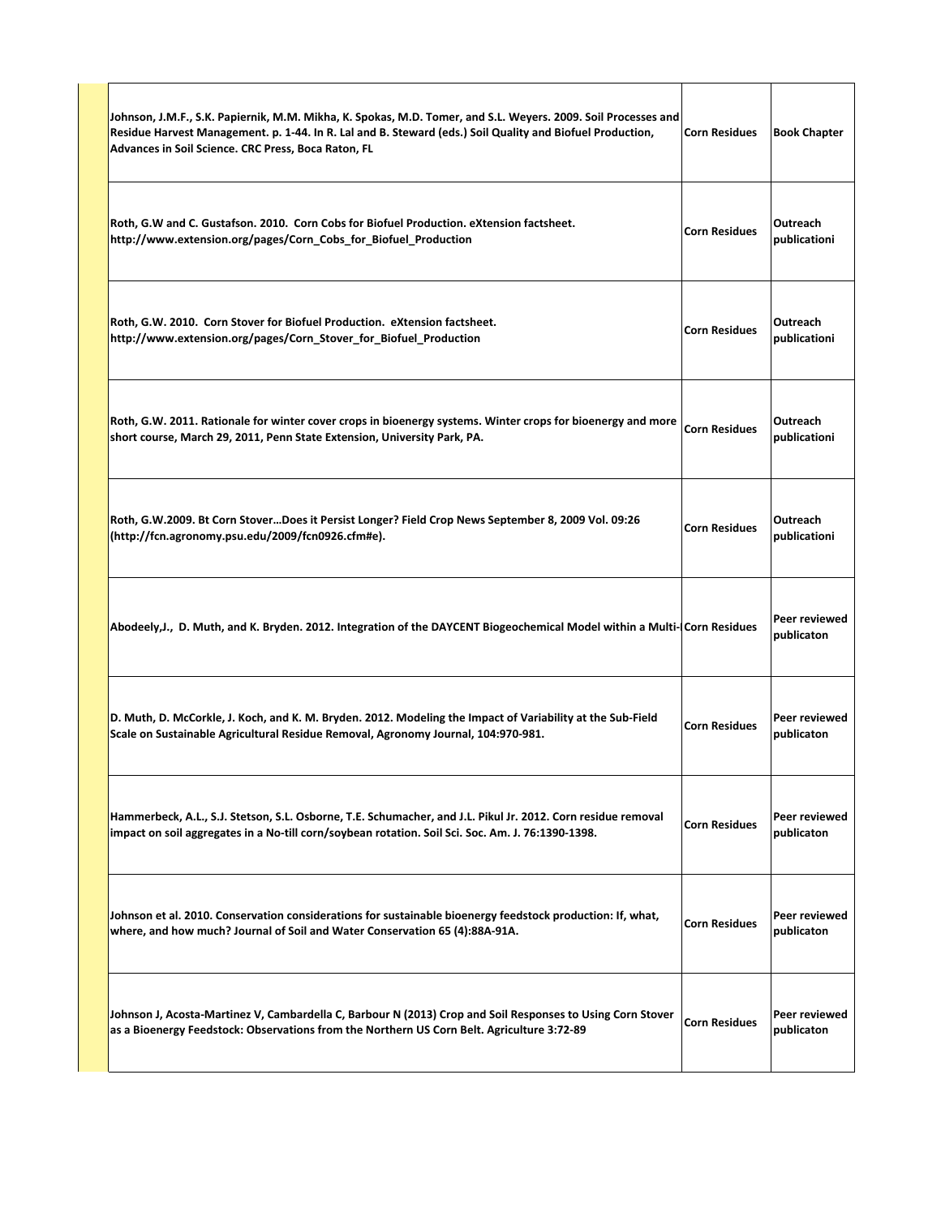| | | |
|---|---|---|
| Johnson, J.M.F., S.K. Papiernik, M.M. Mikha, K. Spokas, M.D. Tomer, and S.L. Weyers. 2009. Soil Processes and Residue Harvest Management. p. 1-44. In R. Lal and B. Steward (eds.) Soil Quality and Biofuel Production, Advances in Soil Science. CRC Press, Boca Raton, FL | Corn Residues | Book Chapter |
| Roth, G.W and C. Gustafson. 2010. Corn Cobs for Biofuel Production. eXtension factsheet. http://www.extension.org/pages/Corn_Cobs_for_Biofuel_Production | Corn Residues | Outreach publicationi |
| Roth, G.W. 2010. Corn Stover for Biofuel Production. eXtension factsheet. http://www.extension.org/pages/Corn_Stover_for_Biofuel_Production | Corn Residues | Outreach publicationi |
| Roth, G.W. 2011. Rationale for winter cover crops in bioenergy systems. Winter crops for bioenergy and more short course, March 29, 2011, Penn State Extension, University Park, PA. | Corn Residues | Outreach publicationi |
| Roth, G.W.2009. Bt Corn Stover…Does it Persist Longer? Field Crop News September 8, 2009 Vol. 09:26 (http://fcn.agronomy.psu.edu/2009/fcn0926.cfm#e). | Corn Residues | Outreach publicationi |
| Abodeely,J., D. Muth, and K. Bryden. 2012. Integration of the DAYCENT Biogeochemical Model within a Multi- | Corn Residues | Peer reviewed publicaton |
| D. Muth, D. McCorkle, J. Koch, and K. M. Bryden. 2012. Modeling the Impact of Variability at the Sub-Field Scale on Sustainable Agricultural Residue Removal, Agronomy Journal, 104:970-981. | Corn Residues | Peer reviewed publicaton |
| Hammerbeck, A.L., S.J. Stetson, S.L. Osborne, T.E. Schumacher, and J.L. Pikul Jr. 2012. Corn residue removal impact on soil aggregates in a No-till corn/soybean rotation. Soil Sci. Soc. Am. J. 76:1390-1398. | Corn Residues | Peer reviewed publicaton |
| Johnson et al. 2010. Conservation considerations for sustainable bioenergy feedstock production: If, what, where, and how much? Journal of Soil and Water Conservation 65 (4):88A-91A. | Corn Residues | Peer reviewed publicaton |
| Johnson J, Acosta-Martinez V, Cambardella C, Barbour N (2013) Crop and Soil Responses to Using Corn Stover as a Bioenergy Feedstock: Observations from the Northern US Corn Belt. Agriculture 3:72-89 | Corn Residues | Peer reviewed publicaton |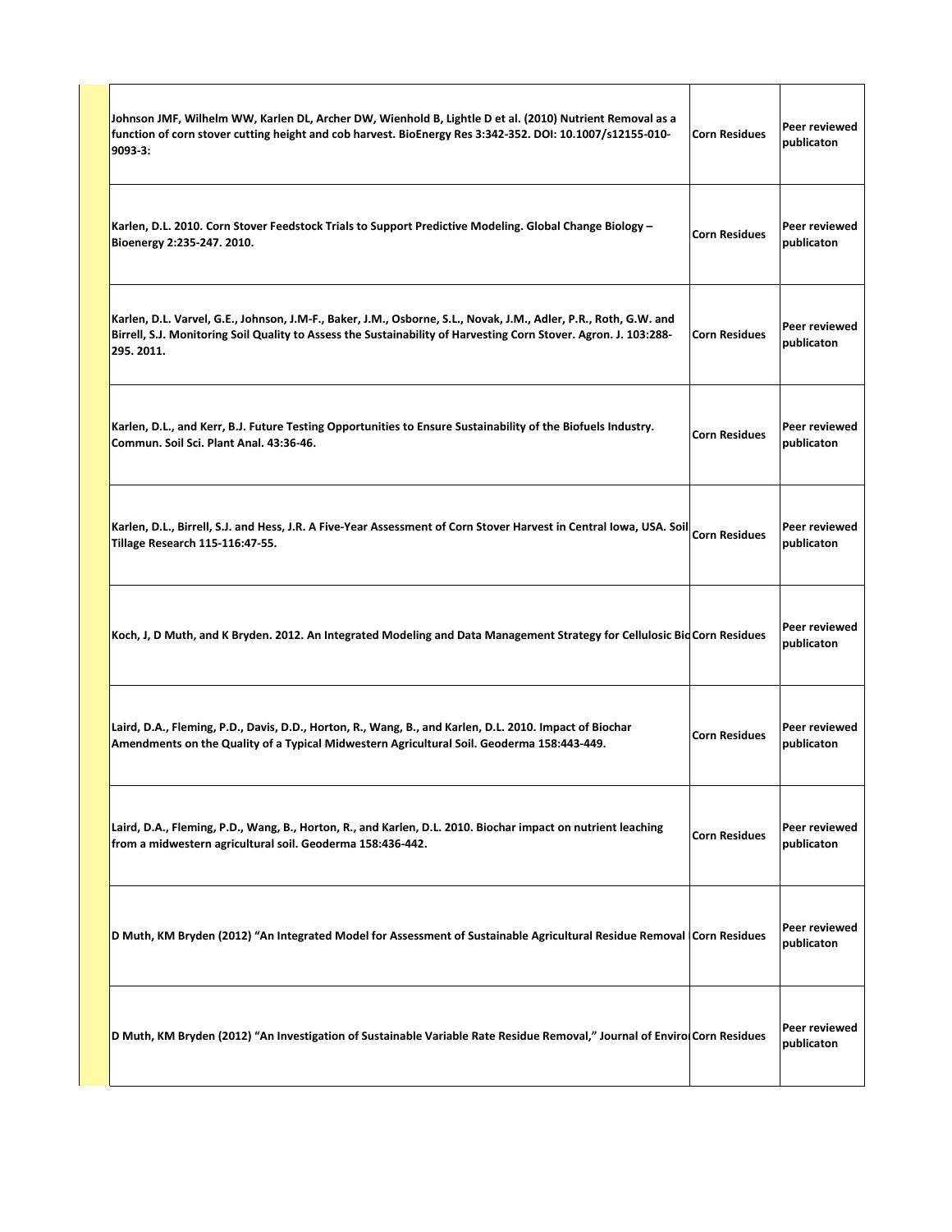| | | |
|---|---|---|
| Johnson JMF, Wilhelm WW, Karlen DL, Archer DW, Wienhold B, Lightle D et al. (2010) Nutrient Removal as a function of corn stover cutting height and cob harvest. BioEnergy Res 3:342-352. DOI: 10.1007/s12155-010-9093-3: | Corn Residues | Peer reviewed publicaton |
| Karlen, D.L. 2010. Corn Stover Feedstock Trials to Support Predictive Modeling. Global Change Biology – Bioenergy 2:235-247. 2010. | Corn Residues | Peer reviewed publicaton |
| Karlen, D.L. Varvel, G.E., Johnson, J.M-F., Baker, J.M., Osborne, S.L., Novak, J.M., Adler, P.R., Roth, G.W. and Birrell, S.J. Monitoring Soil Quality to Assess the Sustainability of Harvesting Corn Stover. Agron. J. 103:288-295. 2011. | Corn Residues | Peer reviewed publicaton |
| Karlen, D.L., and Kerr, B.J. Future Testing Opportunities to Ensure Sustainability of the Biofuels Industry. Commun. Soil Sci. Plant Anal. 43:36-46. | Corn Residues | Peer reviewed publicaton |
| Karlen, D.L., Birrell, S.J. and Hess, J.R. A Five-Year Assessment of Corn Stover Harvest in Central Iowa, USA. Soil Tillage Research 115-116:47-55. | Corn Residues | Peer reviewed publicaton |
| Koch, J, D Muth, and K Bryden. 2012. An Integrated Modeling and Data Management Strategy for Cellulosic Bio | Corn Residues | Peer reviewed publicaton |
| Laird, D.A., Fleming, P.D., Davis, D.D., Horton, R., Wang, B., and Karlen, D.L. 2010. Impact of Biochar Amendments on the Quality of a Typical Midwestern Agricultural Soil. Geoderma 158:443-449. | Corn Residues | Peer reviewed publicaton |
| Laird, D.A., Fleming, P.D., Wang, B., Horton, R., and Karlen, D.L. 2010. Biochar impact on nutrient leaching from a midwestern agricultural soil. Geoderma 158:436-442. | Corn Residues | Peer reviewed publicaton |
| D Muth, KM Bryden (2012) "An Integrated Model for Assessment of Sustainable Agricultural Residue Removal | Corn Residues | Peer reviewed publicaton |
| D Muth, KM Bryden (2012) "An Investigation of Sustainable Variable Rate Residue Removal," Journal of Enviro | Corn Residues | Peer reviewed publicaton |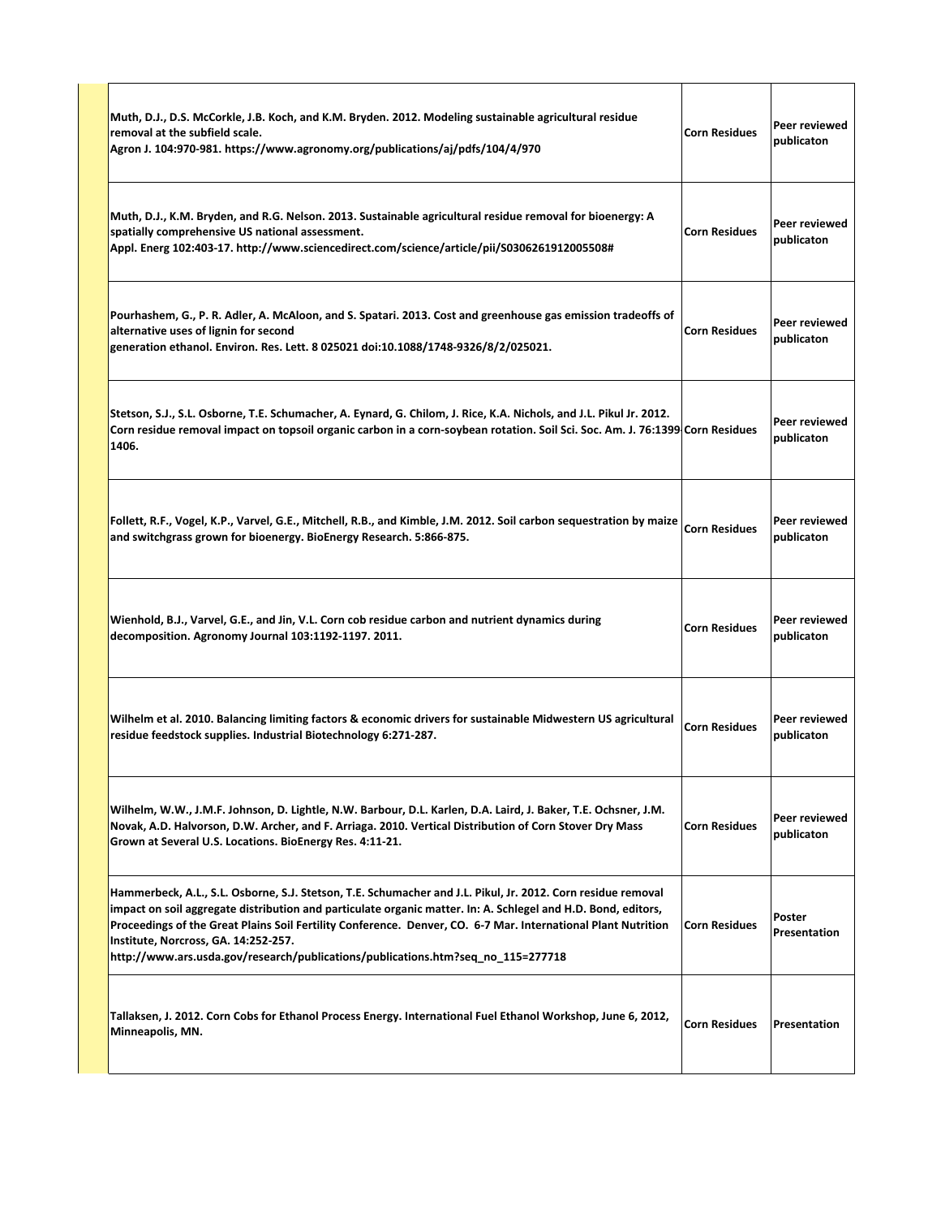| | | |
|---|---|---|
| **Muth, D.J., D.S. McCorkle, J.B. Koch, and K.M. Bryden. 2012. Modeling sustainable agricultural residue removal at the subfield scale. Agron J. 104:970-981. https://www.agronomy.org/publications/aj/pdfs/104/4/970** | **Corn Residues** | **Peer reviewed publicaton** |
| **Muth, D.J., K.M. Bryden, and R.G. Nelson. 2013. Sustainable agricultural residue removal for bioenergy: A spatially comprehensive US national assessment. Appl. Energ 102:403-17. http://www.sciencedirect.com/science/article/pii/S0306261912005508#** | **Corn Residues** | **Peer reviewed publicaton** |
| **Pourhashem, G., P. R. Adler, A. McAloon, and S. Spatari. 2013. Cost and greenhouse gas emission tradeoffs of alternative uses of lignin for second generation ethanol. Environ. Res. Lett. 8 025021 doi:10.1088/1748-9326/8/2/025021.** | **Corn Residues** | **Peer reviewed publicaton** |
| **Stetson, S.J., S.L. Osborne, T.E. Schumacher, A. Eynard, G. Chilom, J. Rice, K.A. Nichols, and J.L. Pikul Jr. 2012. Corn residue removal impact on topsoil organic carbon in a corn-soybean rotation. Soil Sci. Soc. Am. J. 76:1399-1406.** | **Corn Residues** | **Peer reviewed publicaton** |
| **Follett, R.F., Vogel, K.P., Varvel, G.E., Mitchell, R.B., and Kimble, J.M. 2012. Soil carbon sequestration by maize and switchgrass grown for bioenergy. BioEnergy Research. 5:866-875.** | **Corn Residues** | **Peer reviewed publicaton** |
| **Wienhold, B.J., Varvel, G.E., and Jin, V.L. Corn cob residue carbon and nutrient dynamics during decomposition. Agronomy Journal 103:1192-1197. 2011.** | **Corn Residues** | **Peer reviewed publicaton** |
| **Wilhelm et al. 2010. Balancing limiting factors & economic drivers for sustainable Midwestern US agricultural residue feedstock supplies. Industrial Biotechnology 6:271-287.** | **Corn Residues** | **Peer reviewed publicaton** |
| **Wilhelm, W.W., J.M.F. Johnson, D. Lightle, N.W. Barbour, D.L. Karlen, D.A. Laird, J. Baker, T.E. Ochsner, J.M. Novak, A.D. Halvorson, D.W. Archer, and F. Arriaga. 2010. Vertical Distribution of Corn Stover Dry Mass Grown at Several U.S. Locations. BioEnergy Res. 4:11-21.** | **Corn Residues** | **Peer reviewed publicaton** |
| **Hammerbeck, A.L., S.L. Osborne, S.J. Stetson, T.E. Schumacher and J.L. Pikul, Jr. 2012. Corn residue removal impact on soil aggregate distribution and particulate organic matter. In: A. Schlegel and H.D. Bond, editors, Proceedings of the Great Plains Soil Fertility Conference. Denver, CO. 6-7 Mar. International Plant Nutrition Institute, Norcross, GA. 14:252-257. http://www.ars.usda.gov/research/publications/publications.htm?seq_no_115=277718** | **Corn Residues** | **Poster Presentation** |
| **Tallaksen, J. 2012. Corn Cobs for Ethanol Process Energy. International Fuel Ethanol Workshop, June 6, 2012, Minneapolis, MN.** | **Corn Residues** | **Presentation** |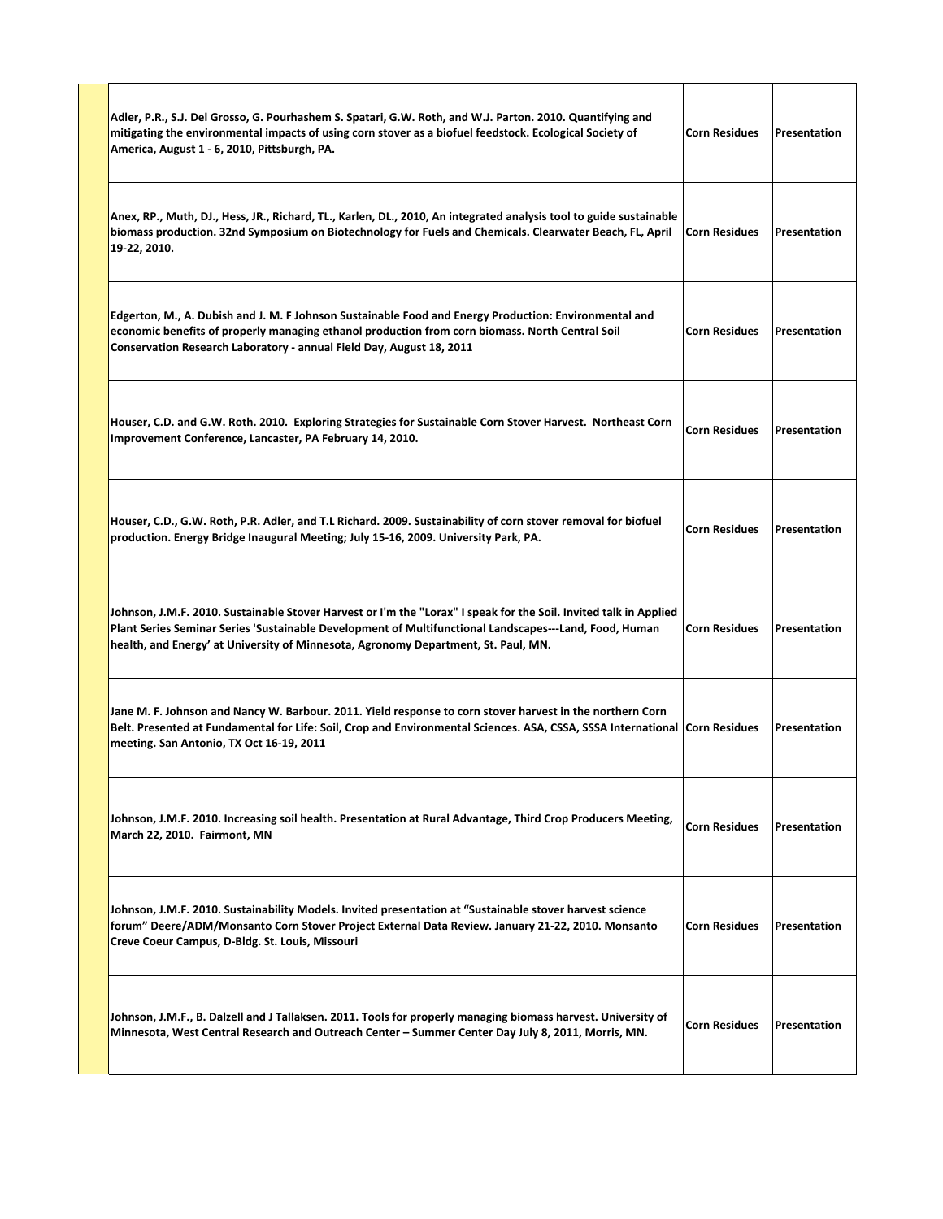| | | |
|---|---|---|
| Adler, P.R., S.J. Del Grosso, G. Pourhashem S. Spatari, G.W. Roth, and W.J. Parton. 2010. Quantifying and mitigating the environmental impacts of using corn stover as a biofuel feedstock. Ecological Society of America, August 1 - 6, 2010, Pittsburgh, PA. | Corn Residues | Presentation |
| Anex, RP., Muth, DJ., Hess, JR., Richard, TL., Karlen, DL., 2010, An integrated analysis tool to guide sustainable biomass production. 32nd Symposium on Biotechnology for Fuels and Chemicals. Clearwater Beach, FL, April 19-22, 2010. | Corn Residues | Presentation |
| Edgerton, M., A. Dubish and J. M. F Johnson Sustainable Food and Energy Production: Environmental and economic benefits of properly managing ethanol production from corn biomass. North Central Soil Conservation Research Laboratory - annual Field Day, August 18, 2011 | Corn Residues | Presentation |
| Houser, C.D. and G.W. Roth. 2010. Exploring Strategies for Sustainable Corn Stover Harvest. Northeast Corn Improvement Conference, Lancaster, PA February 14, 2010. | Corn Residues | Presentation |
| Houser, C.D., G.W. Roth, P.R. Adler, and T.L Richard. 2009. Sustainability of corn stover removal for biofuel production. Energy Bridge Inaugural Meeting; July 15-16, 2009. University Park, PA. | Corn Residues | Presentation |
| Johnson, J.M.F. 2010. Sustainable Stover Harvest or I'm the "Lorax" I speak for the Soil. Invited talk in Applied Plant Series Seminar Series 'Sustainable Development of Multifunctional Landscapes---Land, Food, Human health, and Energy' at University of Minnesota, Agronomy Department, St. Paul, MN. | Corn Residues | Presentation |
| Jane M. F. Johnson and Nancy W. Barbour. 2011. Yield response to corn stover harvest in the northern Corn Belt. Presented at Fundamental for Life: Soil, Crop and Environmental Sciences. ASA, CSSA, SSSA International meeting. San Antonio, TX Oct 16-19, 2011 | Corn Residues | Presentation |
| Johnson, J.M.F. 2010. Increasing soil health. Presentation at Rural Advantage, Third Crop Producers Meeting, March 22, 2010. Fairmont, MN | Corn Residues | Presentation |
| Johnson, J.M.F. 2010. Sustainability Models. Invited presentation at "Sustainable stover harvest science forum" Deere/ADM/Monsanto Corn Stover Project External Data Review. January 21-22, 2010. Monsanto Creve Coeur Campus, D-Bldg. St. Louis, Missouri | Corn Residues | Presentation |
| Johnson, J.M.F., B. Dalzell and J Tallaksen. 2011. Tools for properly managing biomass harvest. University of Minnesota, West Central Research and Outreach Center – Summer Center Day July 8, 2011, Morris, MN. | Corn Residues | Presentation |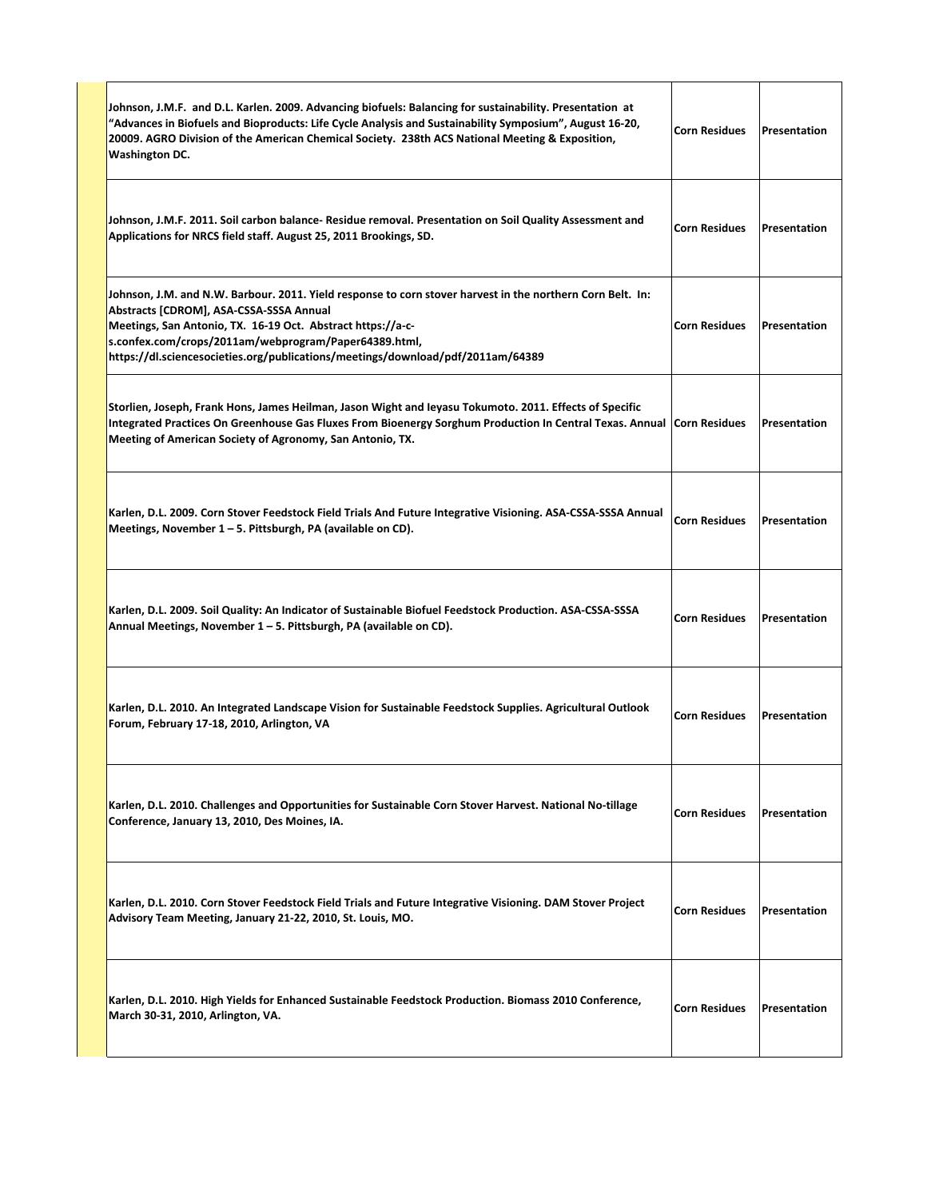| | | |
|---|---|---|
| Johnson, J.M.F. and D.L. Karlen. 2009. Advancing biofuels: Balancing for sustainability. Presentation at "Advances in Biofuels and Bioproducts: Life Cycle Analysis and Sustainability Symposium", August 16-20, 20009. AGRO Division of the American Chemical Society. 238th ACS National Meeting & Exposition, Washington DC. | Corn Residues | Presentation |
| Johnson, J.M.F. 2011. Soil carbon balance- Residue removal. Presentation on Soil Quality Assessment and Applications for NRCS field staff. August 25, 2011 Brookings, SD. | Corn Residues | Presentation |
| Johnson, J.M. and N.W. Barbour. 2011. Yield response to corn stover harvest in the northern Corn Belt. In: Abstracts [CDROM], ASA-CSSA-SSSA Annual Meetings, San Antonio, TX. 16-19 Oct. Abstract https://a-c-s.confex.com/crops/2011am/webprogram/Paper64389.html, https://dl.sciencesocieties.org/publications/meetings/download/pdf/2011am/64389 | Corn Residues | Presentation |
| Storlien, Joseph, Frank Hons, James Heilman, Jason Wight and Ieyasu Tokumoto. 2011. Effects of Specific Integrated Practices On Greenhouse Gas Fluxes From Bioenergy Sorghum Production In Central Texas. Annual Meeting of American Society of Agronomy, San Antonio, TX. | Corn Residues | Presentation |
| Karlen, D.L. 2009. Corn Stover Feedstock Field Trials And Future Integrative Visioning. ASA-CSSA-SSSA Annual Meetings, November 1 – 5. Pittsburgh, PA (available on CD). | Corn Residues | Presentation |
| Karlen, D.L. 2009. Soil Quality: An Indicator of Sustainable Biofuel Feedstock Production. ASA-CSSA-SSSA Annual Meetings, November 1 – 5. Pittsburgh, PA (available on CD). | Corn Residues | Presentation |
| Karlen, D.L. 2010. An Integrated Landscape Vision for Sustainable Feedstock Supplies. Agricultural Outlook Forum, February 17-18, 2010, Arlington, VA | Corn Residues | Presentation |
| Karlen, D.L. 2010. Challenges and Opportunities for Sustainable Corn Stover Harvest. National No-tillage Conference, January 13, 2010, Des Moines, IA. | Corn Residues | Presentation |
| Karlen, D.L. 2010. Corn Stover Feedstock Field Trials and Future Integrative Visioning. DAM Stover Project Advisory Team Meeting, January 21-22, 2010, St. Louis, MO. | Corn Residues | Presentation |
| Karlen, D.L. 2010. High Yields for Enhanced Sustainable Feedstock Production. Biomass 2010 Conference, March 30-31, 2010, Arlington, VA. | Corn Residues | Presentation |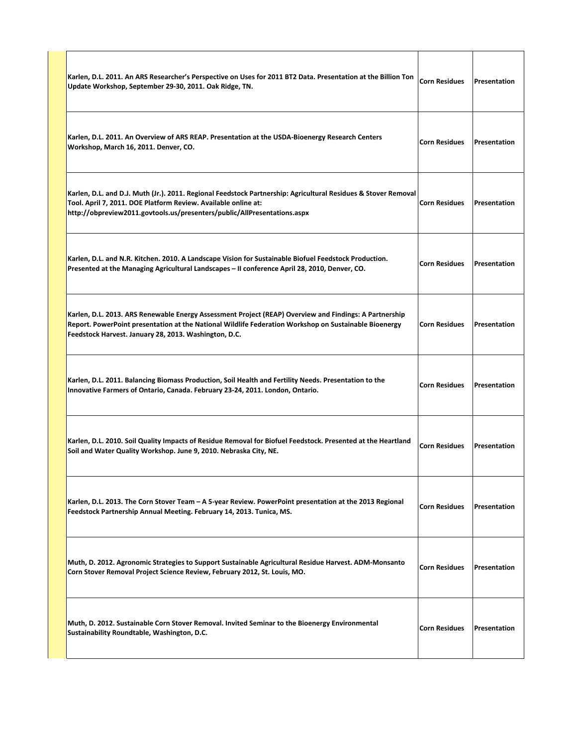| | | |
|---|---|---|
| Karlen, D.L. 2011. An ARS Researcher's Perspective on Uses for 2011 BT2 Data. Presentation at the Billion Ton Update Workshop, September 29-30, 2011. Oak Ridge, TN. | Corn Residues | Presentation |
| Karlen, D.L. 2011. An Overview of ARS REAP. Presentation at the USDA-Bioenergy Research Centers Workshop, March 16, 2011. Denver, CO. | Corn Residues | Presentation |
| Karlen, D.L. and D.J. Muth (Jr.). 2011. Regional Feedstock Partnership: Agricultural Residues & Stover Removal Tool. April 7, 2011. DOE Platform Review. Available online at: http://obpreview2011.govtools.us/presenters/public/AllPresentations.aspx | Corn Residues | Presentation |
| Karlen, D.L. and N.R. Kitchen. 2010. A Landscape Vision for Sustainable Biofuel Feedstock Production. Presented at the Managing Agricultural Landscapes – II conference April 28, 2010, Denver, CO. | Corn Residues | Presentation |
| Karlen, D.L. 2013. ARS Renewable Energy Assessment Project (REAP) Overview and Findings: A Partnership Report. PowerPoint presentation at the National Wildlife Federation Workshop on Sustainable Bioenergy Feedstock Harvest. January 28, 2013. Washington, D.C. | Corn Residues | Presentation |
| Karlen, D.L. 2011. Balancing Biomass Production, Soil Health and Fertility Needs. Presentation to the Innovative Farmers of Ontario, Canada. February 23-24, 2011. London, Ontario. | Corn Residues | Presentation |
| Karlen, D.L. 2010. Soil Quality Impacts of Residue Removal for Biofuel Feedstock. Presented at the Heartland Soil and Water Quality Workshop. June 9, 2010. Nebraska City, NE. | Corn Residues | Presentation |
| Karlen, D.L. 2013. The Corn Stover Team – A 5-year Review. PowerPoint presentation at the 2013 Regional Feedstock Partnership Annual Meeting. February 14, 2013. Tunica, MS. | Corn Residues | Presentation |
| Muth, D. 2012. Agronomic Strategies to Support Sustainable Agricultural Residue Harvest. ADM-Monsanto Corn Stover Removal Project Science Review, February 2012, St. Louis, MO. | Corn Residues | Presentation |
| Muth, D. 2012. Sustainable Corn Stover Removal. Invited Seminar to the Bioenergy Environmental Sustainability Roundtable, Washington, D.C. | Corn Residues | Presentation |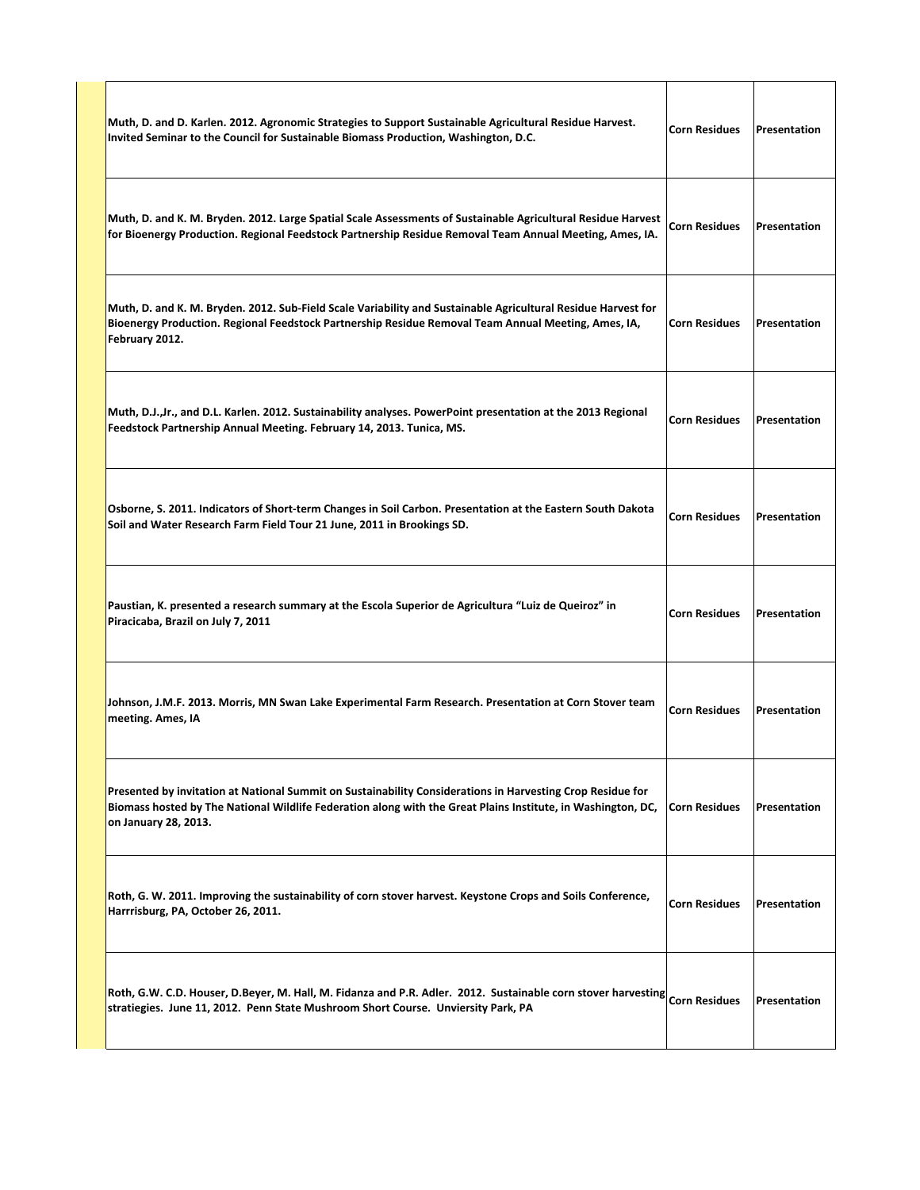| | | |
|---|---|---|
| Muth, D. and D. Karlen. 2012. Agronomic Strategies to Support Sustainable Agricultural Residue Harvest. Invited Seminar to the Council for Sustainable Biomass Production, Washington, D.C. | Corn Residues | Presentation |
| Muth, D. and K. M. Bryden. 2012. Large Spatial Scale Assessments of Sustainable Agricultural Residue Harvest for Bioenergy Production. Regional Feedstock Partnership Residue Removal Team Annual Meeting, Ames, IA. | Corn Residues | Presentation |
| Muth, D. and K. M. Bryden. 2012. Sub-Field Scale Variability and Sustainable Agricultural Residue Harvest for Bioenergy Production. Regional Feedstock Partnership Residue Removal Team Annual Meeting, Ames, IA, February 2012. | Corn Residues | Presentation |
| Muth, D.J.,Jr., and D.L. Karlen. 2012. Sustainability analyses. PowerPoint presentation at the 2013 Regional Feedstock Partnership Annual Meeting. February 14, 2013. Tunica, MS. | Corn Residues | Presentation |
| Osborne, S. 2011. Indicators of Short-term Changes in Soil Carbon. Presentation at the Eastern South Dakota Soil and Water Research Farm Field Tour 21 June, 2011 in Brookings SD. | Corn Residues | Presentation |
| Paustian, K. presented a research summary at the Escola Superior de Agricultura "Luiz de Queiroz" in Piracicaba, Brazil on July 7, 2011 | Corn Residues | Presentation |
| Johnson, J.M.F. 2013. Morris, MN Swan Lake Experimental Farm Research. Presentation at Corn Stover team meeting. Ames, IA | Corn Residues | Presentation |
| Presented by invitation at National Summit on Sustainability Considerations in Harvesting Crop Residue for Biomass hosted by The National Wildlife Federation along with the Great Plains Institute, in Washington, DC, on January 28, 2013. | Corn Residues | Presentation |
| Roth, G. W. 2011. Improving the sustainability of corn stover harvest. Keystone Crops and Soils Conference, Harrrisburg, PA, October 26, 2011. | Corn Residues | Presentation |
| Roth, G.W. C.D. Houser, D.Beyer, M. Hall, M. Fidanza and P.R. Adler. 2012. Sustainable corn stover harvesting stratiegies. June 11, 2012. Penn State Mushroom Short Course. Unviersity Park, PA | Corn Residues | Presentation |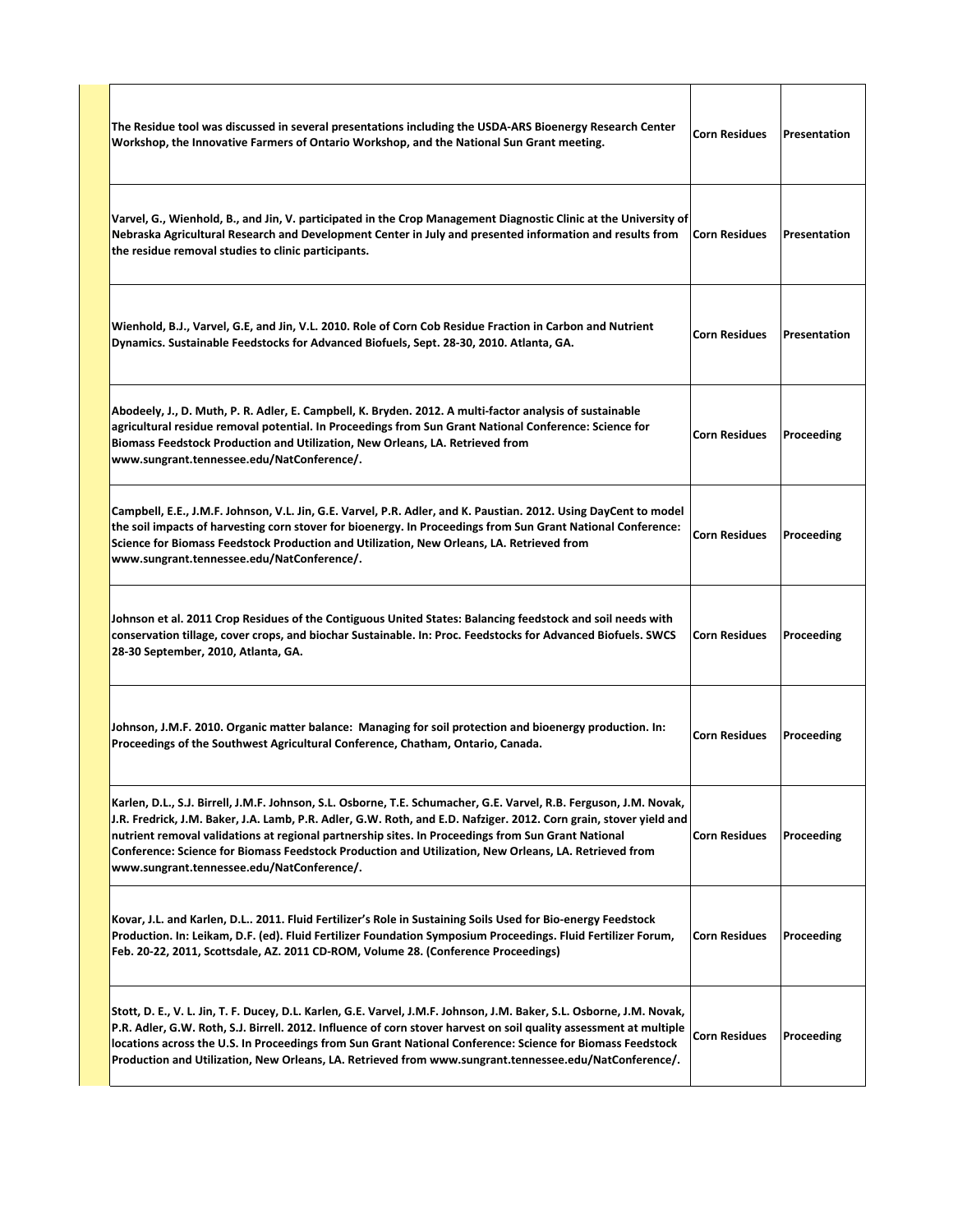| | | |
|---|---|---|
| The Residue tool was discussed in several presentations including the USDA-ARS Bioenergy Research Center Workshop, the Innovative Farmers of Ontario Workshop, and the National Sun Grant meeting. | Corn Residues | Presentation |
| Varvel, G., Wienhold, B., and Jin, V. participated in the Crop Management Diagnostic Clinic at the University of Nebraska Agricultural Research and Development Center in July and presented information and results from the residue removal studies to clinic participants. | Corn Residues | Presentation |
| Wienhold, B.J., Varvel, G.E, and Jin, V.L. 2010. Role of Corn Cob Residue Fraction in Carbon and Nutrient Dynamics. Sustainable Feedstocks for Advanced Biofuels, Sept. 28-30, 2010. Atlanta, GA. | Corn Residues | Presentation |
| Abodeely, J., D. Muth, P. R. Adler, E. Campbell, K. Bryden. 2012. A multi-factor analysis of sustainable agricultural residue removal potential. In Proceedings from Sun Grant National Conference: Science for Biomass Feedstock Production and Utilization, New Orleans, LA. Retrieved from www.sungrant.tennessee.edu/NatConference/. | Corn Residues | Proceeding |
| Campbell, E.E., J.M.F. Johnson, V.L. Jin, G.E. Varvel, P.R. Adler, and K. Paustian. 2012. Using DayCent to model the soil impacts of harvesting corn stover for bioenergy. In Proceedings from Sun Grant National Conference: Science for Biomass Feedstock Production and Utilization, New Orleans, LA. Retrieved from www.sungrant.tennessee.edu/NatConference/. | Corn Residues | Proceeding |
| Johnson et al. 2011 Crop Residues of the Contiguous United States: Balancing feedstock and soil needs with conservation tillage, cover crops, and biochar Sustainable. In: Proc. Feedstocks for Advanced Biofuels. SWCS 28-30 September, 2010, Atlanta, GA. | Corn Residues | Proceeding |
| Johnson, J.M.F. 2010. Organic matter balance: Managing for soil protection and bioenergy production. In: Proceedings of the Southwest Agricultural Conference, Chatham, Ontario, Canada. | Corn Residues | Proceeding |
| Karlen, D.L., S.J. Birrell, J.M.F. Johnson, S.L. Osborne, T.E. Schumacher, G.E. Varvel, R.B. Ferguson, J.M. Novak, J.R. Fredrick, J.M. Baker, J.A. Lamb, P.R. Adler, G.W. Roth, and E.D. Nafziger. 2012. Corn grain, stover yield and nutrient removal validations at regional partnership sites. In Proceedings from Sun Grant National Conference: Science for Biomass Feedstock Production and Utilization, New Orleans, LA. Retrieved from www.sungrant.tennessee.edu/NatConference/. | Corn Residues | Proceeding |
| Kovar, J.L. and Karlen, D.L.. 2011. Fluid Fertilizer's Role in Sustaining Soils Used for Bio-energy Feedstock Production. In: Leikam, D.F. (ed). Fluid Fertilizer Foundation Symposium Proceedings. Fluid Fertilizer Forum, Feb. 20-22, 2011, Scottsdale, AZ. 2011 CD-ROM, Volume 28. (Conference Proceedings) | Corn Residues | Proceeding |
| Stott, D. E., V. L. Jin, T. F. Ducey, D.L. Karlen, G.E. Varvel, J.M.F. Johnson, J.M. Baker, S.L. Osborne, J.M. Novak, P.R. Adler, G.W. Roth, S.J. Birrell. 2012. Influence of corn stover harvest on soil quality assessment at multiple locations across the U.S. In Proceedings from Sun Grant National Conference: Science for Biomass Feedstock Production and Utilization, New Orleans, LA. Retrieved from www.sungrant.tennessee.edu/NatConference/. | Corn Residues | Proceeding |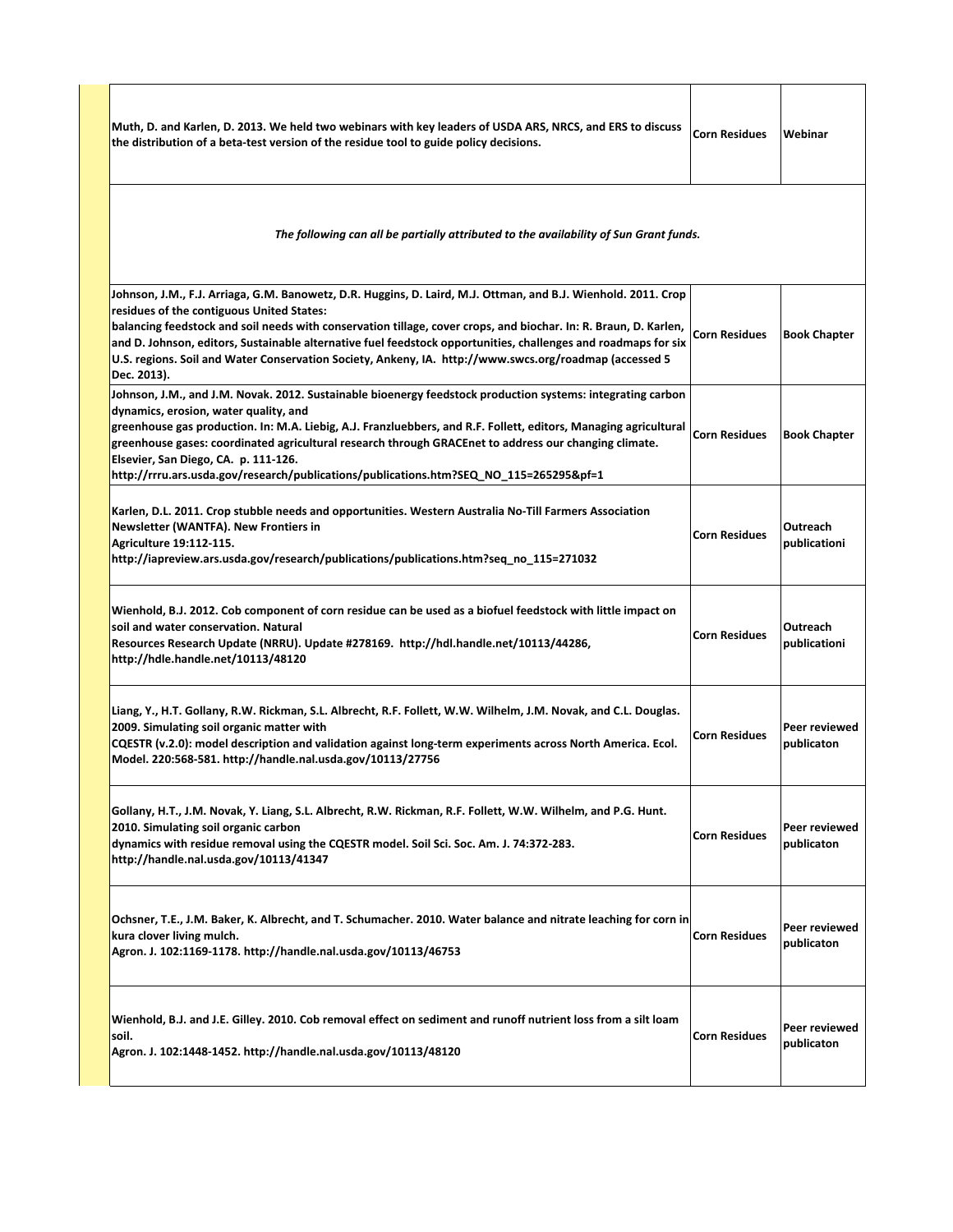| | | |
|---|---|---|
| **Muth, D. and Karlen, D. 2013. We held two webinars with key leaders of USDA ARS, NRCS, and ERS to discuss the distribution of a beta-test version of the residue tool to guide policy decisions.** | **Corn Residues** | **Webinar** |
| ***The following can all be partially attributed to the availability of Sun Grant funds.*** | | |
| **Johnson, J.M., F.J. Arriaga, G.M. Banowetz, D.R. Huggins, D. Laird, M.J. Ottman, and B.J. Wienhold. 2011. Crop residues of the contiguous United States: balancing feedstock and soil needs with conservation tillage, cover crops, and biochar. In: R. Braun, D. Karlen, and D. Johnson, editors, Sustainable alternative fuel feedstock opportunities, challenges and roadmaps for six U.S. regions. Soil and Water Conservation Society, Ankeny, IA. http://www.swcs.org/roadmap (accessed 5 Dec. 2013).** | **Corn Residues** | **Book Chapter** |
| **Johnson, J.M., and J.M. Novak. 2012. Sustainable bioenergy feedstock production systems: integrating carbon dynamics, erosion, water quality, and greenhouse gas production. In: M.A. Liebig, A.J. Franzluebbers, and R.F. Follett, editors, Managing agricultural greenhouse gases: coordinated agricultural research through GRACEnet to address our changing climate. Elsevier, San Diego, CA. p. 111-126. http://rrru.ars.usda.gov/research/publications/publications.htm?SEQ_NO_115=265295&pf=1** | **Corn Residues** | **Book Chapter** |
| **Karlen, D.L. 2011. Crop stubble needs and opportunities. Western Australia No-Till Farmers Association Newsletter (WANTFA). New Frontiers in Agriculture 19:112-115. http://iapreview.ars.usda.gov/research/publications/publications.htm?seq_no_115=271032** | **Corn Residues** | **Outreach publicationi** |
| **Wienhold, B.J. 2012. Cob component of corn residue can be used as a biofuel feedstock with little impact on soil and water conservation. Natural Resources Research Update (NRRU). Update #278169. http://hdl.handle.net/10113/44286, http://hdle.handle.net/10113/48120** | **Corn Residues** | **Outreach publicationi** |
| **Liang, Y., H.T. Gollany, R.W. Rickman, S.L. Albrecht, R.F. Follett, W.W. Wilhelm, J.M. Novak, and C.L. Douglas. 2009. Simulating soil organic matter with CQESTR (v.2.0): model description and validation against long-term experiments across North America. Ecol. Model. 220:568-581. http://handle.nal.usda.gov/10113/27756** | **Corn Residues** | **Peer reviewed publicaton** |
| **Gollany, H.T., J.M. Novak, Y. Liang, S.L. Albrecht, R.W. Rickman, R.F. Follett, W.W. Wilhelm, and P.G. Hunt. 2010. Simulating soil organic carbon dynamics with residue removal using the CQESTR model. Soil Sci. Soc. Am. J. 74:372-283. http://handle.nal.usda.gov/10113/41347** | **Corn Residues** | **Peer reviewed publicaton** |
| **Ochsner, T.E., J.M. Baker, K. Albrecht, and T. Schumacher. 2010. Water balance and nitrate leaching for corn in kura clover living mulch. Agron. J. 102:1169-1178. http://handle.nal.usda.gov/10113/46753** | **Corn Residues** | **Peer reviewed publicaton** |
| **Wienhold, B.J. and J.E. Gilley. 2010. Cob removal effect on sediment and runoff nutrient loss from a silt loam soil. Agron. J. 102:1448-1452. http://handle.nal.usda.gov/10113/48120** | **Corn Residues** | **Peer reviewed publicaton** |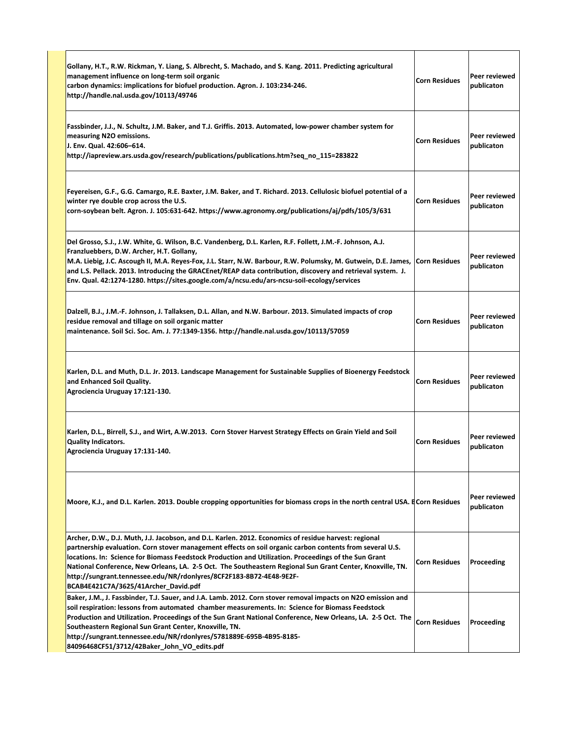| | | |
|---|---|---|
| Gollany, H.T., R.W. Rickman, Y. Liang, S. Albrecht, S. Machado, and S. Kang. 2011. Predicting agricultural management influence on long-term soil organic carbon dynamics: implications for biofuel production. Agron. J. 103:234-246. http://handle.nal.usda.gov/10113/49746 | Corn Residues | Peer reviewed publicaton |
| Fassbinder, J.J., N. Schultz, J.M. Baker, and T.J. Griffis. 2013. Automated, low-power chamber system for measuring N2O emissions. J. Env. Qual. 42:606–614. http://iapreview.ars.usda.gov/research/publications/publications.htm?seq_no_115=283822 | Corn Residues | Peer reviewed publicaton |
| Feyereisen, G.F., G.G. Camargo, R.E. Baxter, J.M. Baker, and T. Richard. 2013. Cellulosic biofuel potential of a winter rye double crop across the U.S. corn-soybean belt. Agron. J. 105:631-642. https://www.agronomy.org/publications/aj/pdfs/105/3/631 | Corn Residues | Peer reviewed publicaton |
| Del Grosso, S.J., J.W. White, G. Wilson, B.C. Vandenberg, D.L. Karlen, R.F. Follett, J.M.-F. Johnson, A.J. Franzluebbers, D.W. Archer, H.T. Gollany, M.A. Liebig, J.C. Ascough II, M.A. Reyes-Fox, J.L. Starr, N.W. Barbour, R.W. Polumsky, M. Gutwein, D.E. James, and L.S. Pellack. 2013. Introducing the GRACEnet/REAP data contribution, discovery and retrieval system. J. Env. Qual. 42:1274-1280. https://sites.google.com/a/ncsu.edu/ars-ncsu-soil-ecology/services | Corn Residues | Peer reviewed publicaton |
| Dalzell, B.J., J.M.-F. Johnson, J. Tallaksen, D.L. Allan, and N.W. Barbour. 2013. Simulated impacts of crop residue removal and tillage on soil organic matter maintenance. Soil Sci. Soc. Am. J. 77:1349-1356. http://handle.nal.usda.gov/10113/57059 | Corn Residues | Peer reviewed publicaton |
| Karlen, D.L. and Muth, D.L. Jr. 2013. Landscape Management for Sustainable Supplies of Bioenergy Feedstock and Enhanced Soil Quality. Agrociencia Uruguay 17:121-130. | Corn Residues | Peer reviewed publicaton |
| Karlen, D.L., Birrell, S.J., and Wirt, A.W.2013. Corn Stover Harvest Strategy Effects on Grain Yield and Soil Quality Indicators. Agrociencia Uruguay 17:131-140. | Corn Residues | Peer reviewed publicaton |
| Moore, K.J., and D.L. Karlen. 2013. Double cropping opportunities for biomass crops in the north central USA. B | Corn Residues | Peer reviewed publicaton |
| Archer, D.W., D.J. Muth, J.J. Jacobson, and D.L. Karlen. 2012. Economics of residue harvest: regional partnership evaluation. Corn stover management effects on soil organic carbon contents from several U.S. locations. In: Science for Biomass Feedstock Production and Utilization. Proceedings of the Sun Grant National Conference, New Orleans, LA. 2-5 Oct. The Southeastern Regional Sun Grant Center, Knoxville, TN. http://sungrant.tennessee.edu/NR/rdonlyres/8CF2F183-8B72-4E48-9E2F-BCAB4E421C7A/3625/41Archer_David.pdf | Corn Residues | Proceeding |
| Baker, J.M., J. Fassbinder, T.J. Sauer, and J.A. Lamb. 2012. Corn stover removal impacts on N2O emission and soil respiration: lessons from automated chamber measurements. In: Science for Biomass Feedstock Production and Utilization. Proceedings of the Sun Grant National Conference, New Orleans, LA. 2-5 Oct. The Southeastern Regional Sun Grant Center, Knoxville, TN. http://sungrant.tennessee.edu/NR/rdonlyres/5781889E-695B-4B95-8185-84096468CF51/3712/42Baker_John_VO_edits.pdf | Corn Residues | Proceeding |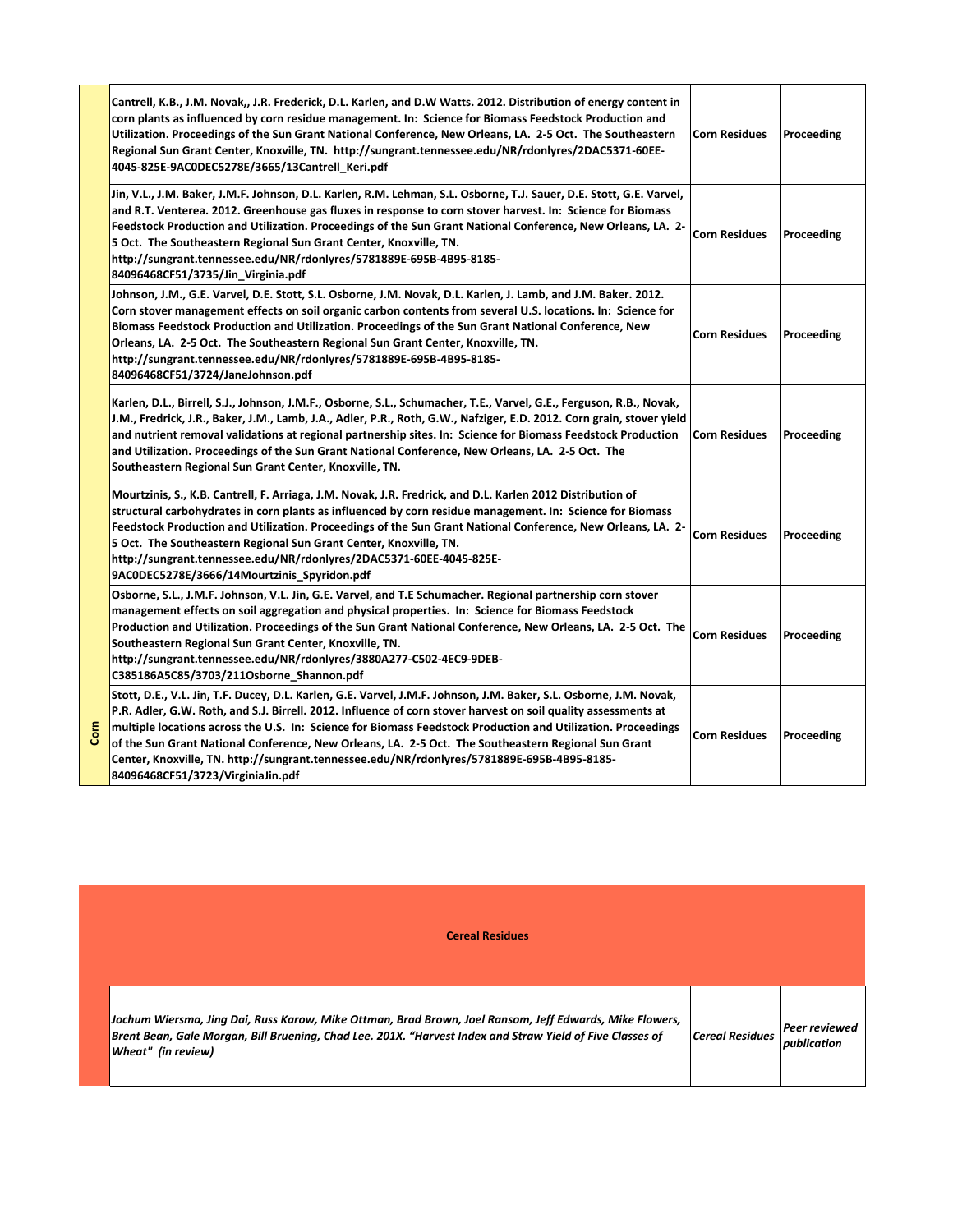| Corn | | | |
|---|---|---|---|
| | **Cantrell, K.B., J.M. Novak,, J.R. Frederick, D.L. Karlen, and D.W Watts. 2012. Distribution of energy content in corn plants as influenced by corn residue management. In: Science for Biomass Feedstock Production and Utilization. Proceedings of the Sun Grant National Conference, New Orleans, LA. 2-5 Oct. The Southeastern Regional Sun Grant Center, Knoxville, TN. http://sungrant.tennessee.edu/NR/rdonlyres/2DAC5371-60EE-4045-825E-9AC0DEC5278E/3665/13Cantrell_Keri.pdf** | **Corn Residues** | **Proceeding** |
| | **Jin, V.L., J.M. Baker, J.M.F. Johnson, D.L. Karlen, R.M. Lehman, S.L. Osborne, T.J. Sauer, D.E. Stott, G.E. Varvel, and R.T. Venterea. 2012. Greenhouse gas fluxes in response to corn stover harvest. In: Science for Biomass Feedstock Production and Utilization. Proceedings of the Sun Grant National Conference, New Orleans, LA. 2-5 Oct. The Southeastern Regional Sun Grant Center, Knoxville, TN. http://sungrant.tennessee.edu/NR/rdonlyres/5781889E-695B-4B95-8185-84096468CF51/3735/Jin_Virginia.pdf** | **Corn Residues** | **Proceeding** |
| | **Johnson, J.M., G.E. Varvel, D.E. Stott, S.L. Osborne, J.M. Novak, D.L. Karlen, J. Lamb, and J.M. Baker. 2012. Corn stover management effects on soil organic carbon contents from several U.S. locations. In: Science for Biomass Feedstock Production and Utilization. Proceedings of the Sun Grant National Conference, New Orleans, LA. 2-5 Oct. The Southeastern Regional Sun Grant Center, Knoxville, TN. http://sungrant.tennessee.edu/NR/rdonlyres/5781889E-695B-4B95-8185-84096468CF51/3724/JaneJohnson.pdf** | **Corn Residues** | **Proceeding** |
| | **Karlen, D.L., Birrell, S.J., Johnson, J.M.F., Osborne, S.L., Schumacher, T.E., Varvel, G.E., Ferguson, R.B., Novak, J.M., Fredrick, J.R., Baker, J.M., Lamb, J.A., Adler, P.R., Roth, G.W., Nafziger, E.D. 2012. Corn grain, stover yield and nutrient removal validations at regional partnership sites. In: Science for Biomass Feedstock Production and Utilization. Proceedings of the Sun Grant National Conference, New Orleans, LA. 2-5 Oct. The Southeastern Regional Sun Grant Center, Knoxville, TN.** | **Corn Residues** | **Proceeding** |
| | **Mourtzinis, S., K.B. Cantrell, F. Arriaga, J.M. Novak, J.R. Fredrick, and D.L. Karlen 2012 Distribution of structural carbohydrates in corn plants as influenced by corn residue management. In: Science for Biomass Feedstock Production and Utilization. Proceedings of the Sun Grant National Conference, New Orleans, LA. 2-5 Oct. The Southeastern Regional Sun Grant Center, Knoxville, TN. http://sungrant.tennessee.edu/NR/rdonlyres/2DAC5371-60EE-4045-825E-9AC0DEC5278E/3666/14Mourtzinis_Spyridon.pdf** | **Corn Residues** | **Proceeding** |
| | **Osborne, S.L., J.M.F. Johnson, V.L. Jin, G.E. Varvel, and T.E Schumacher. Regional partnership corn stover management effects on soil aggregation and physical properties. In: Science for Biomass Feedstock Production and Utilization. Proceedings of the Sun Grant National Conference, New Orleans, LA. 2-5 Oct. The Southeastern Regional Sun Grant Center, Knoxville, TN. http://sungrant.tennessee.edu/NR/rdonlyres/3880A277-C502-4EC9-9DEB-C385186A5C85/3703/211Osborne_Shannon.pdf** | **Corn Residues** | **Proceeding** |
| | **Stott, D.E., V.L. Jin, T.F. Ducey, D.L. Karlen, G.E. Varvel, J.M.F. Johnson, J.M. Baker, S.L. Osborne, J.M. Novak, P.R. Adler, G.W. Roth, and S.J. Birrell. 2012. Influence of corn stover harvest on soil quality assessments at multiple locations across the U.S. In: Science for Biomass Feedstock Production and Utilization. Proceedings of the Sun Grant National Conference, New Orleans, LA. 2-5 Oct. The Southeastern Regional Sun Grant Center, Knoxville, TN. http://sungrant.tennessee.edu/NR/rdonlyres/5781889E-695B-4B95-8185-84096468CF51/3723/VirginiaJin.pdf** | **Corn Residues** | **Proceeding** |

## Cereal Residues

| | | | |
|---|---|---|---|
| | ***Jochum Wiersma, Jing Dai, Russ Karow, Mike Ottman, Brad Brown, Joel Ransom, Jeff Edwards, Mike Flowers, Brent Bean, Gale Morgan, Bill Bruening, Chad Lee. 201X. "Harvest Index and Straw Yield of Five Classes of Wheat" (in review)*** | ***Cereal Residues*** | ***Peer reviewed publication*** |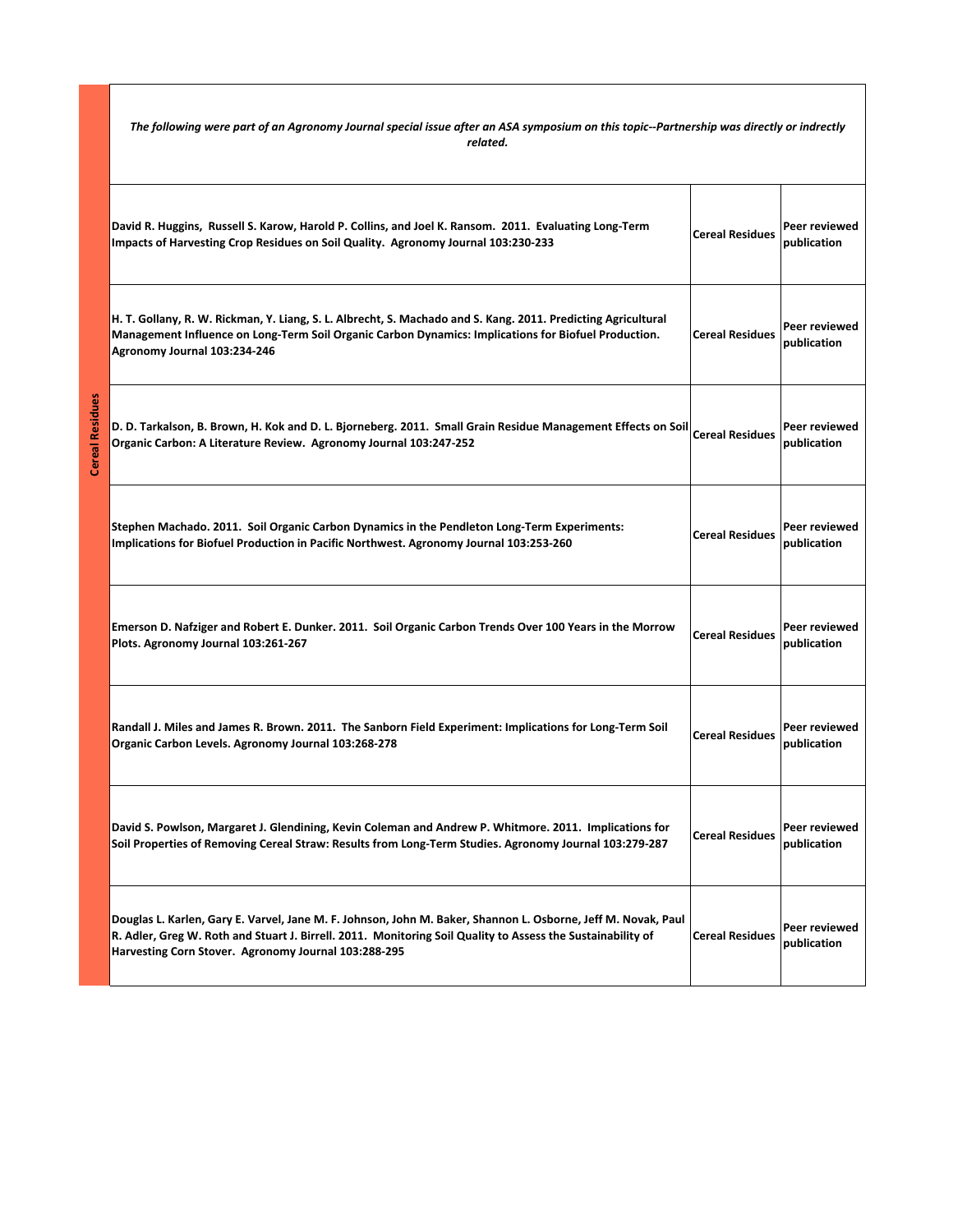| Cereal Residues | *The following were part of an Agronomy Journal special issue after an ASA symposium on this topic--Partnership was directly or indrectly related.* | | |
|---|---|---|---|
| Cereal Residues | **David R. Huggins, Russell S. Karow, Harold P. Collins, and Joel K. Ransom. 2011. Evaluating Long-Term Impacts of Harvesting Crop Residues on Soil Quality. Agronomy Journal 103:230-233** | **Cereal Residues** | **Peer reviewed publication** |
| Cereal Residues | **H. T. Gollany, R. W. Rickman, Y. Liang, S. L. Albrecht, S. Machado and S. Kang. 2011. Predicting Agricultural Management Influence on Long-Term Soil Organic Carbon Dynamics: Implications for Biofuel Production. Agronomy Journal 103:234-246** | **Cereal Residues** | **Peer reviewed publication** |
| Cereal Residues | **D. D. Tarkalson, B. Brown, H. Kok and D. L. Bjorneberg. 2011. Small Grain Residue Management Effects on Soil Organic Carbon: A Literature Review. Agronomy Journal 103:247-252** | **Cereal Residues** | **Peer reviewed publication** |
| Cereal Residues | **Stephen Machado. 2011. Soil Organic Carbon Dynamics in the Pendleton Long-Term Experiments: Implications for Biofuel Production in Pacific Northwest. Agronomy Journal 103:253-260** | **Cereal Residues** | **Peer reviewed publication** |
| Cereal Residues | **Emerson D. Nafziger and Robert E. Dunker. 2011. Soil Organic Carbon Trends Over 100 Years in the Morrow Plots. Agronomy Journal 103:261-267** | **Cereal Residues** | **Peer reviewed publication** |
| Cereal Residues | **Randall J. Miles and James R. Brown. 2011. The Sanborn Field Experiment: Implications for Long-Term Soil Organic Carbon Levels. Agronomy Journal 103:268-278** | **Cereal Residues** | **Peer reviewed publication** |
| Cereal Residues | **David S. Powlson, Margaret J. Glendining, Kevin Coleman and Andrew P. Whitmore. 2011. Implications for Soil Properties of Removing Cereal Straw: Results from Long-Term Studies. Agronomy Journal 103:279-287** | **Cereal Residues** | **Peer reviewed publication** |
| Cereal Residues | **Douglas L. Karlen, Gary E. Varvel, Jane M. F. Johnson, John M. Baker, Shannon L. Osborne, Jeff M. Novak, Paul R. Adler, Greg W. Roth and Stuart J. Birrell. 2011. Monitoring Soil Quality to Assess the Sustainability of Harvesting Corn Stover. Agronomy Journal 103:288-295** | **Cereal Residues** | **Peer reviewed publication** |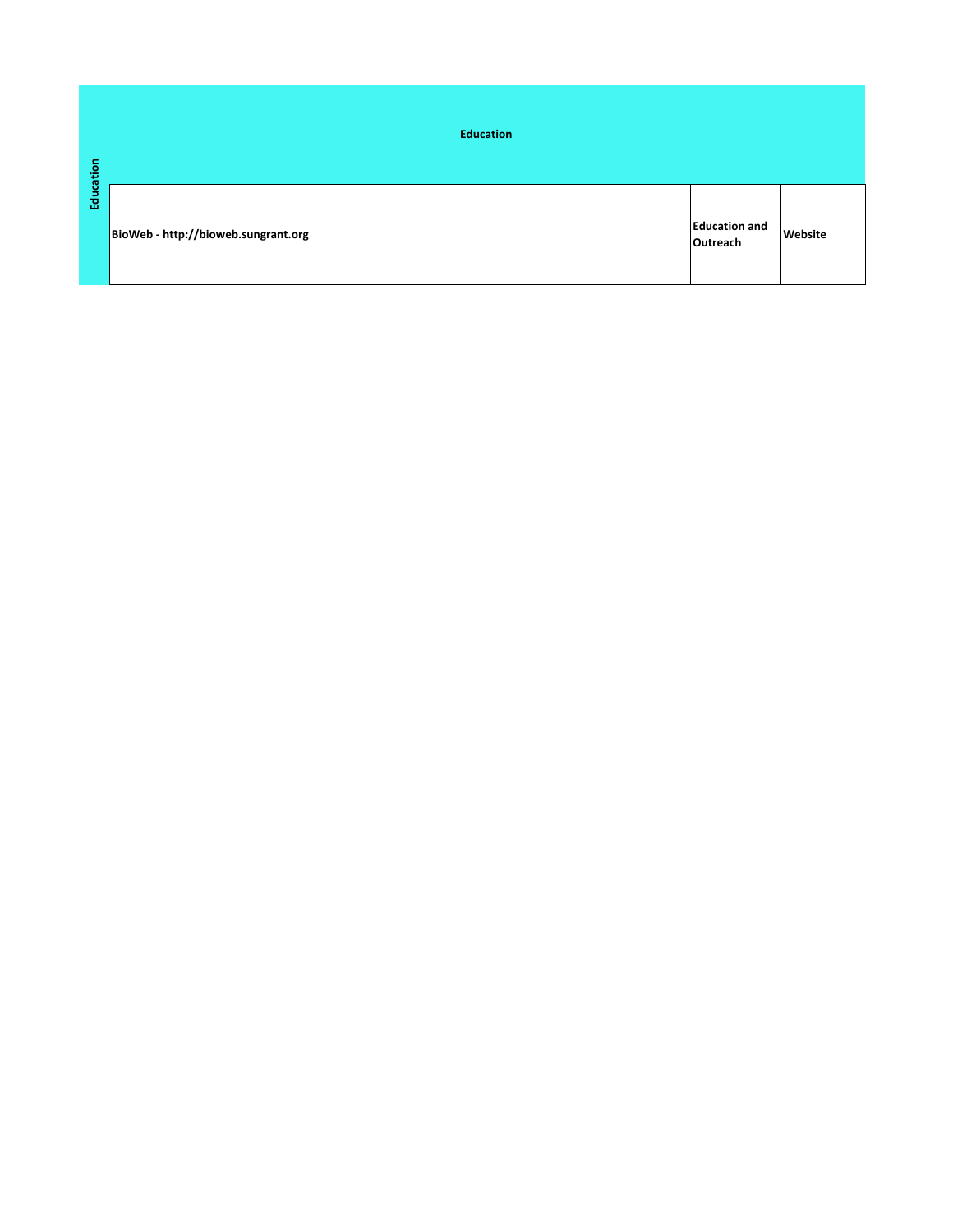| Education | Education | | |
|---|---|---|---|
| | **BioWeb - http://bioweb.sungrant.org** | **Education and Outreach** | **Website** |